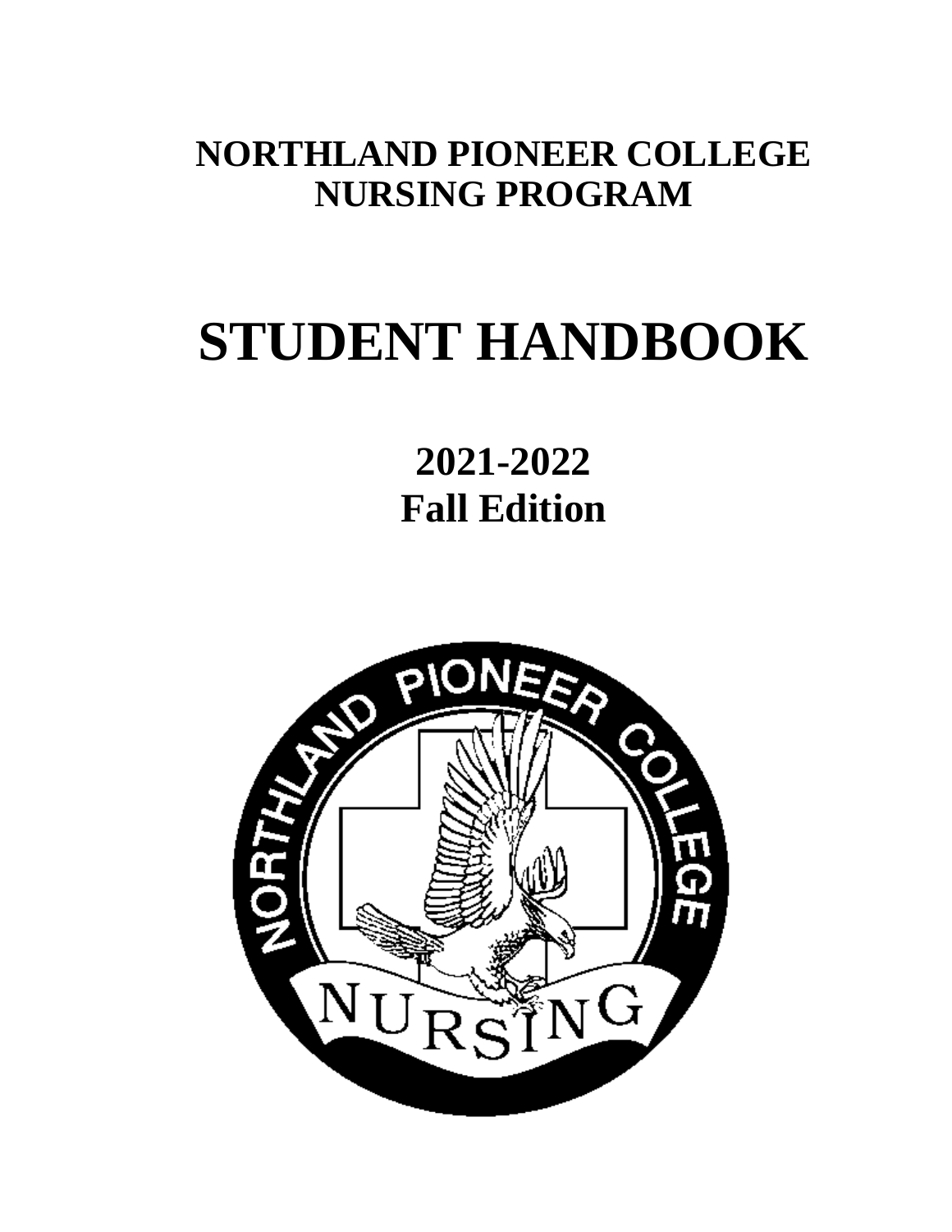# NORTHLAND PIONEER COLLEGE NURSING PROGRAM

# STUDENT HANDBOOK

## 2021-2022
## Fall Edition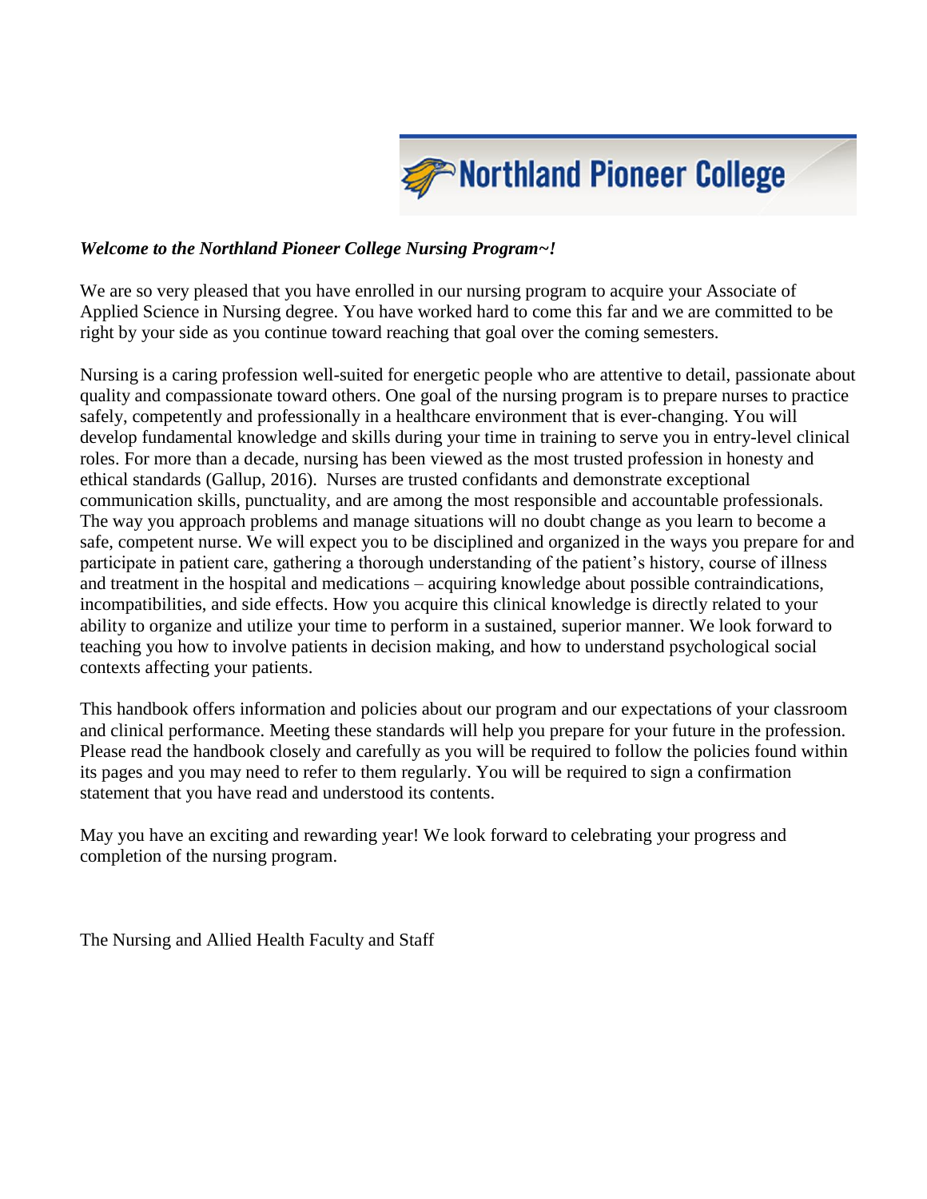Northland Pioneer College

***Welcome to the Northland Pioneer College Nursing Program~!***

We are so very pleased that you have enrolled in our nursing program to acquire your Associate of Applied Science in Nursing degree. You have worked hard to come this far and we are committed to be right by your side as you continue toward reaching that goal over the coming semesters.

Nursing is a caring profession well-suited for energetic people who are attentive to detail, passionate about quality and compassionate toward others. One goal of the nursing program is to prepare nurses to practice safely, competently and professionally in a healthcare environment that is ever-changing. You will develop fundamental knowledge and skills during your time in training to serve you in entry-level clinical roles. For more than a decade, nursing has been viewed as the most trusted profession in honesty and ethical standards (Gallup, 2016). Nurses are trusted confidants and demonstrate exceptional communication skills, punctuality, and are among the most responsible and accountable professionals. The way you approach problems and manage situations will no doubt change as you learn to become a safe, competent nurse. We will expect you to be disciplined and organized in the ways you prepare for and participate in patient care, gathering a thorough understanding of the patient's history, course of illness and treatment in the hospital and medications – acquiring knowledge about possible contraindications, incompatibilities, and side effects. How you acquire this clinical knowledge is directly related to your ability to organize and utilize your time to perform in a sustained, superior manner. We look forward to teaching you how to involve patients in decision making, and how to understand psychological social contexts affecting your patients.

This handbook offers information and policies about our program and our expectations of your classroom and clinical performance. Meeting these standards will help you prepare for your future in the profession. Please read the handbook closely and carefully as you will be required to follow the policies found within its pages and you may need to refer to them regularly. You will be required to sign a confirmation statement that you have read and understood its contents.

May you have an exciting and rewarding year! We look forward to celebrating your progress and completion of the nursing program.

The Nursing and Allied Health Faculty and Staff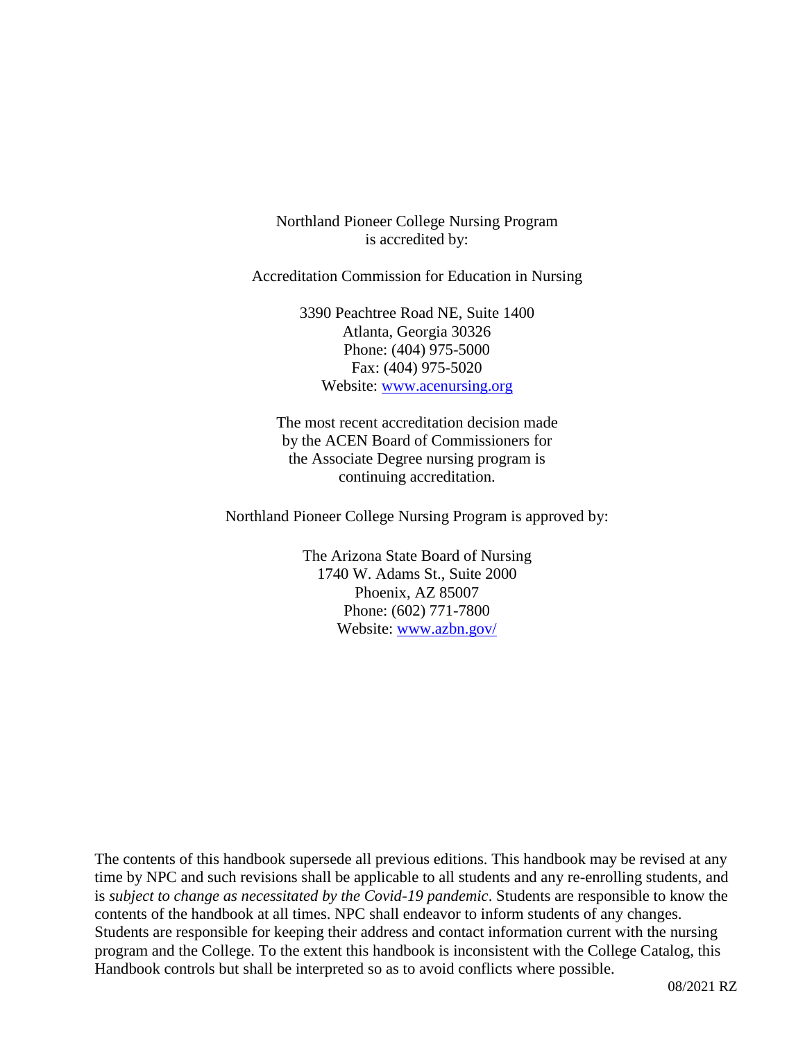Northland Pioneer College Nursing Program
is accredited by:

Accreditation Commission for Education in Nursing

3390 Peachtree Road NE, Suite 1400
Atlanta, Georgia 30326
Phone: (404) 975-5000
Fax: (404) 975-5020
Website: [www.acenursing.org](http://www.acenursing.org)

The most recent accreditation decision made
by the ACEN Board of Commissioners for
the Associate Degree nursing program is
continuing accreditation.

Northland Pioneer College Nursing Program is approved by:

The Arizona State Board of Nursing
1740 W. Adams St., Suite 2000
Phoenix, AZ 85007
Phone: (602) 771-7800
Website: [www.azbn.gov/](http://www.azbn.gov/)

The contents of this handbook supersede all previous editions. This handbook may be revised at any time by NPC and such revisions shall be applicable to all students and any re-enrolling students, and is *subject to change as necessitated by the Covid-19 pandemic*. Students are responsible to know the contents of the handbook at all times. NPC shall endeavor to inform students of any changes. Students are responsible for keeping their address and contact information current with the nursing program and the College. To the extent this handbook is inconsistent with the College Catalog, this Handbook controls but shall be interpreted so as to avoid conflicts where possible.

08/2021 RZ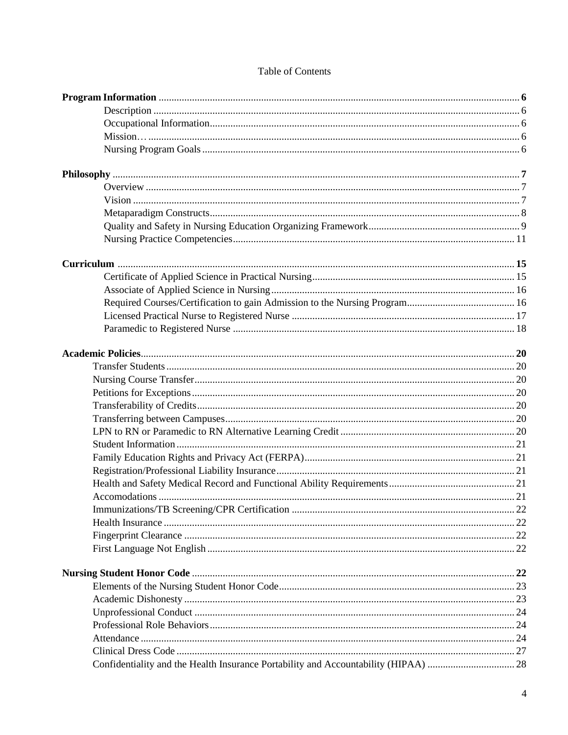Table of Contents

**Program Information** .......... **6**
- Description .......... 6
- Occupational Information .......... 6
- Mission… .......... 6
- Nursing Program Goals .......... 6

**Philosophy** .......... **7**
- Overview .......... 7
- Vision .......... 7
- Metaparadigm Constructs .......... 8
- Quality and Safety in Nursing Education Organizing Framework .......... 9
- Nursing Practice Competencies .......... 11

**Curriculum** .......... **15**
- Certificate of Applied Science in Practical Nursing .......... 15
- Associate of Applied Science in Nursing .......... 16
- Required Courses/Certification to gain Admission to the Nursing Program .......... 16
- Licensed Practical Nurse to Registered Nurse .......... 17
- Paramedic to Registered Nurse .......... 18

**Academic Policies** .......... **20**
- Transfer Students .......... 20
- Nursing Course Transfer .......... 20
- Petitions for Exceptions .......... 20
- Transferability of Credits .......... 20
- Transferring between Campuses .......... 20
- LPN to RN or Paramedic to RN Alternative Learning Credit .......... 20
- Student Information .......... 21
- Family Education Rights and Privacy Act (FERPA) .......... 21
- Registration/Professional Liability Insurance .......... 21
- Health and Safety Medical Record and Functional Ability Requirements .......... 21
- Accomodations .......... 21
- Immunizations/TB Screening/CPR Certification .......... 22
- Health Insurance .......... 22
- Fingerprint Clearance .......... 22
- First Language Not English .......... 22

**Nursing Student Honor Code** .......... **22**
- Elements of the Nursing Student Honor Code .......... 23
- Academic Dishonesty .......... 23
- Unprofessional Conduct .......... 24
- Professional Role Behaviors .......... 24
- Attendance .......... 24
- Clinical Dress Code .......... 27
- Confidentiality and the Health Insurance Portability and Accountability (HIPAA) .......... 28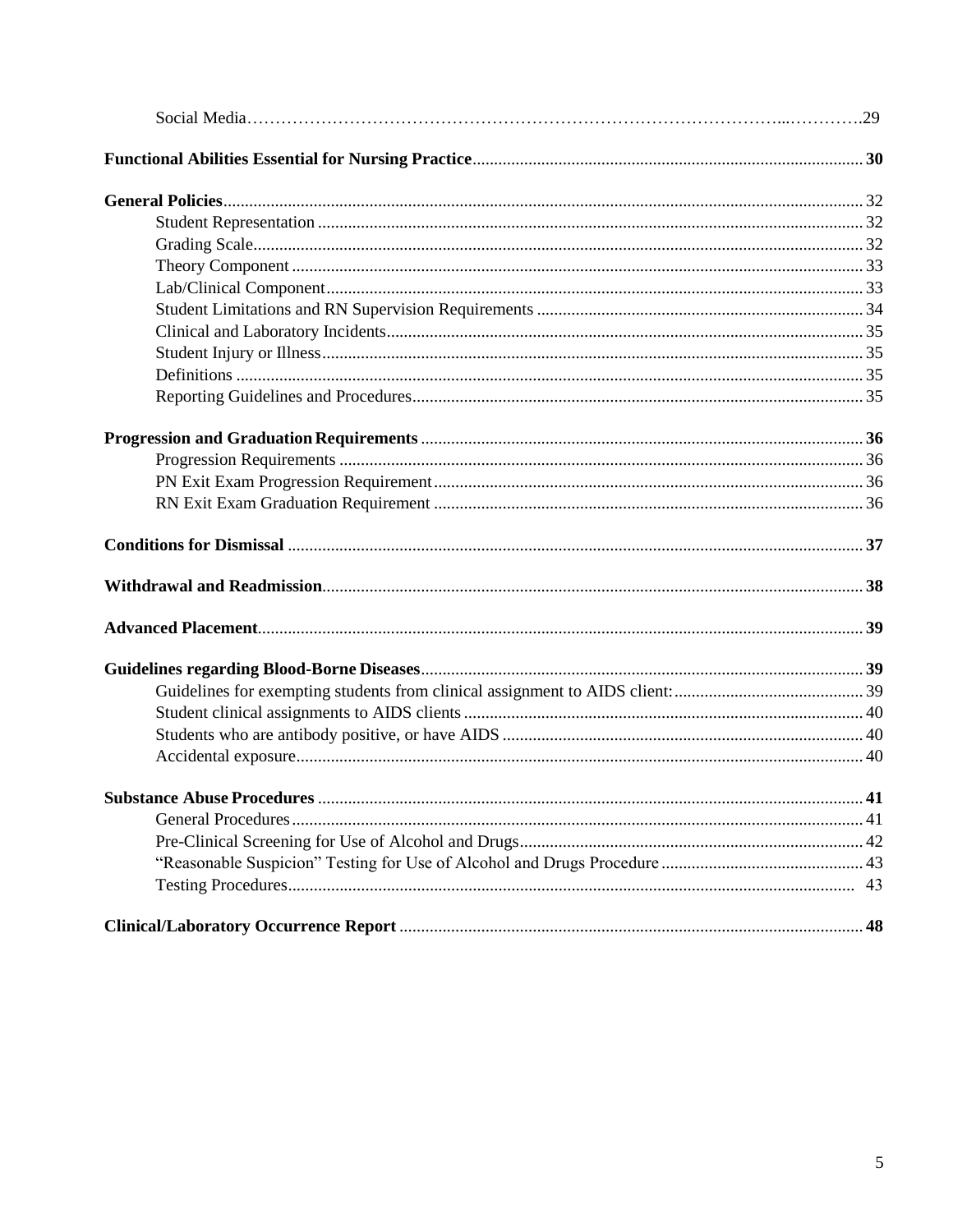Social Media……………………………………………………………………………………..………….29

**Functional Abilities Essential for Nursing Practice**.......................................................................................... **30**

**General Policies**.................................................................................................................................... 32
Student Representation ............................................................................................................. 32
Grading Scale............................................................................................................................ 32
Theory Component ................................................................................................................... 33
Lab/Clinical Component........................................................................................................... 33
Student Limitations and RN Supervision Requirements ........................................................................... 34
Clinical and Laboratory Incidents............................................................................................. 35
Student Injury or Illness............................................................................................................ 35
Definitions ................................................................................................................................ 35
Reporting Guidelines and Procedures........................................................................................ 35

**Progression and Graduation Requirements** ...................................................................................... **36**
Progression Requirements ......................................................................................................... 36
PN Exit Exam Progression Requirement................................................................................... 36
RN Exit Exam Graduation Requirement ................................................................................... 36

**Conditions for Dismissal** ..................................................................................................................... **37**

**Withdrawal and Readmission**............................................................................................................. **38**

**Advanced Placement**............................................................................................................................ **39**

**Guidelines regarding Blood-Borne Diseases**...................................................................................... **39**
Guidelines for exempting students from clinical assignment to AIDS client:............................................ 39
Student clinical assignments to AIDS clients............................................................................ 40
Students who are antibody positive, or have AIDS ................................................................... 40
Accidental exposure.................................................................................................................. 40

**Substance Abuse Procedures** .............................................................................................................. **41**
General Procedures................................................................................................................... 41
Pre-Clinical Screening for Use of Alcohol and Drugs............................................................... 42
"Reasonable Suspicion" Testing for Use of Alcohol and Drugs Procedure .............................................. 43
Testing Procedures.................................................................................................................... 43

**Clinical/Laboratory Occurrence Report** ........................................................................................... **48**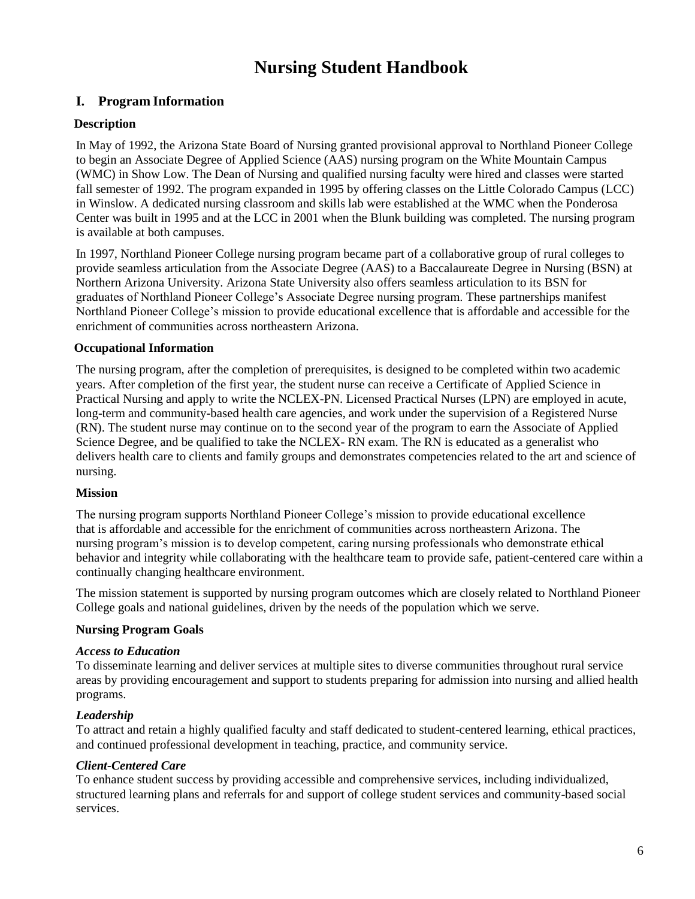# Nursing Student Handbook

## I. Program Information

### Description

In May of 1992, the Arizona State Board of Nursing granted provisional approval to Northland Pioneer College to begin an Associate Degree of Applied Science (AAS) nursing program on the White Mountain Campus (WMC) in Show Low. The Dean of Nursing and qualified nursing faculty were hired and classes were started fall semester of 1992. The program expanded in 1995 by offering classes on the Little Colorado Campus (LCC) in Winslow. A dedicated nursing classroom and skills lab were established at the WMC when the Ponderosa Center was built in 1995 and at the LCC in 2001 when the Blunk building was completed. The nursing program is available at both campuses.

In 1997, Northland Pioneer College nursing program became part of a collaborative group of rural colleges to provide seamless articulation from the Associate Degree (AAS) to a Baccalaureate Degree in Nursing (BSN) at Northern Arizona University. Arizona State University also offers seamless articulation to its BSN for graduates of Northland Pioneer College's Associate Degree nursing program. These partnerships manifest Northland Pioneer College's mission to provide educational excellence that is affordable and accessible for the enrichment of communities across northeastern Arizona.

### Occupational Information

The nursing program, after the completion of prerequisites, is designed to be completed within two academic years. After completion of the first year, the student nurse can receive a Certificate of Applied Science in Practical Nursing and apply to write the NCLEX-PN. Licensed Practical Nurses (LPN) are employed in acute, long-term and community-based health care agencies, and work under the supervision of a Registered Nurse (RN). The student nurse may continue on to the second year of the program to earn the Associate of Applied Science Degree, and be qualified to take the NCLEX- RN exam. The RN is educated as a generalist who delivers health care to clients and family groups and demonstrates competencies related to the art and science of nursing.

### Mission

The nursing program supports Northland Pioneer College's mission to provide educational excellence that is affordable and accessible for the enrichment of communities across northeastern Arizona. The nursing program's mission is to develop competent, caring nursing professionals who demonstrate ethical behavior and integrity while collaborating with the healthcare team to provide safe, patient-centered care within a continually changing healthcare environment.

The mission statement is supported by nursing program outcomes which are closely related to Northland Pioneer College goals and national guidelines, driven by the needs of the population which we serve.

### Nursing Program Goals

***Access to Education***
To disseminate learning and deliver services at multiple sites to diverse communities throughout rural service areas by providing encouragement and support to students preparing for admission into nursing and allied health programs.

***Leadership***
To attract and retain a highly qualified faculty and staff dedicated to student-centered learning, ethical practices, and continued professional development in teaching, practice, and community service.

***Client-Centered Care***
To enhance student success by providing accessible and comprehensive services, including individualized, structured learning plans and referrals for and support of college student services and community-based social services.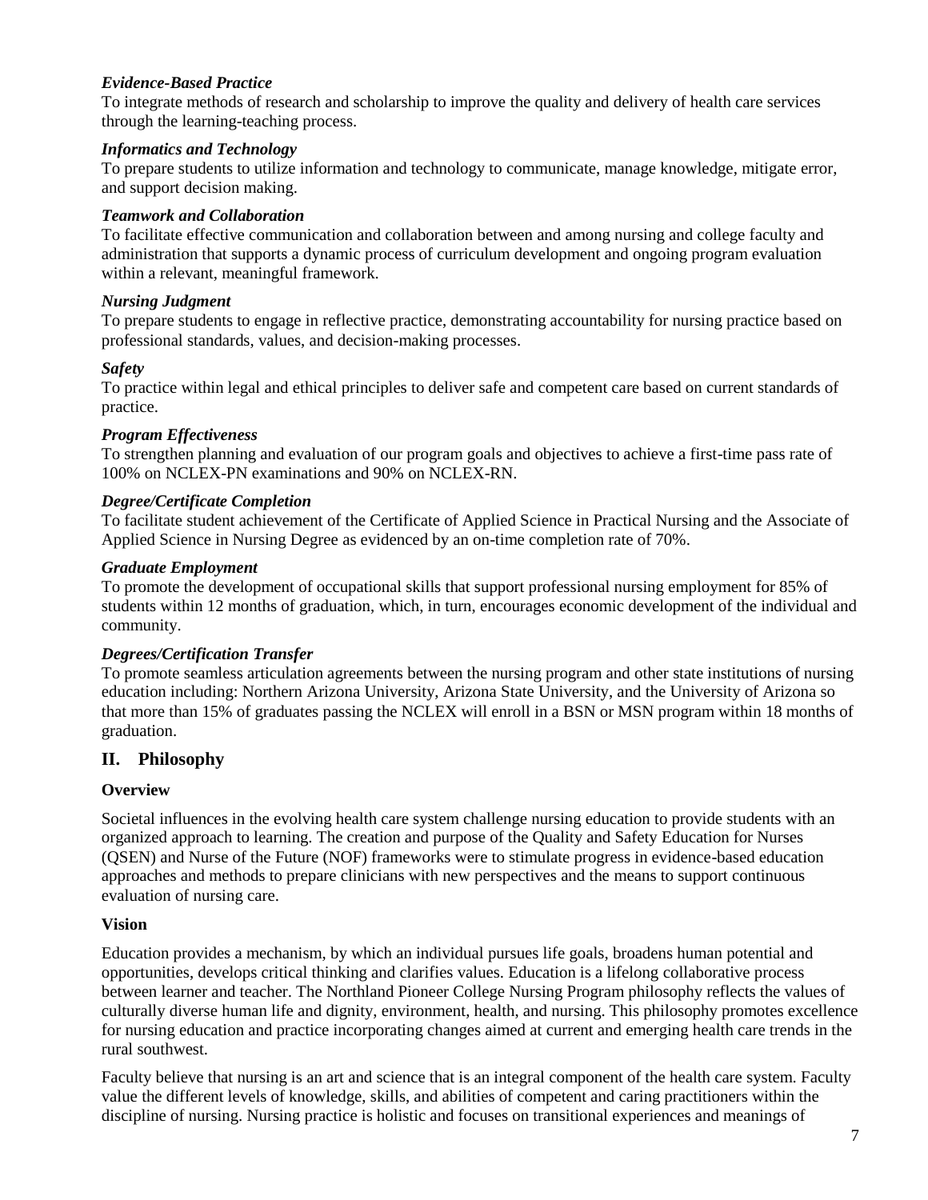*Evidence-Based Practice*
To integrate methods of research and scholarship to improve the quality and delivery of health care services through the learning-teaching process.

*Informatics and Technology*
To prepare students to utilize information and technology to communicate, manage knowledge, mitigate error, and support decision making.

*Teamwork and Collaboration*
To facilitate effective communication and collaboration between and among nursing and college faculty and administration that supports a dynamic process of curriculum development and ongoing program evaluation within a relevant, meaningful framework.

*Nursing Judgment*
To prepare students to engage in reflective practice, demonstrating accountability for nursing practice based on professional standards, values, and decision-making processes.

*Safety*
To practice within legal and ethical principles to deliver safe and competent care based on current standards of practice.

*Program Effectiveness*
To strengthen planning and evaluation of our program goals and objectives to achieve a first-time pass rate of 100% on NCLEX-PN examinations and 90% on NCLEX-RN.

*Degree/Certificate Completion*
To facilitate student achievement of the Certificate of Applied Science in Practical Nursing and the Associate of Applied Science in Nursing Degree as evidenced by an on-time completion rate of 70%.

*Graduate Employment*
To promote the development of occupational skills that support professional nursing employment for 85% of students within 12 months of graduation, which, in turn, encourages economic development of the individual and community.

*Degrees/Certification Transfer*
To promote seamless articulation agreements between the nursing program and other state institutions of nursing education including: Northern Arizona University, Arizona State University, and the University of Arizona so that more than 15% of graduates passing the NCLEX will enroll in a BSN or MSN program within 18 months of graduation.

## II. Philosophy

**Overview**

Societal influences in the evolving health care system challenge nursing education to provide students with an organized approach to learning. The creation and purpose of the Quality and Safety Education for Nurses (QSEN) and Nurse of the Future (NOF) frameworks were to stimulate progress in evidence-based education approaches and methods to prepare clinicians with new perspectives and the means to support continuous evaluation of nursing care.

**Vision**

Education provides a mechanism, by which an individual pursues life goals, broadens human potential and opportunities, develops critical thinking and clarifies values. Education is a lifelong collaborative process between learner and teacher. The Northland Pioneer College Nursing Program philosophy reflects the values of culturally diverse human life and dignity, environment, health, and nursing. This philosophy promotes excellence for nursing education and practice incorporating changes aimed at current and emerging health care trends in the rural southwest.

Faculty believe that nursing is an art and science that is an integral component of the health care system. Faculty value the different levels of knowledge, skills, and abilities of competent and caring practitioners within the discipline of nursing. Nursing practice is holistic and focuses on transitional experiences and meanings of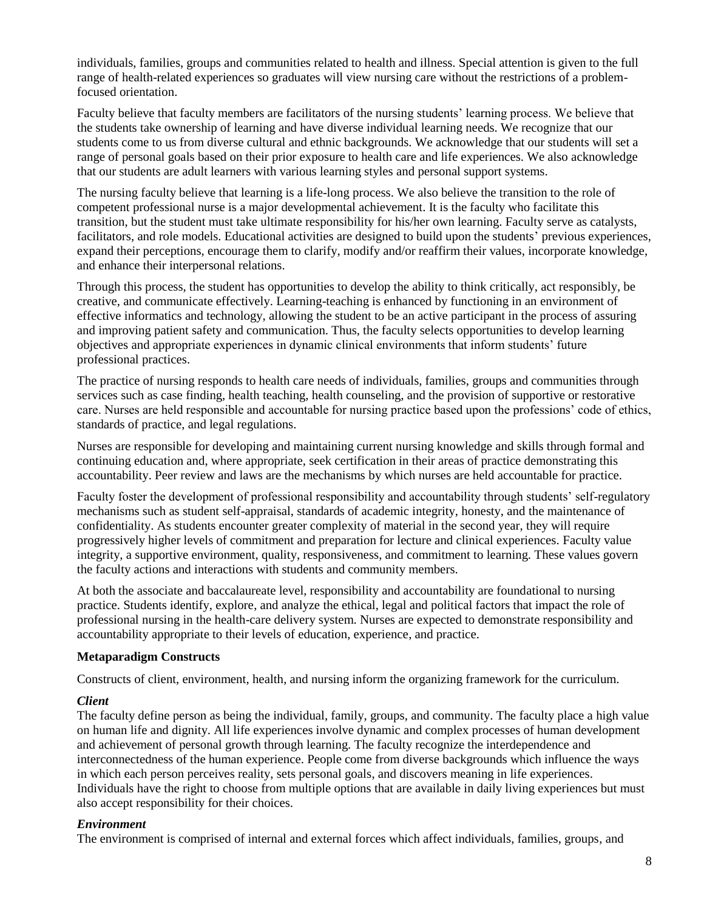individuals, families, groups and communities related to health and illness. Special attention is given to the full range of health-related experiences so graduates will view nursing care without the restrictions of a problem-focused orientation.

Faculty believe that faculty members are facilitators of the nursing students' learning process. We believe that the students take ownership of learning and have diverse individual learning needs. We recognize that our students come to us from diverse cultural and ethnic backgrounds. We acknowledge that our students will set a range of personal goals based on their prior exposure to health care and life experiences. We also acknowledge that our students are adult learners with various learning styles and personal support systems.

The nursing faculty believe that learning is a life-long process. We also believe the transition to the role of competent professional nurse is a major developmental achievement. It is the faculty who facilitate this transition, but the student must take ultimate responsibility for his/her own learning. Faculty serve as catalysts, facilitators, and role models. Educational activities are designed to build upon the students' previous experiences, expand their perceptions, encourage them to clarify, modify and/or reaffirm their values, incorporate knowledge, and enhance their interpersonal relations.

Through this process, the student has opportunities to develop the ability to think critically, act responsibly, be creative, and communicate effectively. Learning-teaching is enhanced by functioning in an environment of effective informatics and technology, allowing the student to be an active participant in the process of assuring and improving patient safety and communication. Thus, the faculty selects opportunities to develop learning objectives and appropriate experiences in dynamic clinical environments that inform students' future professional practices.

The practice of nursing responds to health care needs of individuals, families, groups and communities through services such as case finding, health teaching, health counseling, and the provision of supportive or restorative care. Nurses are held responsible and accountable for nursing practice based upon the professions' code of ethics, standards of practice, and legal regulations.

Nurses are responsible for developing and maintaining current nursing knowledge and skills through formal and continuing education and, where appropriate, seek certification in their areas of practice demonstrating this accountability. Peer review and laws are the mechanisms by which nurses are held accountable for practice.

Faculty foster the development of professional responsibility and accountability through students' self-regulatory mechanisms such as student self-appraisal, standards of academic integrity, honesty, and the maintenance of confidentiality. As students encounter greater complexity of material in the second year, they will require progressively higher levels of commitment and preparation for lecture and clinical experiences. Faculty value integrity, a supportive environment, quality, responsiveness, and commitment to learning. These values govern the faculty actions and interactions with students and community members.

At both the associate and baccalaureate level, responsibility and accountability are foundational to nursing practice. Students identify, explore, and analyze the ethical, legal and political factors that impact the role of professional nursing in the health-care delivery system. Nurses are expected to demonstrate responsibility and accountability appropriate to their levels of education, experience, and practice.

**Metaparadigm Constructs**

Constructs of client, environment, health, and nursing inform the organizing framework for the curriculum.

***Client***

The faculty define person as being the individual, family, groups, and community. The faculty place a high value on human life and dignity. All life experiences involve dynamic and complex processes of human development and achievement of personal growth through learning. The faculty recognize the interdependence and interconnectedness of the human experience. People come from diverse backgrounds which influence the ways in which each person perceives reality, sets personal goals, and discovers meaning in life experiences. Individuals have the right to choose from multiple options that are available in daily living experiences but must also accept responsibility for their choices.

***Environment***

The environment is comprised of internal and external forces which affect individuals, families, groups, and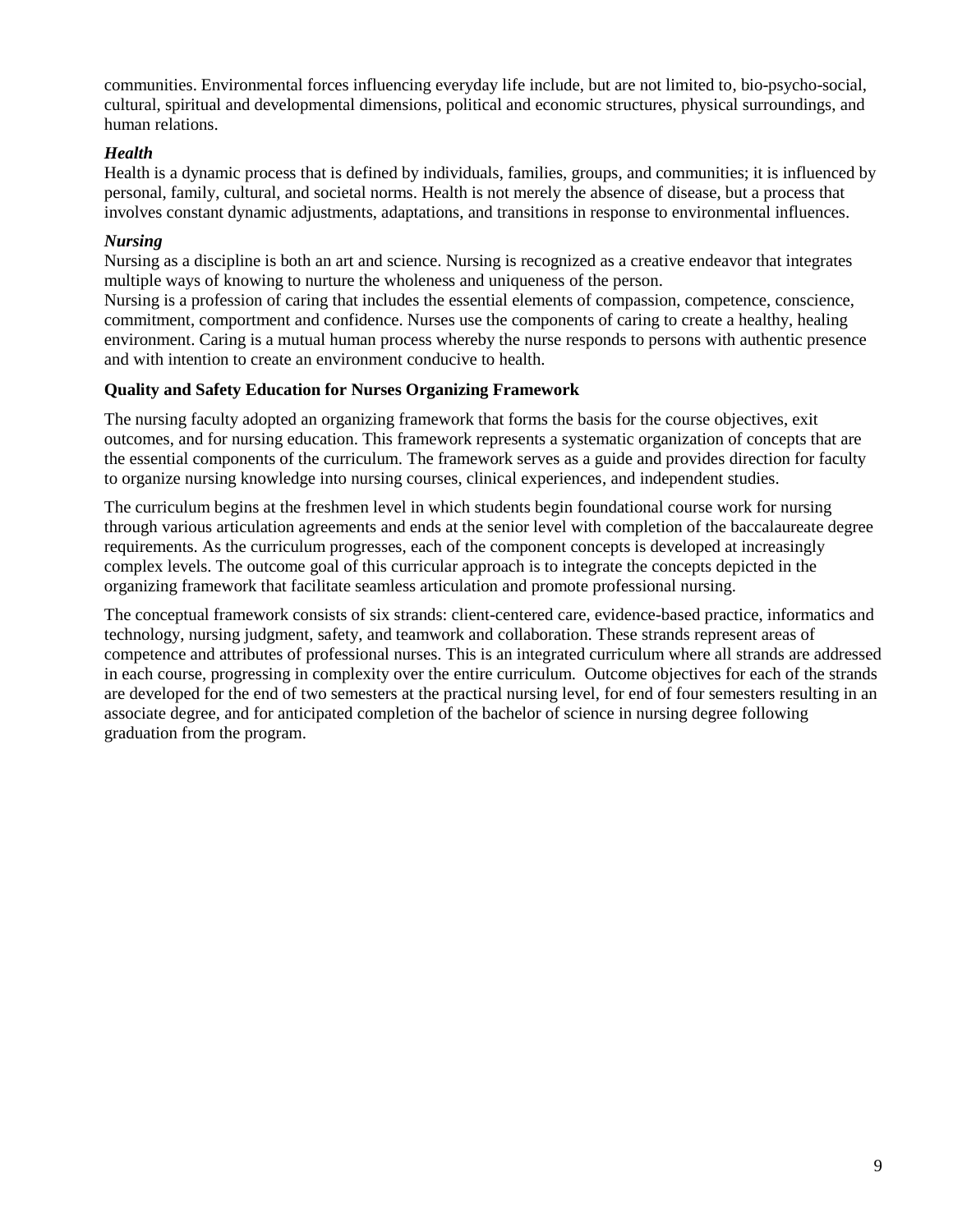communities. Environmental forces influencing everyday life include, but are not limited to, bio-psycho-social, cultural, spiritual and developmental dimensions, political and economic structures, physical surroundings, and human relations.

***Health***

Health is a dynamic process that is defined by individuals, families, groups, and communities; it is influenced by personal, family, cultural, and societal norms. Health is not merely the absence of disease, but a process that involves constant dynamic adjustments, adaptations, and transitions in response to environmental influences.

***Nursing***

Nursing as a discipline is both an art and science. Nursing is recognized as a creative endeavor that integrates multiple ways of knowing to nurture the wholeness and uniqueness of the person.

Nursing is a profession of caring that includes the essential elements of compassion, competence, conscience, commitment, comportment and confidence. Nurses use the components of caring to create a healthy, healing environment. Caring is a mutual human process whereby the nurse responds to persons with authentic presence and with intention to create an environment conducive to health.

**Quality and Safety Education for Nurses Organizing Framework**

The nursing faculty adopted an organizing framework that forms the basis for the course objectives, exit outcomes, and for nursing education. This framework represents a systematic organization of concepts that are the essential components of the curriculum. The framework serves as a guide and provides direction for faculty to organize nursing knowledge into nursing courses, clinical experiences, and independent studies.

The curriculum begins at the freshmen level in which students begin foundational course work for nursing through various articulation agreements and ends at the senior level with completion of the baccalaureate degree requirements. As the curriculum progresses, each of the component concepts is developed at increasingly complex levels. The outcome goal of this curricular approach is to integrate the concepts depicted in the organizing framework that facilitate seamless articulation and promote professional nursing.

The conceptual framework consists of six strands: client-centered care, evidence-based practice, informatics and technology, nursing judgment, safety, and teamwork and collaboration. These strands represent areas of competence and attributes of professional nurses. This is an integrated curriculum where all strands are addressed in each course, progressing in complexity over the entire curriculum. Outcome objectives for each of the strands are developed for the end of two semesters at the practical nursing level, for end of four semesters resulting in an associate degree, and for anticipated completion of the bachelor of science in nursing degree following graduation from the program.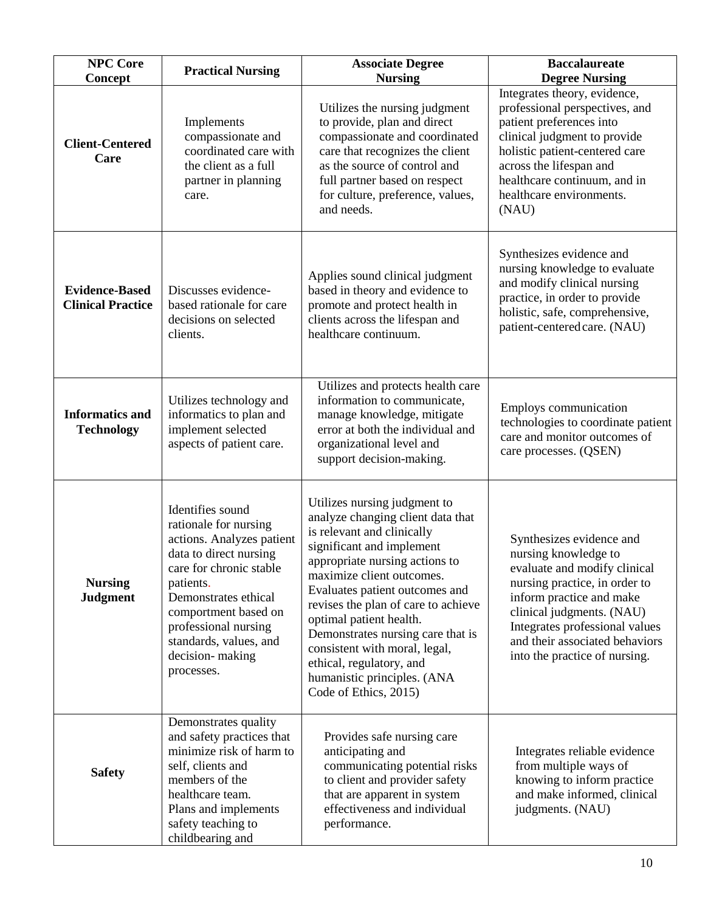| NPC Core Concept | Practical Nursing | Associate Degree Nursing | Baccalaureate Degree Nursing |
|---|---|---|---|
| **Client-Centered Care** | Implements compassionate and coordinated care with the client as a full partner in planning care. | Utilizes the nursing judgment to provide, plan and direct compassionate and coordinated care that recognizes the client as the source of control and full partner based on respect for culture, preference, values, and needs. | Integrates theory, evidence, professional perspectives, and patient preferences into clinical judgment to provide holistic patient-centered care across the lifespan and healthcare continuum, and in healthcare environments. (NAU) |
| **Evidence-Based Clinical Practice** | Discusses evidence-based rationale for care decisions on selected clients. | Applies sound clinical judgment based in theory and evidence to promote and protect health in clients across the lifespan and healthcare continuum. | Synthesizes evidence and nursing knowledge to evaluate and modify clinical nursing practice, in order to provide holistic, safe, comprehensive, patient-centered care. (NAU) |
| **Informatics and Technology** | Utilizes technology and informatics to plan and implement selected aspects of patient care. | Utilizes and protects health care information to communicate, manage knowledge, mitigate error at both the individual and organizational level and support decision-making. | Employs communication technologies to coordinate patient care and monitor outcomes of care processes. (QSEN) |
| **Nursing Judgment** | Identifies sound rationale for nursing actions. Analyzes patient data to direct nursing care for chronic stable patients. Demonstrates ethical comportment based on professional nursing standards, values, and decision- making processes. | Utilizes nursing judgment to analyze changing client data that is relevant and clinically significant and implement appropriate nursing actions to maximize client outcomes. Evaluates patient outcomes and revises the plan of care to achieve optimal patient health. Demonstrates nursing care that is consistent with moral, legal, ethical, regulatory, and humanistic principles. (ANA Code of Ethics, 2015) | Synthesizes evidence and nursing knowledge to evaluate and modify clinical nursing practice, in order to inform practice and make clinical judgments. (NAU) Integrates professional values and their associated behaviors into the practice of nursing. |
| **Safety** | Demonstrates quality and safety practices that minimize risk of harm to self, clients and members of the healthcare team. Plans and implements safety teaching to childbearing and | Provides safe nursing care anticipating and communicating potential risks to client and provider safety that are apparent in system effectiveness and individual performance. | Integrates reliable evidence from multiple ways of knowing to inform practice and make informed, clinical judgments. (NAU) |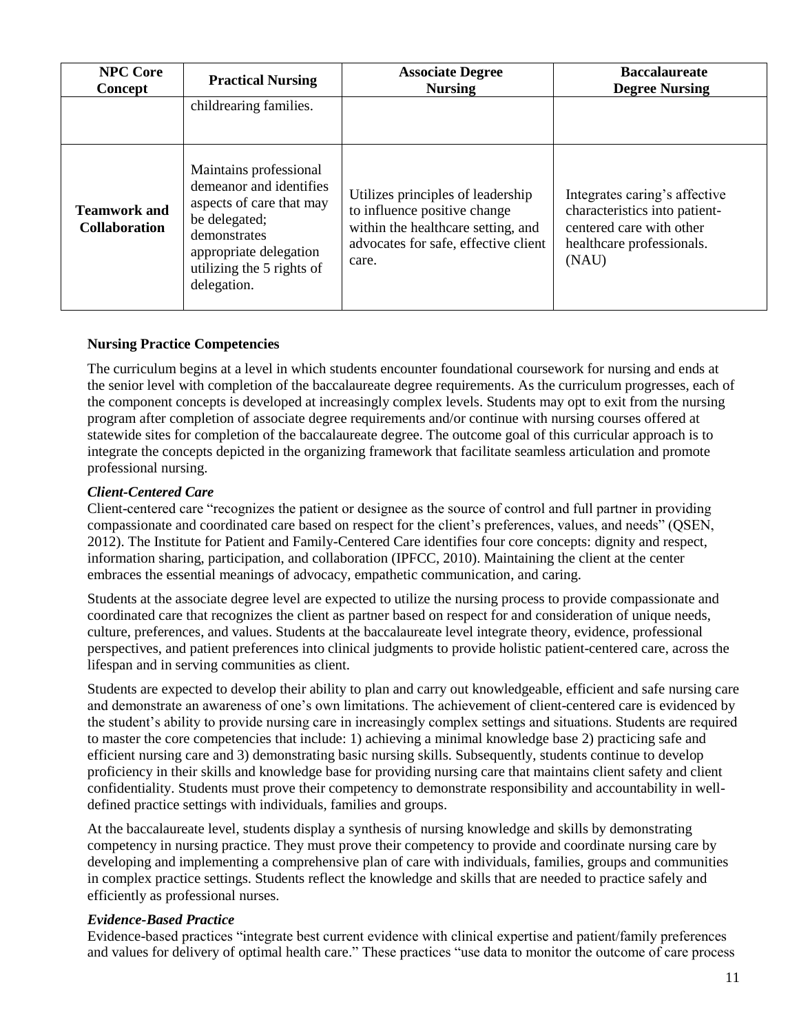| NPC Core Concept | Practical Nursing | Associate Degree Nursing | Baccalaureate Degree Nursing |
|---|---|---|---|
| | childrearing families. | | |
| **Teamwork and Collaboration** | Maintains professional demeanor and identifies aspects of care that may be delegated; demonstrates appropriate delegation utilizing the 5 rights of delegation. | Utilizes principles of leadership to influence positive change within the healthcare setting, and advocates for safe, effective client care. | Integrates caring's affective characteristics into patient-centered care with other healthcare professionals. (NAU) |

**Nursing Practice Competencies**

The curriculum begins at a level in which students encounter foundational coursework for nursing and ends at the senior level with completion of the baccalaureate degree requirements. As the curriculum progresses, each of the component concepts is developed at increasingly complex levels. Students may opt to exit from the nursing program after completion of associate degree requirements and/or continue with nursing courses offered at statewide sites for completion of the baccalaureate degree. The outcome goal of this curricular approach is to integrate the concepts depicted in the organizing framework that facilitate seamless articulation and promote professional nursing.

***Client-Centered Care***

Client-centered care "recognizes the patient or designee as the source of control and full partner in providing compassionate and coordinated care based on respect for the client's preferences, values, and needs" (QSEN, 2012). The Institute for Patient and Family-Centered Care identifies four core concepts: dignity and respect, information sharing, participation, and collaboration (IPFCC, 2010). Maintaining the client at the center embraces the essential meanings of advocacy, empathetic communication, and caring.

Students at the associate degree level are expected to utilize the nursing process to provide compassionate and coordinated care that recognizes the client as partner based on respect for and consideration of unique needs, culture, preferences, and values. Students at the baccalaureate level integrate theory, evidence, professional perspectives, and patient preferences into clinical judgments to provide holistic patient-centered care, across the lifespan and in serving communities as client.

Students are expected to develop their ability to plan and carry out knowledgeable, efficient and safe nursing care and demonstrate an awareness of one's own limitations. The achievement of client-centered care is evidenced by the student's ability to provide nursing care in increasingly complex settings and situations. Students are required to master the core competencies that include: 1) achieving a minimal knowledge base 2) practicing safe and efficient nursing care and 3) demonstrating basic nursing skills. Subsequently, students continue to develop proficiency in their skills and knowledge base for providing nursing care that maintains client safety and client confidentiality. Students must prove their competency to demonstrate responsibility and accountability in well-defined practice settings with individuals, families and groups.

At the baccalaureate level, students display a synthesis of nursing knowledge and skills by demonstrating competency in nursing practice. They must prove their competency to provide and coordinate nursing care by developing and implementing a comprehensive plan of care with individuals, families, groups and communities in complex practice settings. Students reflect the knowledge and skills that are needed to practice safely and efficiently as professional nurses.

***Evidence-Based Practice***

Evidence-based practices "integrate best current evidence with clinical expertise and patient/family preferences and values for delivery of optimal health care." These practices "use data to monitor the outcome of care process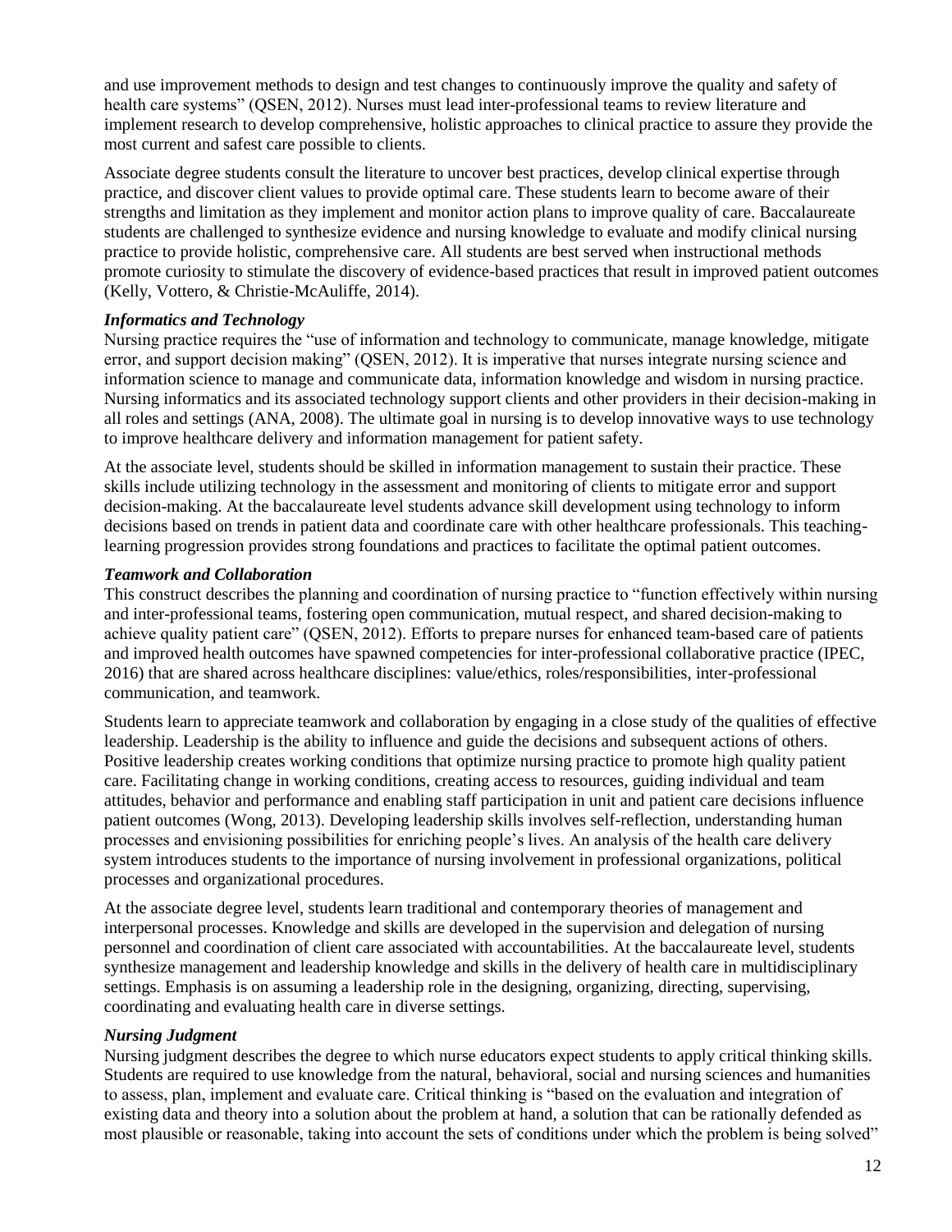and use improvement methods to design and test changes to continuously improve the quality and safety of health care systems" (QSEN, 2012). Nurses must lead inter-professional teams to review literature and implement research to develop comprehensive, holistic approaches to clinical practice to assure they provide the most current and safest care possible to clients.

Associate degree students consult the literature to uncover best practices, develop clinical expertise through practice, and discover client values to provide optimal care. These students learn to become aware of their strengths and limitation as they implement and monitor action plans to improve quality of care. Baccalaureate students are challenged to synthesize evidence and nursing knowledge to evaluate and modify clinical nursing practice to provide holistic, comprehensive care. All students are best served when instructional methods promote curiosity to stimulate the discovery of evidence-based practices that result in improved patient outcomes (Kelly, Vottero, & Christie-McAuliffe, 2014).

### *Informatics and Technology*

Nursing practice requires the "use of information and technology to communicate, manage knowledge, mitigate error, and support decision making" (QSEN, 2012). It is imperative that nurses integrate nursing science and information science to manage and communicate data, information knowledge and wisdom in nursing practice. Nursing informatics and its associated technology support clients and other providers in their decision-making in all roles and settings (ANA, 2008). The ultimate goal in nursing is to develop innovative ways to use technology to improve healthcare delivery and information management for patient safety.

At the associate level, students should be skilled in information management to sustain their practice. These skills include utilizing technology in the assessment and monitoring of clients to mitigate error and support decision-making. At the baccalaureate level students advance skill development using technology to inform decisions based on trends in patient data and coordinate care with other healthcare professionals. This teaching-learning progression provides strong foundations and practices to facilitate the optimal patient outcomes.

### *Teamwork and Collaboration*

This construct describes the planning and coordination of nursing practice to "function effectively within nursing and inter-professional teams, fostering open communication, mutual respect, and shared decision-making to achieve quality patient care" (QSEN, 2012). Efforts to prepare nurses for enhanced team-based care of patients and improved health outcomes have spawned competencies for inter-professional collaborative practice (IPEC, 2016) that are shared across healthcare disciplines: value/ethics, roles/responsibilities, inter-professional communication, and teamwork.

Students learn to appreciate teamwork and collaboration by engaging in a close study of the qualities of effective leadership. Leadership is the ability to influence and guide the decisions and subsequent actions of others. Positive leadership creates working conditions that optimize nursing practice to promote high quality patient care. Facilitating change in working conditions, creating access to resources, guiding individual and team attitudes, behavior and performance and enabling staff participation in unit and patient care decisions influence patient outcomes (Wong, 2013). Developing leadership skills involves self-reflection, understanding human processes and envisioning possibilities for enriching people's lives. An analysis of the health care delivery system introduces students to the importance of nursing involvement in professional organizations, political processes and organizational procedures.

At the associate degree level, students learn traditional and contemporary theories of management and interpersonal processes. Knowledge and skills are developed in the supervision and delegation of nursing personnel and coordination of client care associated with accountabilities. At the baccalaureate level, students synthesize management and leadership knowledge and skills in the delivery of health care in multidisciplinary settings. Emphasis is on assuming a leadership role in the designing, organizing, directing, supervising, coordinating and evaluating health care in diverse settings.

### *Nursing Judgment*

Nursing judgment describes the degree to which nurse educators expect students to apply critical thinking skills. Students are required to use knowledge from the natural, behavioral, social and nursing sciences and humanities to assess, plan, implement and evaluate care. Critical thinking is "based on the evaluation and integration of existing data and theory into a solution about the problem at hand, a solution that can be rationally defended as most plausible or reasonable, taking into account the sets of conditions under which the problem is being solved"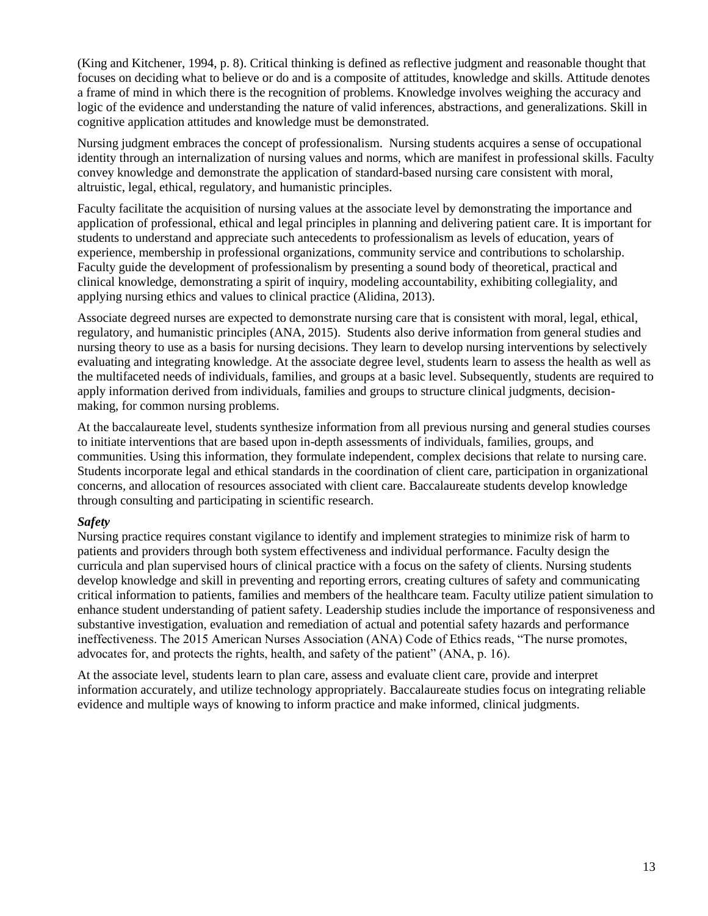(King and Kitchener, 1994, p. 8). Critical thinking is defined as reflective judgment and reasonable thought that focuses on deciding what to believe or do and is a composite of attitudes, knowledge and skills. Attitude denotes a frame of mind in which there is the recognition of problems. Knowledge involves weighing the accuracy and logic of the evidence and understanding the nature of valid inferences, abstractions, and generalizations. Skill in cognitive application attitudes and knowledge must be demonstrated.

Nursing judgment embraces the concept of professionalism. Nursing students acquires a sense of occupational identity through an internalization of nursing values and norms, which are manifest in professional skills. Faculty convey knowledge and demonstrate the application of standard-based nursing care consistent with moral, altruistic, legal, ethical, regulatory, and humanistic principles.

Faculty facilitate the acquisition of nursing values at the associate level by demonstrating the importance and application of professional, ethical and legal principles in planning and delivering patient care. It is important for students to understand and appreciate such antecedents to professionalism as levels of education, years of experience, membership in professional organizations, community service and contributions to scholarship. Faculty guide the development of professionalism by presenting a sound body of theoretical, practical and clinical knowledge, demonstrating a spirit of inquiry, modeling accountability, exhibiting collegiality, and applying nursing ethics and values to clinical practice (Alidina, 2013).

Associate degreed nurses are expected to demonstrate nursing care that is consistent with moral, legal, ethical, regulatory, and humanistic principles (ANA, 2015). Students also derive information from general studies and nursing theory to use as a basis for nursing decisions. They learn to develop nursing interventions by selectively evaluating and integrating knowledge. At the associate degree level, students learn to assess the health as well as the multifaceted needs of individuals, families, and groups at a basic level. Subsequently, students are required to apply information derived from individuals, families and groups to structure clinical judgments, decision-making, for common nursing problems.

At the baccalaureate level, students synthesize information from all previous nursing and general studies courses to initiate interventions that are based upon in-depth assessments of individuals, families, groups, and communities. Using this information, they formulate independent, complex decisions that relate to nursing care. Students incorporate legal and ethical standards in the coordination of client care, participation in organizational concerns, and allocation of resources associated with client care. Baccalaureate students develop knowledge through consulting and participating in scientific research.

***Safety***

Nursing practice requires constant vigilance to identify and implement strategies to minimize risk of harm to patients and providers through both system effectiveness and individual performance. Faculty design the curricula and plan supervised hours of clinical practice with a focus on the safety of clients. Nursing students develop knowledge and skill in preventing and reporting errors, creating cultures of safety and communicating critical information to patients, families and members of the healthcare team. Faculty utilize patient simulation to enhance student understanding of patient safety. Leadership studies include the importance of responsiveness and substantive investigation, evaluation and remediation of actual and potential safety hazards and performance ineffectiveness. The 2015 American Nurses Association (ANA) Code of Ethics reads, “The nurse promotes, advocates for, and protects the rights, health, and safety of the patient” (ANA, p. 16).

At the associate level, students learn to plan care, assess and evaluate client care, provide and interpret information accurately, and utilize technology appropriately. Baccalaureate studies focus on integrating reliable evidence and multiple ways of knowing to inform practice and make informed, clinical judgments.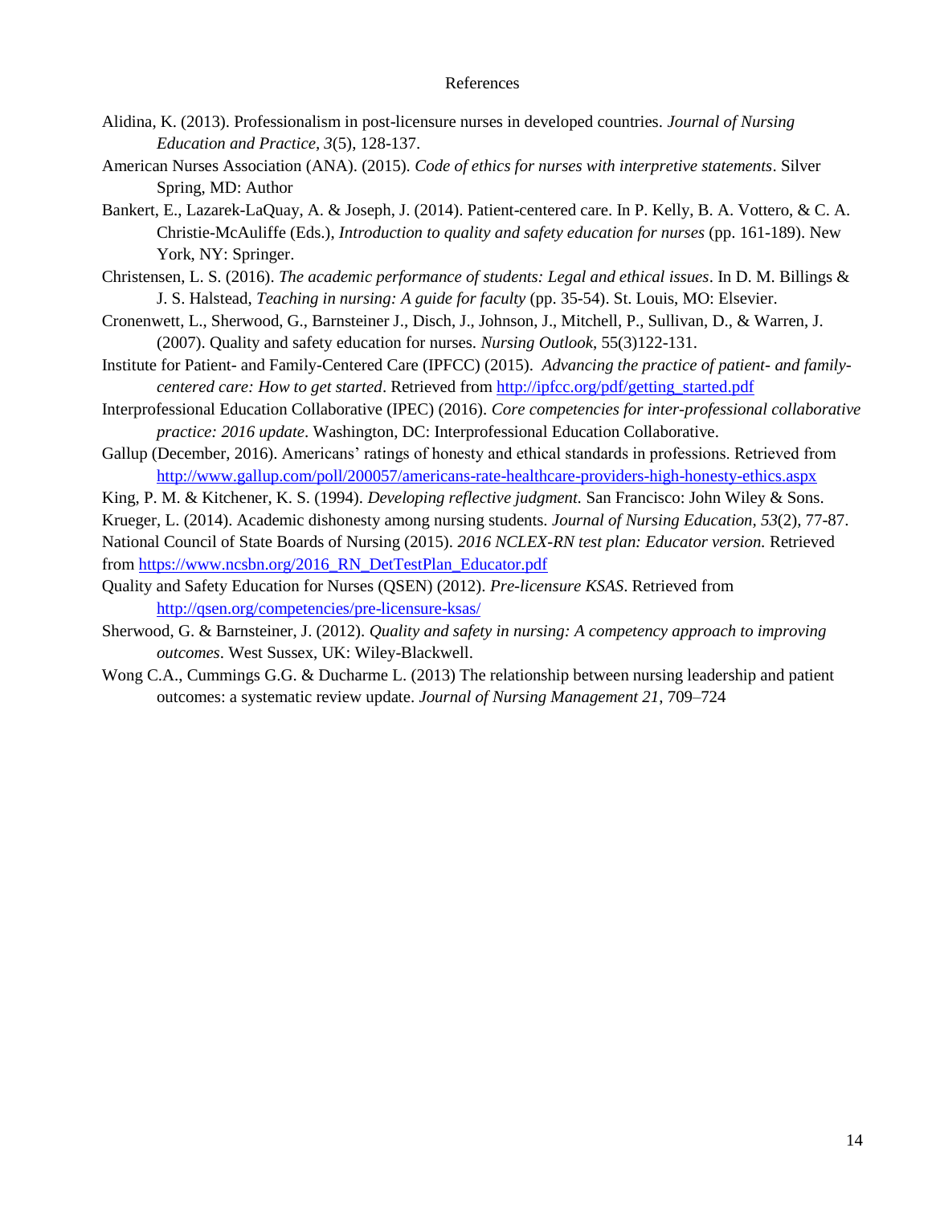# References

Alidina, K. (2013). Professionalism in post-licensure nurses in developed countries. *Journal of Nursing Education and Practice*, *3*(5), 128-137.

American Nurses Association (ANA). (2015). *Code of ethics for nurses with interpretive statements*. Silver Spring, MD: Author

Bankert, E., Lazarek-LaQuay, A. & Joseph, J. (2014). Patient-centered care. In P. Kelly, B. A. Vottero, & C. A. Christie-McAuliffe (Eds.), *Introduction to quality and safety education for nurses* (pp. 161-189). New York, NY: Springer.

Christensen, L. S. (2016). *The academic performance of students: Legal and ethical issues*. In D. M. Billings & J. S. Halstead, *Teaching in nursing: A guide for faculty* (pp. 35-54). St. Louis, MO: Elsevier.

Cronenwett, L., Sherwood, G., Barnsteiner J., Disch, J., Johnson, J., Mitchell, P., Sullivan, D., & Warren, J. (2007). Quality and safety education for nurses. *Nursing Outlook*, 55(3)122-131.

Institute for Patient- and Family-Centered Care (IPFCC) (2015). *Advancing the practice of patient- and family-centered care: How to get started*. Retrieved from http://ipfcc.org/pdf/getting_started.pdf

Interprofessional Education Collaborative (IPEC) (2016). *Core competencies for inter-professional collaborative practice: 2016 update*. Washington, DC: Interprofessional Education Collaborative.

Gallup (December, 2016). Americans' ratings of honesty and ethical standards in professions. Retrieved from http://www.gallup.com/poll/200057/americans-rate-healthcare-providers-high-honesty-ethics.aspx

King, P. M. & Kitchener, K. S. (1994). *Developing reflective judgment.* San Francisco: John Wiley & Sons.

Krueger, L. (2014). Academic dishonesty among nursing students. *Journal of Nursing Education*, *53*(2), 77-87.

National Council of State Boards of Nursing (2015). *2016 NCLEX-RN test plan: Educator version.* Retrieved from https://www.ncsbn.org/2016_RN_DetTestPlan_Educator.pdf

Quality and Safety Education for Nurses (QSEN) (2012). *Pre-licensure KSAS*. Retrieved from http://qsen.org/competencies/pre-licensure-ksas/

Sherwood, G. & Barnsteiner, J. (2012). *Quality and safety in nursing: A competency approach to improving outcomes*. West Sussex, UK: Wiley-Blackwell.

Wong C.A., Cummings G.G. & Ducharme L. (2013) The relationship between nursing leadership and patient outcomes: a systematic review update. *Journal of Nursing Management 21*, 709–724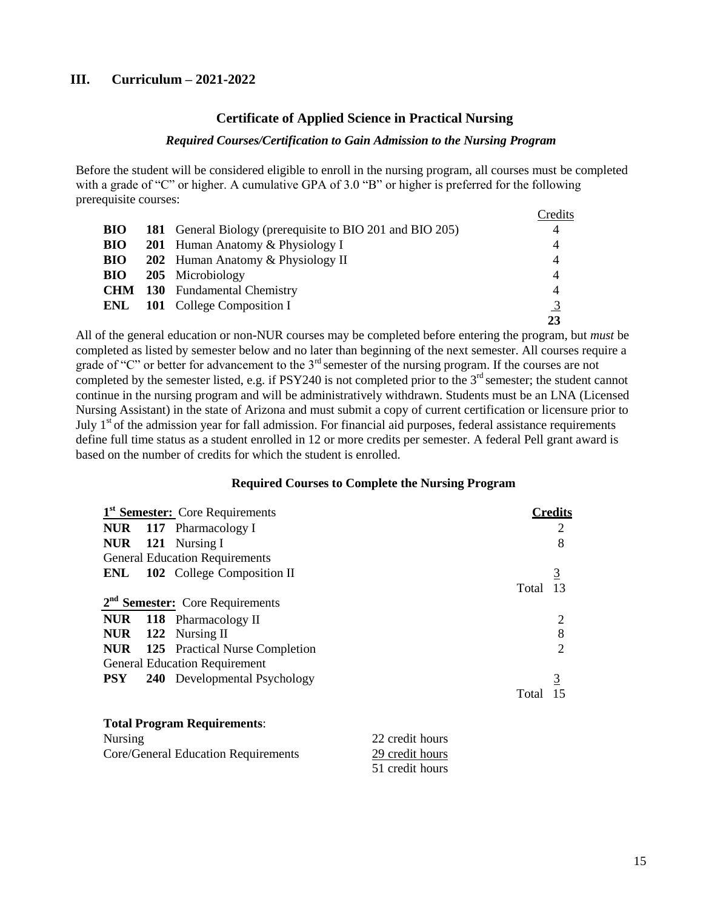## III. Curriculum – 2021-2022

### Certificate of Applied Science in Practical Nursing

#### *Required Courses/Certification to Gain Admission to the Nursing Program*

Before the student will be considered eligible to enroll in the nursing program, all courses must be completed with a grade of "C" or higher. A cumulative GPA of 3.0 "B" or higher is preferred for the following prerequisite courses:

| | | | Credits |
|---|---|---|---|
| **BIO** | **181** | General Biology (prerequisite to BIO 201 and BIO 205) | 4 |
| **BIO** | **201** | Human Anatomy & Physiology I | 4 |
| **BIO** | **202** | Human Anatomy & Physiology II | 4 |
| **BIO** | **205** | Microbiology | 4 |
| **CHM** | **130** | Fundamental Chemistry | 4 |
| **ENL** | **101** | College Composition I | 3 |
| | | | **23** |

All of the general education or non-NUR courses may be completed before entering the program, but *must* be completed as listed by semester below and no later than beginning of the next semester. All courses require a grade of "C" or better for advancement to the 3rd semester of the nursing program. If the courses are not completed by the semester listed, e.g. if PSY240 is not completed prior to the 3rd semester; the student cannot continue in the nursing program and will be administratively withdrawn. Students must be an LNA (Licensed Nursing Assistant) in the state of Arizona and must submit a copy of current certification or licensure prior to July 1st of the admission year for fall admission. For financial aid purposes, federal assistance requirements define full time status as a student enrolled in 12 or more credits per semester. A federal Pell grant award is based on the number of credits for which the student is enrolled.

#### Required Courses to Complete the Nursing Program

| **1st Semester:** Core Requirements | | | **Credits** |
|---|---|---|---|
| **NUR** | **117** | Pharmacology I | 2 |
| **NUR** | **121** | Nursing I | 8 |
| General Education Requirements | | | |
| **ENL** | **102** | College Composition II | 3 |
| | | Total | 13 |
| **2nd Semester:** Core Requirements | | | |
| **NUR** | **118** | Pharmacology II | 2 |
| **NUR** | **122** | Nursing II | 8 |
| **NUR** | **125** | Practical Nurse Completion | 2 |
| General Education Requirement | | | |
| **PSY** | **240** | Developmental Psychology | 3 |
| | | Total | 15 |

**Total Program Requirements**:

| | |
|---|---|
| Nursing | 22 credit hours |
| Core/General Education Requirements | 29 credit hours |
| | 51 credit hours |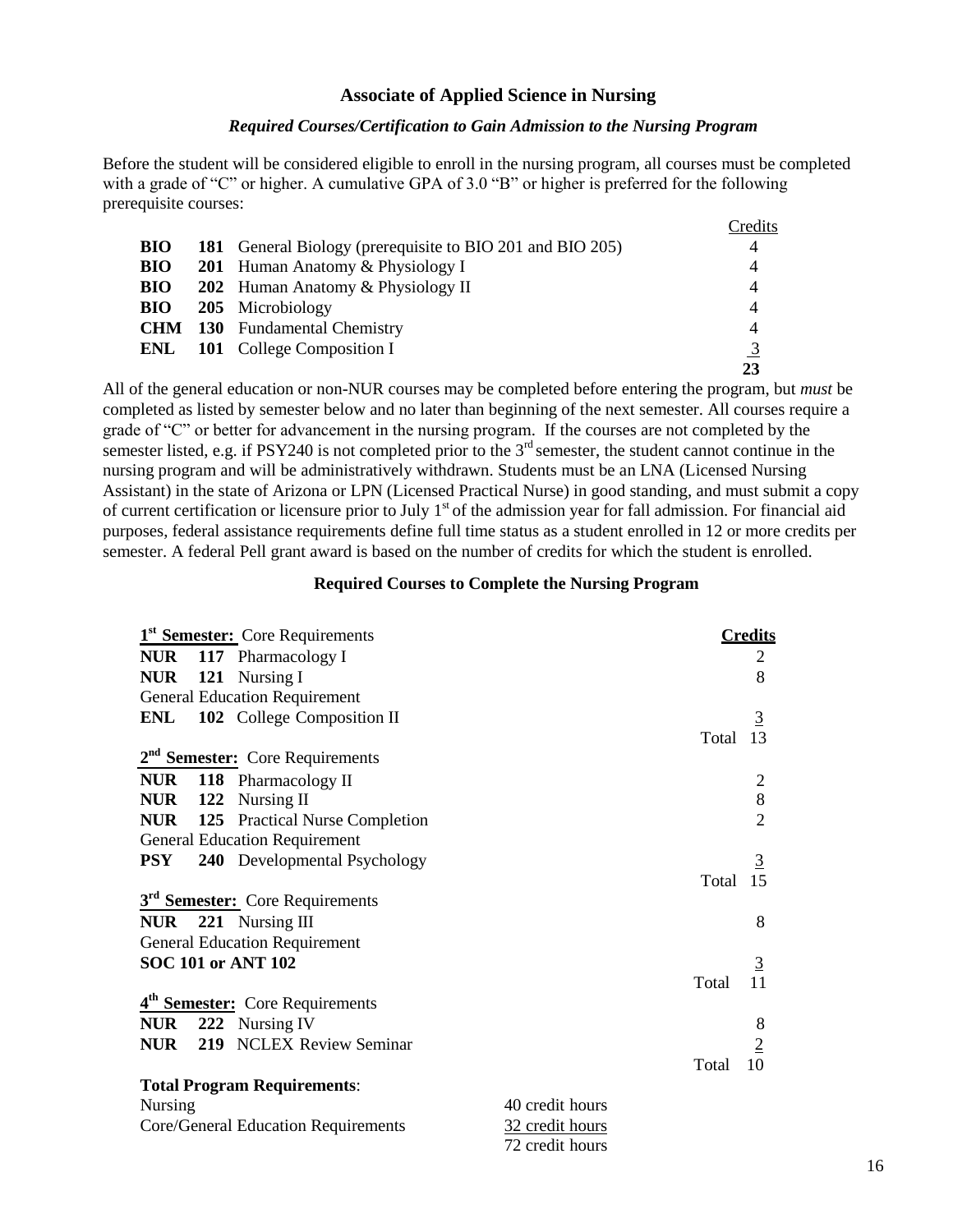## Associate of Applied Science in Nursing

### *Required Courses/Certification to Gain Admission to the Nursing Program*

Before the student will be considered eligible to enroll in the nursing program, all courses must be completed with a grade of "C" or higher. A cumulative GPA of 3.0 "B" or higher is preferred for the following prerequisite courses:

| | | | Credits |
|---|---|---|---|
| **BIO** | **181** | General Biology (prerequisite to BIO 201 and BIO 205) | 4 |
| **BIO** | **201** | Human Anatomy & Physiology I | 4 |
| **BIO** | **202** | Human Anatomy & Physiology II | 4 |
| **BIO** | **205** | Microbiology | 4 |
| **CHM** | **130** | Fundamental Chemistry | 4 |
| **ENL** | **101** | College Composition I | 3 |
| | | | **23** |

All of the general education or non-NUR courses may be completed before entering the program, but *must* be completed as listed by semester below and no later than beginning of the next semester. All courses require a grade of "C" or better for advancement in the nursing program. If the courses are not completed by the semester listed, e.g. if PSY240 is not completed prior to the 3rd semester, the student cannot continue in the nursing program and will be administratively withdrawn. Students must be an LNA (Licensed Nursing Assistant) in the state of Arizona or LPN (Licensed Practical Nurse) in good standing, and must submit a copy of current certification or licensure prior to July 1st of the admission year for fall admission. For financial aid purposes, federal assistance requirements define full time status as a student enrolled in 12 or more credits per semester. A federal Pell grant award is based on the number of credits for which the student is enrolled.

### Required Courses to Complete the Nursing Program

| **1st Semester:** Core Requirements | | | **Credits** |
|---|---|---|---|
| **NUR** | **117** | Pharmacology I | 2 |
| **NUR** | **121** | Nursing I | 8 |
| General Education Requirement | | | |
| **ENL** | **102** | College Composition II | 3 |
| | | Total | 13 |
| **2nd Semester:** Core Requirements | | | |
| **NUR** | **118** | Pharmacology II | 2 |
| **NUR** | **122** | Nursing II | 8 |
| **NUR** | **125** | Practical Nurse Completion | 2 |
| General Education Requirement | | | |
| **PSY** | **240** | Developmental Psychology | 3 |
| | | Total | 15 |
| **3rd Semester:** Core Requirements | | | |
| **NUR** | **221** | Nursing III | 8 |
| General Education Requirement | | | |
| **SOC 101 or ANT 102** | | | 3 |
| | | Total | 11 |
| **4th Semester:** Core Requirements | | | |
| **NUR** | **222** | Nursing IV | 8 |
| **NUR** | **219** | NCLEX Review Seminar | 2 |
| | | Total | 10 |

**Total Program Requirements**:

| | |
|---|---|
| Nursing | 40 credit hours |
| Core/General Education Requirements | 32 credit hours |
| | 72 credit hours |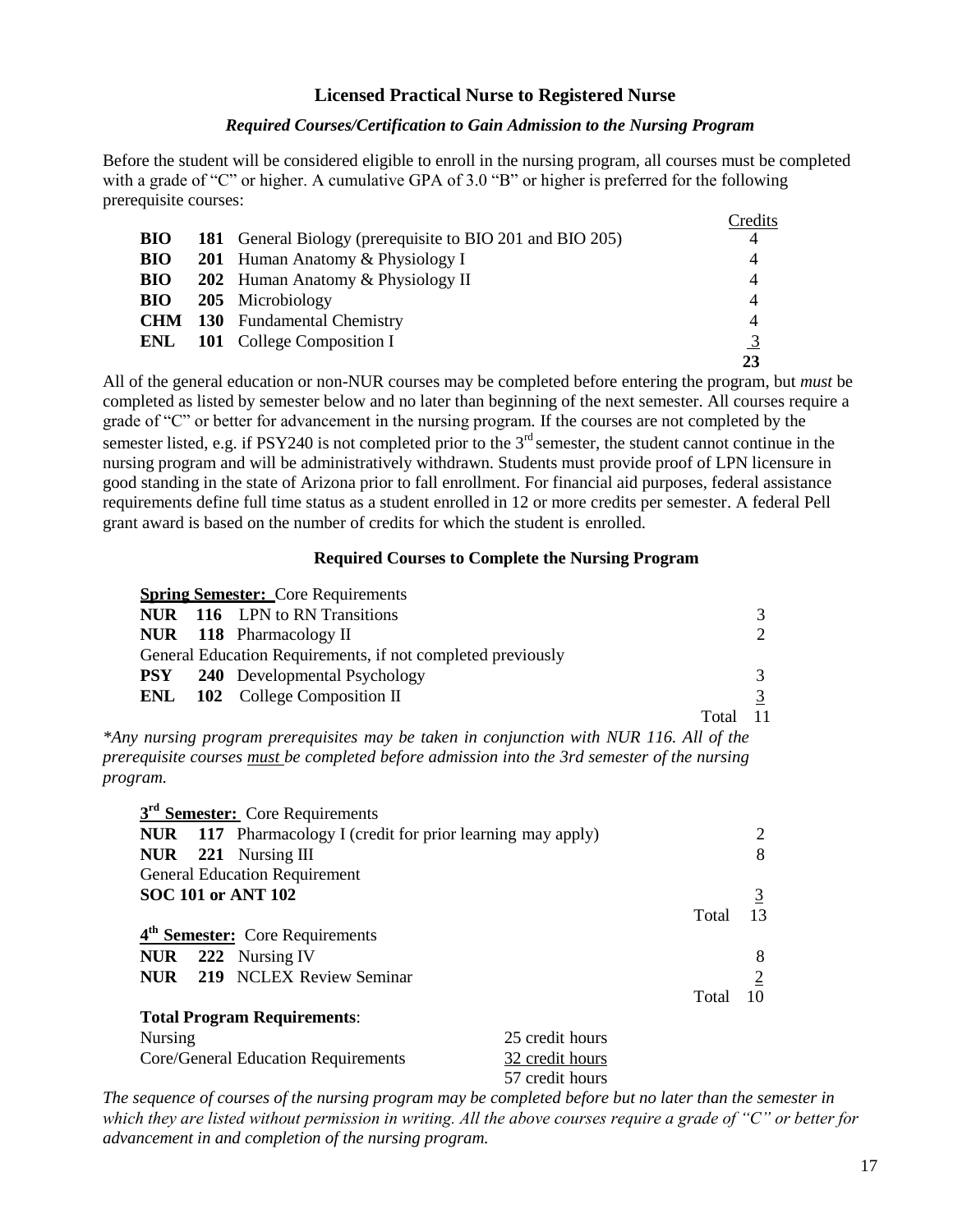## Licensed Practical Nurse to Registered Nurse

### *Required Courses/Certification to Gain Admission to the Nursing Program*

Before the student will be considered eligible to enroll in the nursing program, all courses must be completed with a grade of "C" or higher. A cumulative GPA of 3.0 "B" or higher is preferred for the following prerequisite courses:

| | | | Credits |
|---|---|---|---|
| **BIO** | **181** | General Biology (prerequisite to BIO 201 and BIO 205) | 4 |
| **BIO** | **201** | Human Anatomy & Physiology I | 4 |
| **BIO** | **202** | Human Anatomy & Physiology II | 4 |
| **BIO** | **205** | Microbiology | 4 |
| **CHM** | **130** | Fundamental Chemistry | 4 |
| **ENL** | **101** | College Composition I | 3 |
| | | | **23** |

All of the general education or non-NUR courses may be completed before entering the program, but *must* be completed as listed by semester below and no later than beginning of the next semester. All courses require a grade of "C" or better for advancement in the nursing program. If the courses are not completed by the semester listed, e.g. if PSY240 is not completed prior to the 3rd semester, the student cannot continue in the nursing program and will be administratively withdrawn. Students must provide proof of LPN licensure in good standing in the state of Arizona prior to fall enrollment. For financial aid purposes, federal assistance requirements define full time status as a student enrolled in 12 or more credits per semester. A federal Pell grant award is based on the number of credits for which the student is enrolled.

### Required Courses to Complete the Nursing Program

**Spring Semester:** Core Requirements

| | | | |
|---|---|---|---|
| **NUR** | **116** | LPN to RN Transitions | 3 |
| **NUR** | **118** | Pharmacology II | 2 |
| General Education Requirements, if not completed previously | | | |
| **PSY** | **240** | Developmental Psychology | 3 |
| **ENL** | **102** | College Composition II | 3 |
| | | Total | 11 |

*\*Any nursing program prerequisites may be taken in conjunction with NUR 116. All of the prerequisite courses must be completed before admission into the 3rd semester of the nursing program.*

**3rd Semester:** Core Requirements

| | | | |
|---|---|---|---|
| **NUR** | **117** | Pharmacology I (credit for prior learning may apply) | 2 |
| **NUR** | **221** | Nursing III | 8 |
| General Education Requirement | | | |
| **SOC 101 or ANT 102** | | | 3 |
| | | Total | 13 |

**4th Semester:** Core Requirements

| | | | |
|---|---|---|---|
| **NUR** | **222** | Nursing IV | 8 |
| **NUR** | **219** | NCLEX Review Seminar | 2 |
| | | Total | 10 |

**Total Program Requirements**:

| | |
|---|---|
| Nursing | 25 credit hours |
| Core/General Education Requirements | 32 credit hours |
| | 57 credit hours |

*The sequence of courses of the nursing program may be completed before but no later than the semester in which they are listed without permission in writing. All the above courses require a grade of "C" or better for advancement in and completion of the nursing program.*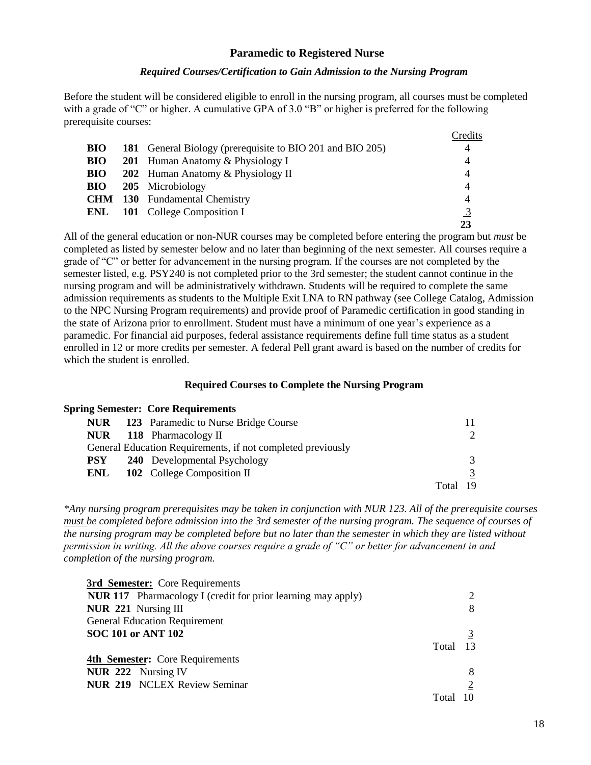## Paramedic to Registered Nurse

### *Required Courses/Certification to Gain Admission to the Nursing Program*

Before the student will be considered eligible to enroll in the nursing program, all courses must be completed with a grade of "C" or higher. A cumulative GPA of 3.0 "B" or higher is preferred for the following prerequisite courses:

| | | | Credits |
|---|---|---|---|
| **BIO** | **181** | General Biology (prerequisite to BIO 201 and BIO 205) | 4 |
| **BIO** | **201** | Human Anatomy & Physiology I | 4 |
| **BIO** | **202** | Human Anatomy & Physiology II | 4 |
| **BIO** | **205** | Microbiology | 4 |
| **CHM** | **130** | Fundamental Chemistry | 4 |
| **ENL** | **101** | College Composition I | 3 |
| | | | **23** |

All of the general education or non-NUR courses may be completed before entering the program but *must* be completed as listed by semester below and no later than beginning of the next semester. All courses require a grade of "C" or better for advancement in the nursing program. If the courses are not completed by the semester listed, e.g. PSY240 is not completed prior to the 3rd semester; the student cannot continue in the nursing program and will be administratively withdrawn. Students will be required to complete the same admission requirements as students to the Multiple Exit LNA to RN pathway (see College Catalog, Admission to the NPC Nursing Program requirements) and provide proof of Paramedic certification in good standing in the state of Arizona prior to enrollment. Student must have a minimum of one year's experience as a paramedic. For financial aid purposes, federal assistance requirements define full time status as a student enrolled in 12 or more credits per semester. A federal Pell grant award is based on the number of credits for which the student is enrolled.

### Required Courses to Complete the Nursing Program

**Spring Semester: Core Requirements**

| | | | |
|---|---|---|---|
| **NUR** | **123** | Paramedic to Nurse Bridge Course | 11 |
| **NUR** | **118** | Pharmacology II | 2 |
| General Education Requirements, if not completed previously | | | |
| **PSY** | **240** | Developmental Psychology | 3 |
| **ENL** | **102** | College Composition II | 3 |
| | | | Total 19 |

*\*Any nursing program prerequisites may be taken in conjunction with NUR 123. All of the prerequisite courses must be completed before admission into the 3rd semester of the nursing program. The sequence of courses of the nursing program may be completed before but no later than the semester in which they are listed without permission in writing. All the above courses require a grade of "C" or better for advancement in and completion of the nursing program.*

**3rd Semester:** Core Requirements

| | |
|---|---|
| **NUR 117** Pharmacology I (credit for prior learning may apply) | 2 |
| **NUR 221** Nursing III | 8 |
| General Education Requirement | |
| **SOC 101 or ANT 102** | 3 |
| | Total 13 |

**4th Semester:** Core Requirements

| | |
|---|---|
| **NUR 222** Nursing IV | 8 |
| **NUR 219** NCLEX Review Seminar | 2 |
| | Total 10 |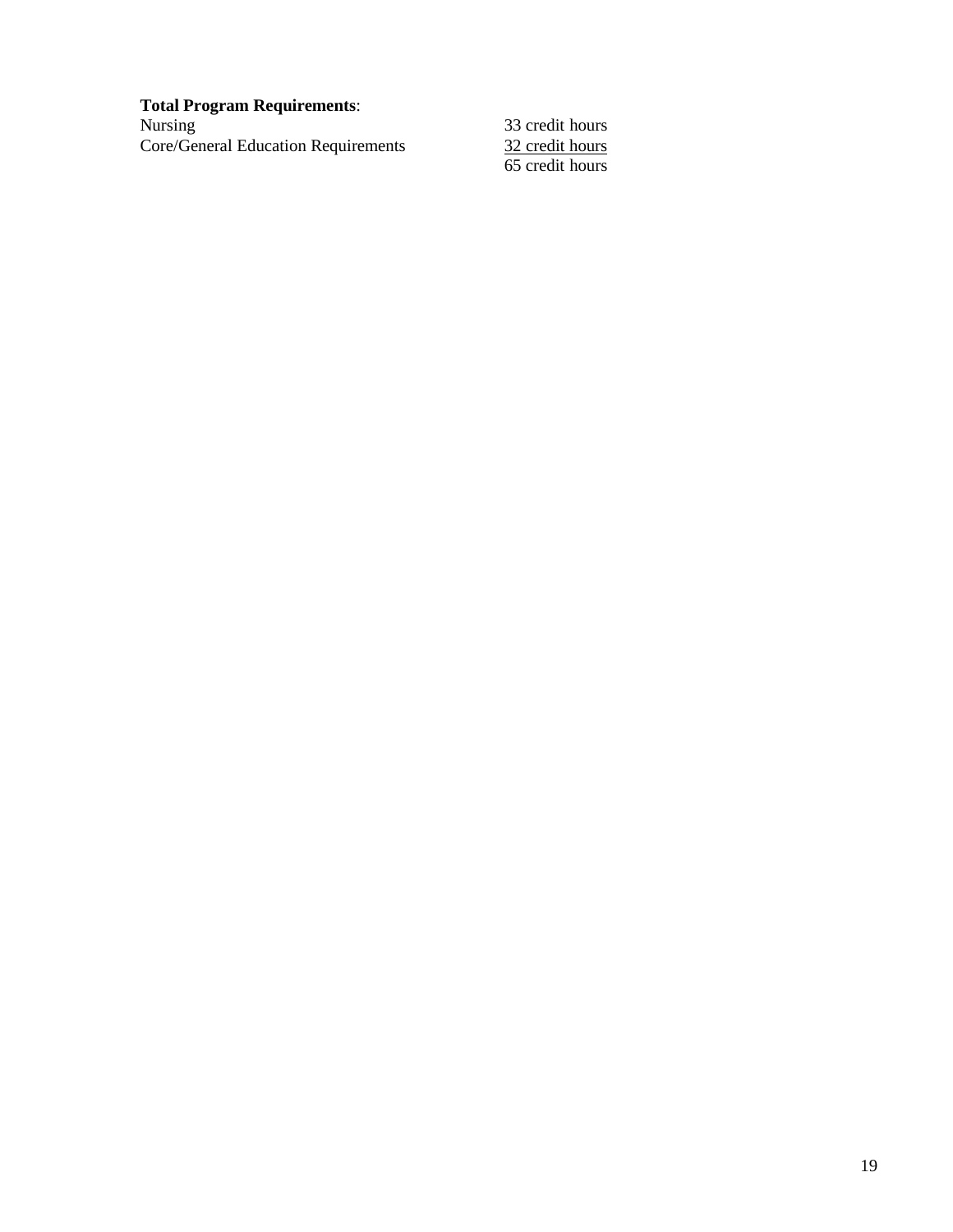**Total Program Requirements**:

| | |
|---|---|
| Nursing | 33 credit hours |
| Core/General Education Requirements | 32 credit hours |
| | 65 credit hours |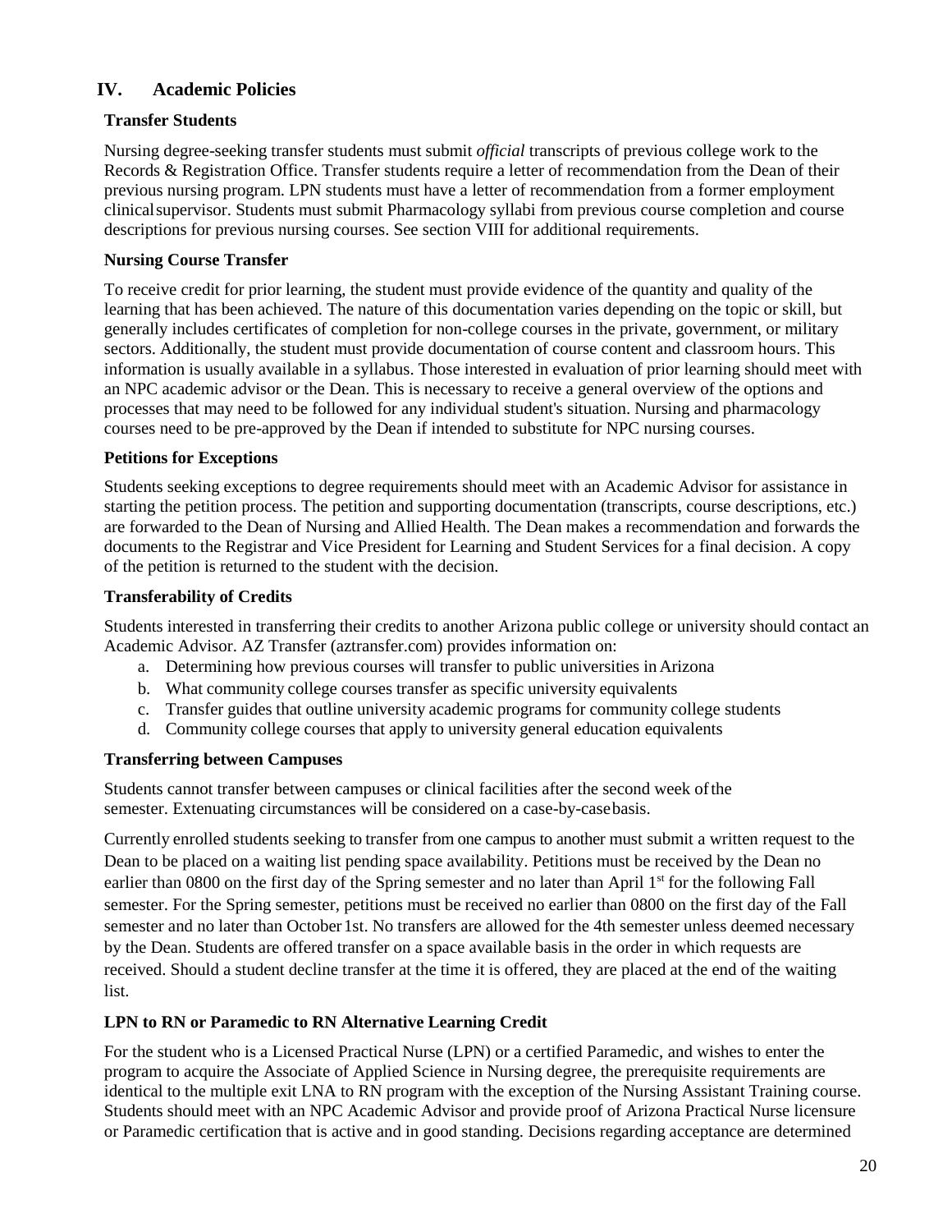## IV. Academic Policies

### Transfer Students

Nursing degree-seeking transfer students must submit *official* transcripts of previous college work to the Records & Registration Office. Transfer students require a letter of recommendation from the Dean of their previous nursing program. LPN students must have a letter of recommendation from a former employment clinical supervisor. Students must submit Pharmacology syllabi from previous course completion and course descriptions for previous nursing courses. See section VIII for additional requirements.

### Nursing Course Transfer

To receive credit for prior learning, the student must provide evidence of the quantity and quality of the learning that has been achieved. The nature of this documentation varies depending on the topic or skill, but generally includes certificates of completion for non-college courses in the private, government, or military sectors. Additionally, the student must provide documentation of course content and classroom hours. This information is usually available in a syllabus. Those interested in evaluation of prior learning should meet with an NPC academic advisor or the Dean. This is necessary to receive a general overview of the options and processes that may need to be followed for any individual student's situation. Nursing and pharmacology courses need to be pre-approved by the Dean if intended to substitute for NPC nursing courses.

### Petitions for Exceptions

Students seeking exceptions to degree requirements should meet with an Academic Advisor for assistance in starting the petition process. The petition and supporting documentation (transcripts, course descriptions, etc.) are forwarded to the Dean of Nursing and Allied Health. The Dean makes a recommendation and forwards the documents to the Registrar and Vice President for Learning and Student Services for a final decision. A copy of the petition is returned to the student with the decision.

### Transferability of Credits

Students interested in transferring their credits to another Arizona public college or university should contact an Academic Advisor. AZ Transfer (aztransfer.com) provides information on:

a. Determining how previous courses will transfer to public universities in Arizona
b. What community college courses transfer as specific university equivalents
c. Transfer guides that outline university academic programs for community college students
d. Community college courses that apply to university general education equivalents

### Transferring between Campuses

Students cannot transfer between campuses or clinical facilities after the second week of the semester. Extenuating circumstances will be considered on a case-by-case basis.

Currently enrolled students seeking to transfer from one campus to another must submit a written request to the Dean to be placed on a waiting list pending space availability. Petitions must be received by the Dean no earlier than 0800 on the first day of the Spring semester and no later than April 1st for the following Fall semester. For the Spring semester, petitions must be received no earlier than 0800 on the first day of the Fall semester and no later than October 1st. No transfers are allowed for the 4th semester unless deemed necessary by the Dean. Students are offered transfer on a space available basis in the order in which requests are received. Should a student decline transfer at the time it is offered, they are placed at the end of the waiting list.

### LPN to RN or Paramedic to RN Alternative Learning Credit

For the student who is a Licensed Practical Nurse (LPN) or a certified Paramedic, and wishes to enter the program to acquire the Associate of Applied Science in Nursing degree, the prerequisite requirements are identical to the multiple exit LNA to RN program with the exception of the Nursing Assistant Training course. Students should meet with an NPC Academic Advisor and provide proof of Arizona Practical Nurse licensure or Paramedic certification that is active and in good standing. Decisions regarding acceptance are determined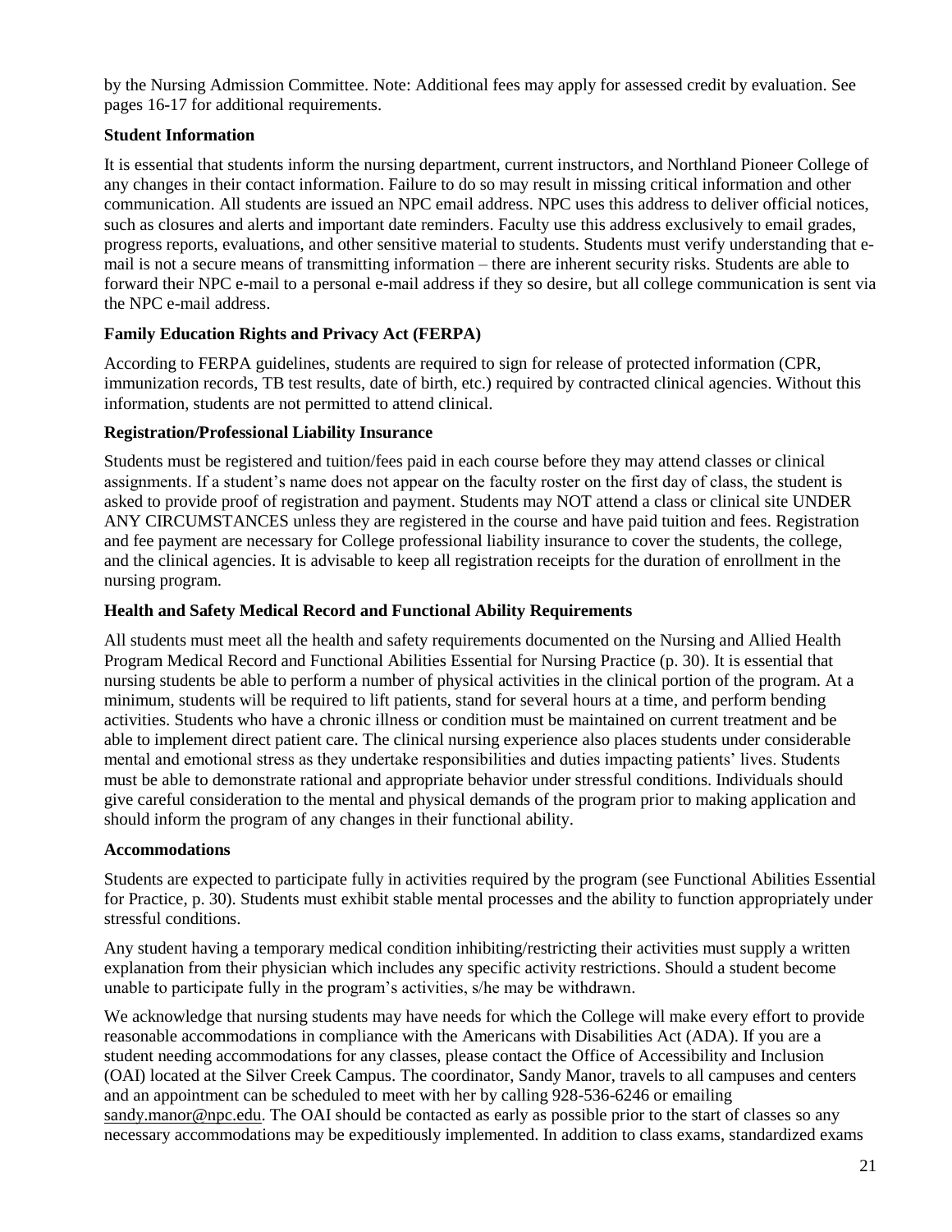by the Nursing Admission Committee. Note: Additional fees may apply for assessed credit by evaluation. See pages 16-17 for additional requirements.

**Student Information**

It is essential that students inform the nursing department, current instructors, and Northland Pioneer College of any changes in their contact information. Failure to do so may result in missing critical information and other communication. All students are issued an NPC email address. NPC uses this address to deliver official notices, such as closures and alerts and important date reminders. Faculty use this address exclusively to email grades, progress reports, evaluations, and other sensitive material to students. Students must verify understanding that e-mail is not a secure means of transmitting information – there are inherent security risks. Students are able to forward their NPC e-mail to a personal e-mail address if they so desire, but all college communication is sent via the NPC e-mail address.

**Family Education Rights and Privacy Act (FERPA)**

According to FERPA guidelines, students are required to sign for release of protected information (CPR, immunization records, TB test results, date of birth, etc.) required by contracted clinical agencies. Without this information, students are not permitted to attend clinical.

**Registration/Professional Liability Insurance**

Students must be registered and tuition/fees paid in each course before they may attend classes or clinical assignments. If a student's name does not appear on the faculty roster on the first day of class, the student is asked to provide proof of registration and payment. Students may NOT attend a class or clinical site UNDER ANY CIRCUMSTANCES unless they are registered in the course and have paid tuition and fees. Registration and fee payment are necessary for College professional liability insurance to cover the students, the college, and the clinical agencies. It is advisable to keep all registration receipts for the duration of enrollment in the nursing program.

**Health and Safety Medical Record and Functional Ability Requirements**

All students must meet all the health and safety requirements documented on the Nursing and Allied Health Program Medical Record and Functional Abilities Essential for Nursing Practice (p. 30). It is essential that nursing students be able to perform a number of physical activities in the clinical portion of the program. At a minimum, students will be required to lift patients, stand for several hours at a time, and perform bending activities. Students who have a chronic illness or condition must be maintained on current treatment and be able to implement direct patient care. The clinical nursing experience also places students under considerable mental and emotional stress as they undertake responsibilities and duties impacting patients' lives. Students must be able to demonstrate rational and appropriate behavior under stressful conditions. Individuals should give careful consideration to the mental and physical demands of the program prior to making application and should inform the program of any changes in their functional ability.

**Accommodations**

Students are expected to participate fully in activities required by the program (see Functional Abilities Essential for Practice, p. 30). Students must exhibit stable mental processes and the ability to function appropriately under stressful conditions.

Any student having a temporary medical condition inhibiting/restricting their activities must supply a written explanation from their physician which includes any specific activity restrictions. Should a student become unable to participate fully in the program's activities, s/he may be withdrawn.

We acknowledge that nursing students may have needs for which the College will make every effort to provide reasonable accommodations in compliance with the Americans with Disabilities Act (ADA). If you are a student needing accommodations for any classes, please contact the Office of Accessibility and Inclusion (OAI) located at the Silver Creek Campus. The coordinator, Sandy Manor, travels to all campuses and centers and an appointment can be scheduled to meet with her by calling 928-536-6246 or emailing sandy.manor@npc.edu. The OAI should be contacted as early as possible prior to the start of classes so any necessary accommodations may be expeditiously implemented. In addition to class exams, standardized exams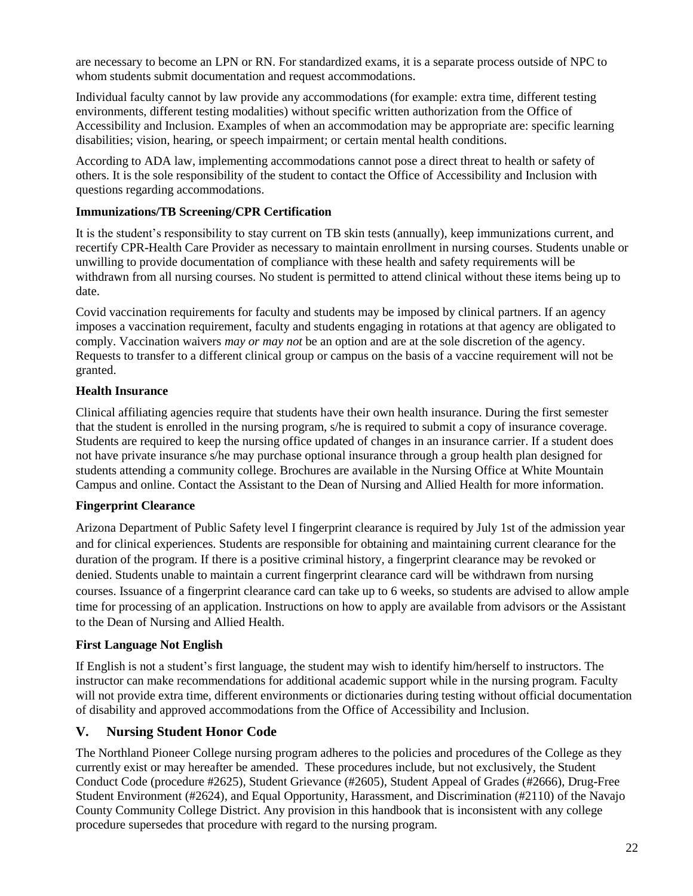are necessary to become an LPN or RN. For standardized exams, it is a separate process outside of NPC to whom students submit documentation and request accommodations.

Individual faculty cannot by law provide any accommodations (for example: extra time, different testing environments, different testing modalities) without specific written authorization from the Office of Accessibility and Inclusion. Examples of when an accommodation may be appropriate are: specific learning disabilities; vision, hearing, or speech impairment; or certain mental health conditions.

According to ADA law, implementing accommodations cannot pose a direct threat to health or safety of others. It is the sole responsibility of the student to contact the Office of Accessibility and Inclusion with questions regarding accommodations.

**Immunizations/TB Screening/CPR Certification**

It is the student's responsibility to stay current on TB skin tests (annually), keep immunizations current, and recertify CPR-Health Care Provider as necessary to maintain enrollment in nursing courses. Students unable or unwilling to provide documentation of compliance with these health and safety requirements will be withdrawn from all nursing courses. No student is permitted to attend clinical without these items being up to date.

Covid vaccination requirements for faculty and students may be imposed by clinical partners. If an agency imposes a vaccination requirement, faculty and students engaging in rotations at that agency are obligated to comply. Vaccination waivers *may or may not* be an option and are at the sole discretion of the agency. Requests to transfer to a different clinical group or campus on the basis of a vaccine requirement will not be granted.

**Health Insurance**

Clinical affiliating agencies require that students have their own health insurance. During the first semester that the student is enrolled in the nursing program, s/he is required to submit a copy of insurance coverage. Students are required to keep the nursing office updated of changes in an insurance carrier. If a student does not have private insurance s/he may purchase optional insurance through a group health plan designed for students attending a community college. Brochures are available in the Nursing Office at White Mountain Campus and online. Contact the Assistant to the Dean of Nursing and Allied Health for more information.

**Fingerprint Clearance**

Arizona Department of Public Safety level I fingerprint clearance is required by July 1st of the admission year and for clinical experiences. Students are responsible for obtaining and maintaining current clearance for the duration of the program. If there is a positive criminal history, a fingerprint clearance may be revoked or denied. Students unable to maintain a current fingerprint clearance card will be withdrawn from nursing courses. Issuance of a fingerprint clearance card can take up to 6 weeks, so students are advised to allow ample time for processing of an application. Instructions on how to apply are available from advisors or the Assistant to the Dean of Nursing and Allied Health.

**First Language Not English**

If English is not a student's first language, the student may wish to identify him/herself to instructors. The instructor can make recommendations for additional academic support while in the nursing program. Faculty will not provide extra time, different environments or dictionaries during testing without official documentation of disability and approved accommodations from the Office of Accessibility and Inclusion.

## V. Nursing Student Honor Code

The Northland Pioneer College nursing program adheres to the policies and procedures of the College as they currently exist or may hereafter be amended. These procedures include, but not exclusively, the Student Conduct Code (procedure #2625), Student Grievance (#2605), Student Appeal of Grades (#2666), Drug-Free Student Environment (#2624), and Equal Opportunity, Harassment, and Discrimination (#2110) of the Navajo County Community College District. Any provision in this handbook that is inconsistent with any college procedure supersedes that procedure with regard to the nursing program.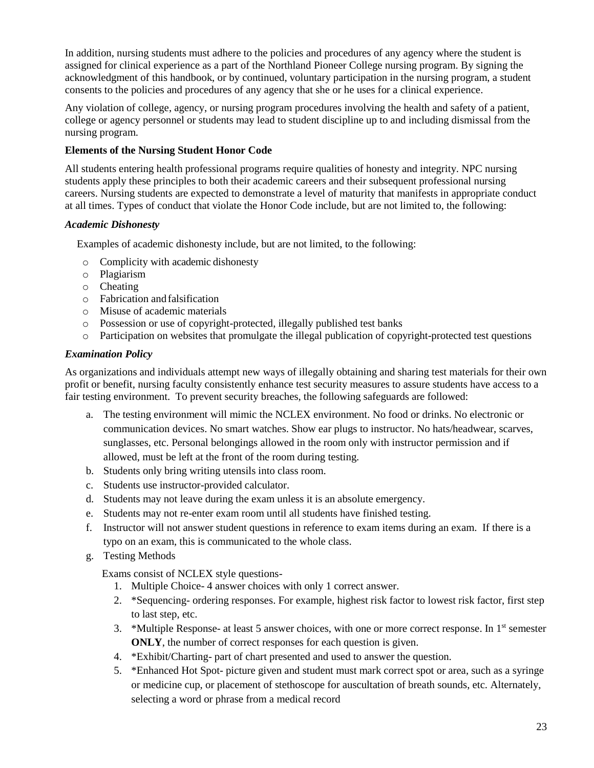In addition, nursing students must adhere to the policies and procedures of any agency where the student is assigned for clinical experience as a part of the Northland Pioneer College nursing program. By signing the acknowledgment of this handbook, or by continued, voluntary participation in the nursing program, a student consents to the policies and procedures of any agency that she or he uses for a clinical experience.

Any violation of college, agency, or nursing program procedures involving the health and safety of a patient, college or agency personnel or students may lead to student discipline up to and including dismissal from the nursing program.

### Elements of the Nursing Student Honor Code

All students entering health professional programs require qualities of honesty and integrity. NPC nursing students apply these principles to both their academic careers and their subsequent professional nursing careers. Nursing students are expected to demonstrate a level of maturity that manifests in appropriate conduct at all times. Types of conduct that violate the Honor Code include, but are not limited to, the following:

#### *Academic Dishonesty*

Examples of academic dishonesty include, but are not limited, to the following:

- Complicity with academic dishonesty
- Plagiarism
- Cheating
- Fabrication and falsification
- Misuse of academic materials
- Possession or use of copyright-protected, illegally published test banks
- Participation on websites that promulgate the illegal publication of copyright-protected test questions

#### *Examination Policy*

As organizations and individuals attempt new ways of illegally obtaining and sharing test materials for their own profit or benefit, nursing faculty consistently enhance test security measures to assure students have access to a fair testing environment. To prevent security breaches, the following safeguards are followed:

a. The testing environment will mimic the NCLEX environment. No food or drinks. No electronic or communication devices. No smart watches. Show ear plugs to instructor. No hats/headwear, scarves, sunglasses, etc. Personal belongings allowed in the room only with instructor permission and if allowed, must be left at the front of the room during testing.
b. Students only bring writing utensils into class room.
c. Students use instructor-provided calculator.
d. Students may not leave during the exam unless it is an absolute emergency.
e. Students may not re-enter exam room until all students have finished testing.
f. Instructor will not answer student questions in reference to exam items during an exam. If there is a typo on an exam, this is communicated to the whole class.
g. Testing Methods

   Exams consist of NCLEX style questions-

   1. Multiple Choice- 4 answer choices with only 1 correct answer.
   2. *Sequencing- ordering responses. For example, highest risk factor to lowest risk factor, first step to last step, etc.
   3. *Multiple Response- at least 5 answer choices, with one or more correct response. In 1st semester **ONLY**, the number of correct responses for each question is given.
   4. *Exhibit/Charting- part of chart presented and used to answer the question.
   5. *Enhanced Hot Spot- picture given and student must mark correct spot or area, such as a syringe or medicine cup, or placement of stethoscope for auscultation of breath sounds, etc. Alternately, selecting a word or phrase from a medical record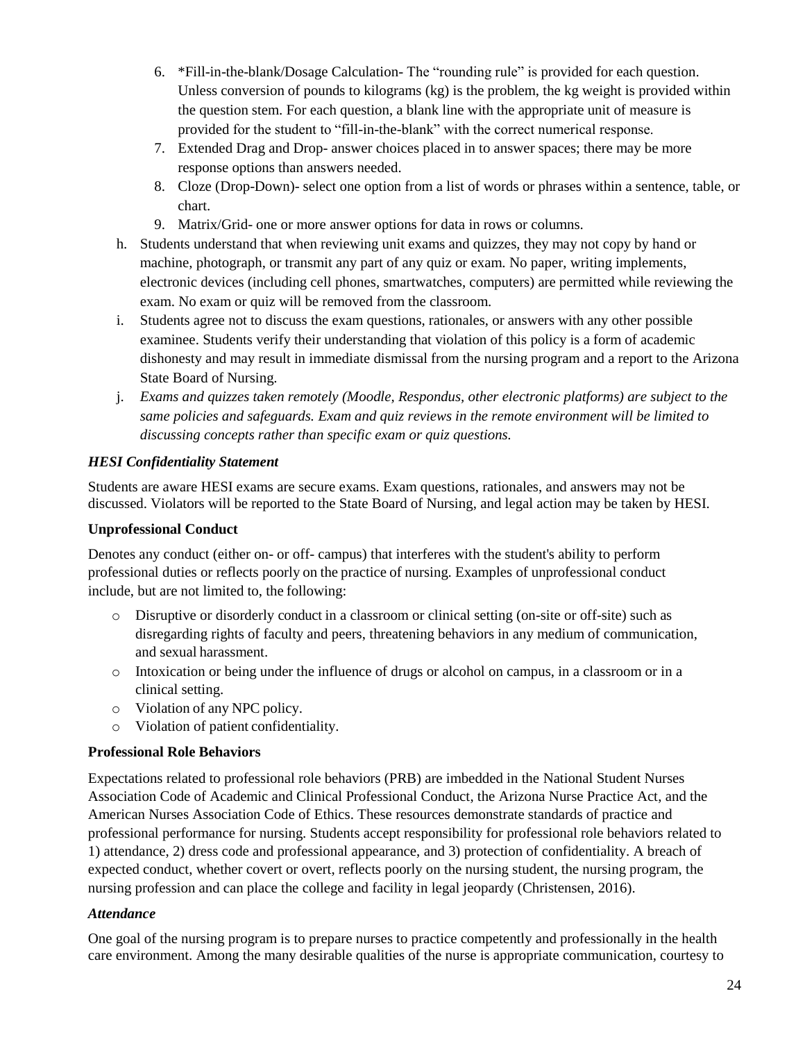6. *Fill-in-the-blank/Dosage Calculation- The "rounding rule" is provided for each question. Unless conversion of pounds to kilograms (kg) is the problem, the kg weight is provided within the question stem. For each question, a blank line with the appropriate unit of measure is provided for the student to "fill-in-the-blank" with the correct numerical response.
7. Extended Drag and Drop- answer choices placed in to answer spaces; there may be more response options than answers needed.
8. Cloze (Drop-Down)- select one option from a list of words or phrases within a sentence, table, or chart.
9. Matrix/Grid- one or more answer options for data in rows or columns.

h. Students understand that when reviewing unit exams and quizzes, they may not copy by hand or machine, photograph, or transmit any part of any quiz or exam. No paper, writing implements, electronic devices (including cell phones, smartwatches, computers) are permitted while reviewing the exam. No exam or quiz will be removed from the classroom.

i. Students agree not to discuss the exam questions, rationales, or answers with any other possible examinee. Students verify their understanding that violation of this policy is a form of academic dishonesty and may result in immediate dismissal from the nursing program and a report to the Arizona State Board of Nursing.

j. *Exams and quizzes taken remotely (Moodle, Respondus, other electronic platforms) are subject to the same policies and safeguards. Exam and quiz reviews in the remote environment will be limited to discussing concepts rather than specific exam or quiz questions.*

### *HESI Confidentiality Statement*

Students are aware HESI exams are secure exams. Exam questions, rationales, and answers may not be discussed. Violators will be reported to the State Board of Nursing, and legal action may be taken by HESI.

### Unprofessional Conduct

Denotes any conduct (either on- or off- campus) that interferes with the student's ability to perform professional duties or reflects poorly on the practice of nursing. Examples of unprofessional conduct include, but are not limited to, the following:

- Disruptive or disorderly conduct in a classroom or clinical setting (on-site or off-site) such as disregarding rights of faculty and peers, threatening behaviors in any medium of communication, and sexual harassment.
- Intoxication or being under the influence of drugs or alcohol on campus, in a classroom or in a clinical setting.
- Violation of any NPC policy.
- Violation of patient confidentiality.

### Professional Role Behaviors

Expectations related to professional role behaviors (PRB) are imbedded in the National Student Nurses Association Code of Academic and Clinical Professional Conduct, the Arizona Nurse Practice Act, and the American Nurses Association Code of Ethics. These resources demonstrate standards of practice and professional performance for nursing. Students accept responsibility for professional role behaviors related to 1) attendance, 2) dress code and professional appearance, and 3) protection of confidentiality. A breach of expected conduct, whether covert or overt, reflects poorly on the nursing student, the nursing program, the nursing profession and can place the college and facility in legal jeopardy (Christensen, 2016).

### *Attendance*

One goal of the nursing program is to prepare nurses to practice competently and professionally in the health care environment. Among the many desirable qualities of the nurse is appropriate communication, courtesy to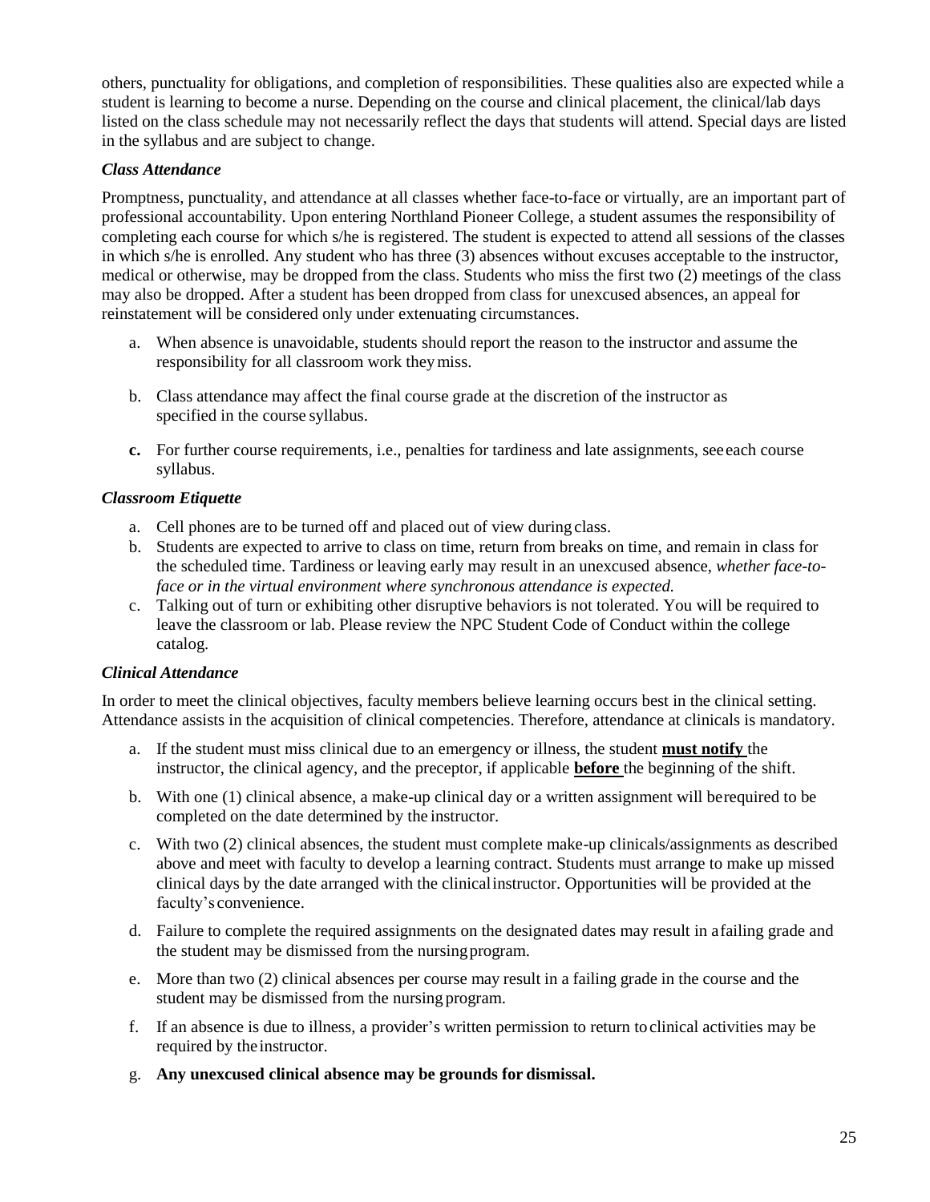others, punctuality for obligations, and completion of responsibilities. These qualities also are expected while a student is learning to become a nurse. Depending on the course and clinical placement, the clinical/lab days listed on the class schedule may not necessarily reflect the days that students will attend. Special days are listed in the syllabus and are subject to change.

### *Class Attendance*

Promptness, punctuality, and attendance at all classes whether face-to-face or virtually, are an important part of professional accountability. Upon entering Northland Pioneer College, a student assumes the responsibility of completing each course for which s/he is registered. The student is expected to attend all sessions of the classes in which s/he is enrolled. Any student who has three (3) absences without excuses acceptable to the instructor, medical or otherwise, may be dropped from the class. Students who miss the first two (2) meetings of the class may also be dropped. After a student has been dropped from class for unexcused absences, an appeal for reinstatement will be considered only under extenuating circumstances.

a. When absence is unavoidable, students should report the reason to the instructor and assume the responsibility for all classroom work they miss.

b. Class attendance may affect the final course grade at the discretion of the instructor as specified in the course syllabus.

**c.** For further course requirements, i.e., penalties for tardiness and late assignments, see each course syllabus.

### *Classroom Etiquette*

a. Cell phones are to be turned off and placed out of view during class.
b. Students are expected to arrive to class on time, return from breaks on time, and remain in class for the scheduled time. Tardiness or leaving early may result in an unexcused absence, *whether face-to-face or in the virtual environment where synchronous attendance is expected.*
c. Talking out of turn or exhibiting other disruptive behaviors is not tolerated. You will be required to leave the classroom or lab. Please review the NPC Student Code of Conduct within the college catalog.

### *Clinical Attendance*

In order to meet the clinical objectives, faculty members believe learning occurs best in the clinical setting. Attendance assists in the acquisition of clinical competencies. Therefore, attendance at clinicals is mandatory.

a. If the student must miss clinical due to an emergency or illness, the student **must notify** the instructor, the clinical agency, and the preceptor, if applicable **before** the beginning of the shift.

b. With one (1) clinical absence, a make-up clinical day or a written assignment will be required to be completed on the date determined by the instructor.

c. With two (2) clinical absences, the student must complete make-up clinicals/assignments as described above and meet with faculty to develop a learning contract. Students must arrange to make up missed clinical days by the date arranged with the clinical instructor. Opportunities will be provided at the faculty's convenience.

d. Failure to complete the required assignments on the designated dates may result in a failing grade and the student may be dismissed from the nursing program.

e. More than two (2) clinical absences per course may result in a failing grade in the course and the student may be dismissed from the nursing program.

f. If an absence is due to illness, a provider's written permission to return to clinical activities may be required by the instructor.

g. **Any unexcused clinical absence may be grounds for dismissal.**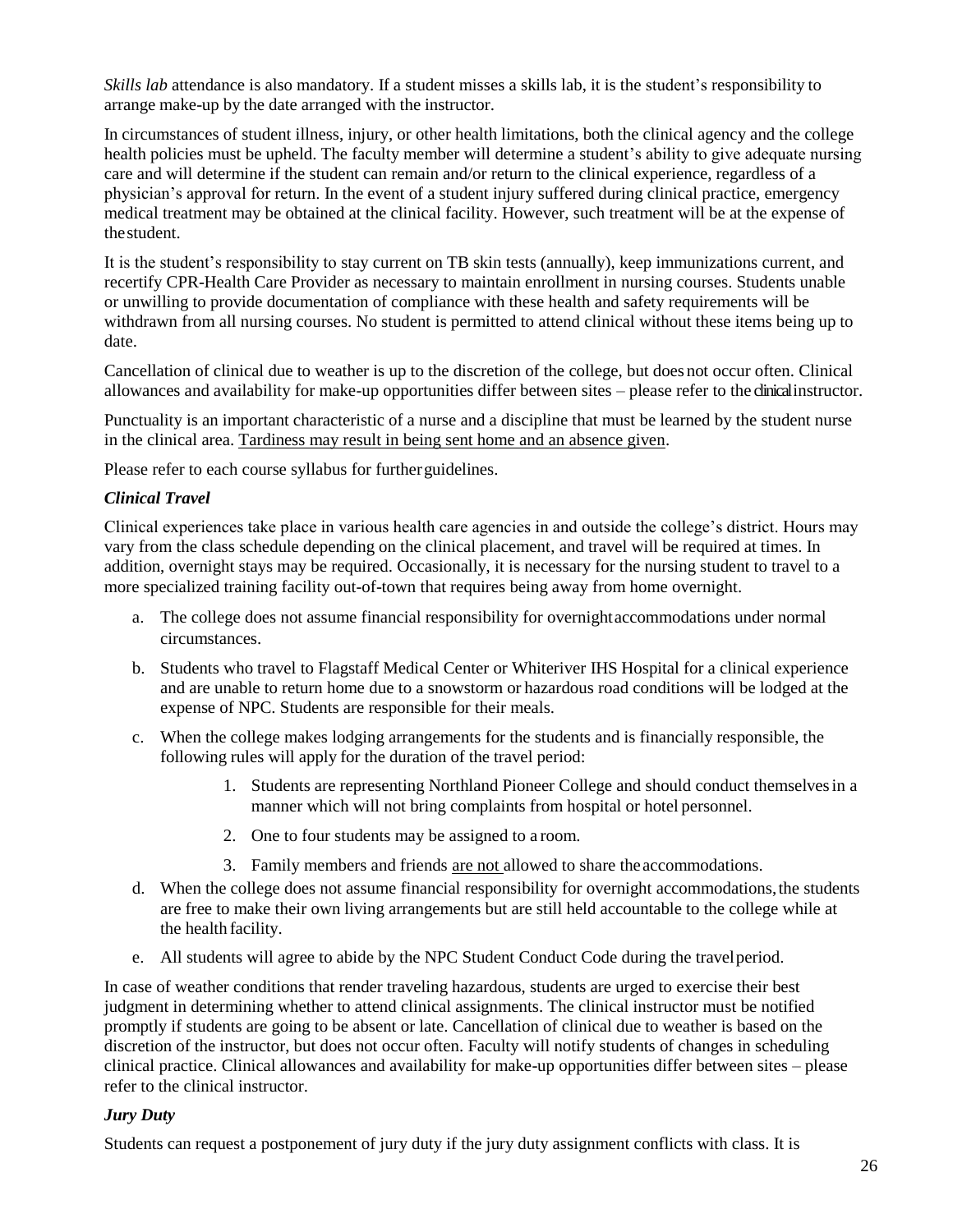*Skills lab* attendance is also mandatory. If a student misses a skills lab, it is the student's responsibility to arrange make-up by the date arranged with the instructor.

In circumstances of student illness, injury, or other health limitations, both the clinical agency and the college health policies must be upheld. The faculty member will determine a student's ability to give adequate nursing care and will determine if the student can remain and/or return to the clinical experience, regardless of a physician's approval for return. In the event of a student injury suffered during clinical practice, emergency medical treatment may be obtained at the clinical facility. However, such treatment will be at the expense of the student.

It is the student's responsibility to stay current on TB skin tests (annually), keep immunizations current, and recertify CPR-Health Care Provider as necessary to maintain enrollment in nursing courses. Students unable or unwilling to provide documentation of compliance with these health and safety requirements will be withdrawn from all nursing courses. No student is permitted to attend clinical without these items being up to date.

Cancellation of clinical due to weather is up to the discretion of the college, but does not occur often. Clinical allowances and availability for make-up opportunities differ between sites – please refer to the clinical instructor.

Punctuality is an important characteristic of a nurse and a discipline that must be learned by the student nurse in the clinical area. <u>Tardiness may result in being sent home and an absence given</u>.

Please refer to each course syllabus for further guidelines.

### *Clinical Travel*

Clinical experiences take place in various health care agencies in and outside the college's district. Hours may vary from the class schedule depending on the clinical placement, and travel will be required at times. In addition, overnight stays may be required. Occasionally, it is necessary for the nursing student to travel to a more specialized training facility out-of-town that requires being away from home overnight.

a. The college does not assume financial responsibility for overnight accommodations under normal circumstances.

b. Students who travel to Flagstaff Medical Center or Whiteriver IHS Hospital for a clinical experience and are unable to return home due to a snowstorm or hazardous road conditions will be lodged at the expense of NPC. Students are responsible for their meals.

c. When the college makes lodging arrangements for the students and is financially responsible, the following rules will apply for the duration of the travel period:

    1. Students are representing Northland Pioneer College and should conduct themselves in a manner which will not bring complaints from hospital or hotel personnel.
    2. One to four students may be assigned to a room.
    3. Family members and friends <u>are not</u> allowed to share the accommodations.

d. When the college does not assume financial responsibility for overnight accommodations, the students are free to make their own living arrangements but are still held accountable to the college while at the health facility.

e. All students will agree to abide by the NPC Student Conduct Code during the travel period.

In case of weather conditions that render traveling hazardous, students are urged to exercise their best judgment in determining whether to attend clinical assignments. The clinical instructor must be notified promptly if students are going to be absent or late. Cancellation of clinical due to weather is based on the discretion of the instructor, but does not occur often. Faculty will notify students of changes in scheduling clinical practice. Clinical allowances and availability for make-up opportunities differ between sites – please refer to the clinical instructor.

### *Jury Duty*

Students can request a postponement of jury duty if the jury duty assignment conflicts with class. It is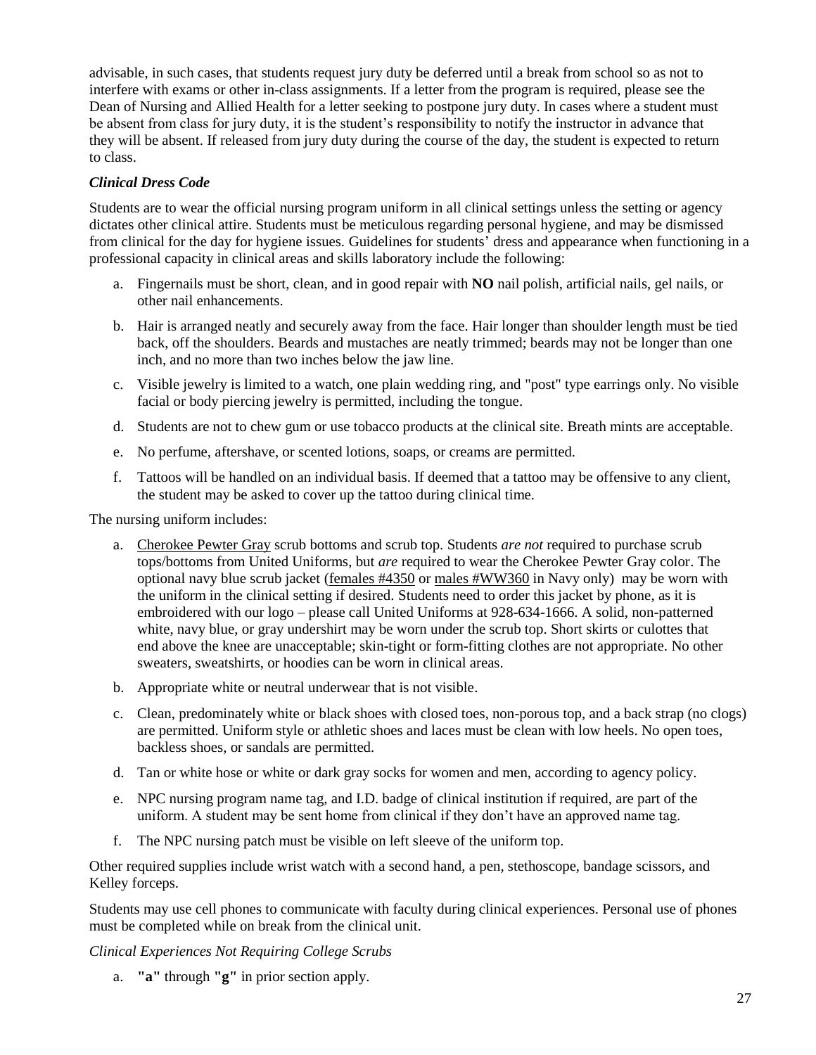advisable, in such cases, that students request jury duty be deferred until a break from school so as not to interfere with exams or other in-class assignments. If a letter from the program is required, please see the Dean of Nursing and Allied Health for a letter seeking to postpone jury duty. In cases where a student must be absent from class for jury duty, it is the student's responsibility to notify the instructor in advance that they will be absent. If released from jury duty during the course of the day, the student is expected to return to class.

***Clinical Dress Code***

Students are to wear the official nursing program uniform in all clinical settings unless the setting or agency dictates other clinical attire. Students must be meticulous regarding personal hygiene, and may be dismissed from clinical for the day for hygiene issues. Guidelines for students' dress and appearance when functioning in a professional capacity in clinical areas and skills laboratory include the following:

a. Fingernails must be short, clean, and in good repair with **NO** nail polish, artificial nails, gel nails, or other nail enhancements.

b. Hair is arranged neatly and securely away from the face. Hair longer than shoulder length must be tied back, off the shoulders. Beards and mustaches are neatly trimmed; beards may not be longer than one inch, and no more than two inches below the jaw line.

c. Visible jewelry is limited to a watch, one plain wedding ring, and "post" type earrings only. No visible facial or body piercing jewelry is permitted, including the tongue.

d. Students are not to chew gum or use tobacco products at the clinical site. Breath mints are acceptable.

e. No perfume, aftershave, or scented lotions, soaps, or creams are permitted.

f. Tattoos will be handled on an individual basis. If deemed that a tattoo may be offensive to any client, the student may be asked to cover up the tattoo during clinical time.

The nursing uniform includes:

a. Cherokee Pewter Gray scrub bottoms and scrub top. Students *are not* required to purchase scrub tops/bottoms from United Uniforms, but *are* required to wear the Cherokee Pewter Gray color. The optional navy blue scrub jacket (females #4350 or males #WW360 in Navy only) may be worn with the uniform in the clinical setting if desired. Students need to order this jacket by phone, as it is embroidered with our logo – please call United Uniforms at 928-634-1666. A solid, non-patterned white, navy blue, or gray undershirt may be worn under the scrub top. Short skirts or culottes that end above the knee are unacceptable; skin-tight or form-fitting clothes are not appropriate. No other sweaters, sweatshirts, or hoodies can be worn in clinical areas.

b. Appropriate white or neutral underwear that is not visible.

c. Clean, predominately white or black shoes with closed toes, non-porous top, and a back strap (no clogs) are permitted. Uniform style or athletic shoes and laces must be clean with low heels. No open toes, backless shoes, or sandals are permitted.

d. Tan or white hose or white or dark gray socks for women and men, according to agency policy.

e. NPC nursing program name tag, and I.D. badge of clinical institution if required, are part of the uniform. A student may be sent home from clinical if they don't have an approved name tag.

f. The NPC nursing patch must be visible on left sleeve of the uniform top.

Other required supplies include wrist watch with a second hand, a pen, stethoscope, bandage scissors, and Kelley forceps.

Students may use cell phones to communicate with faculty during clinical experiences. Personal use of phones must be completed while on break from the clinical unit.

*Clinical Experiences Not Requiring College Scrubs*

a. **"a"** through **"g"** in prior section apply.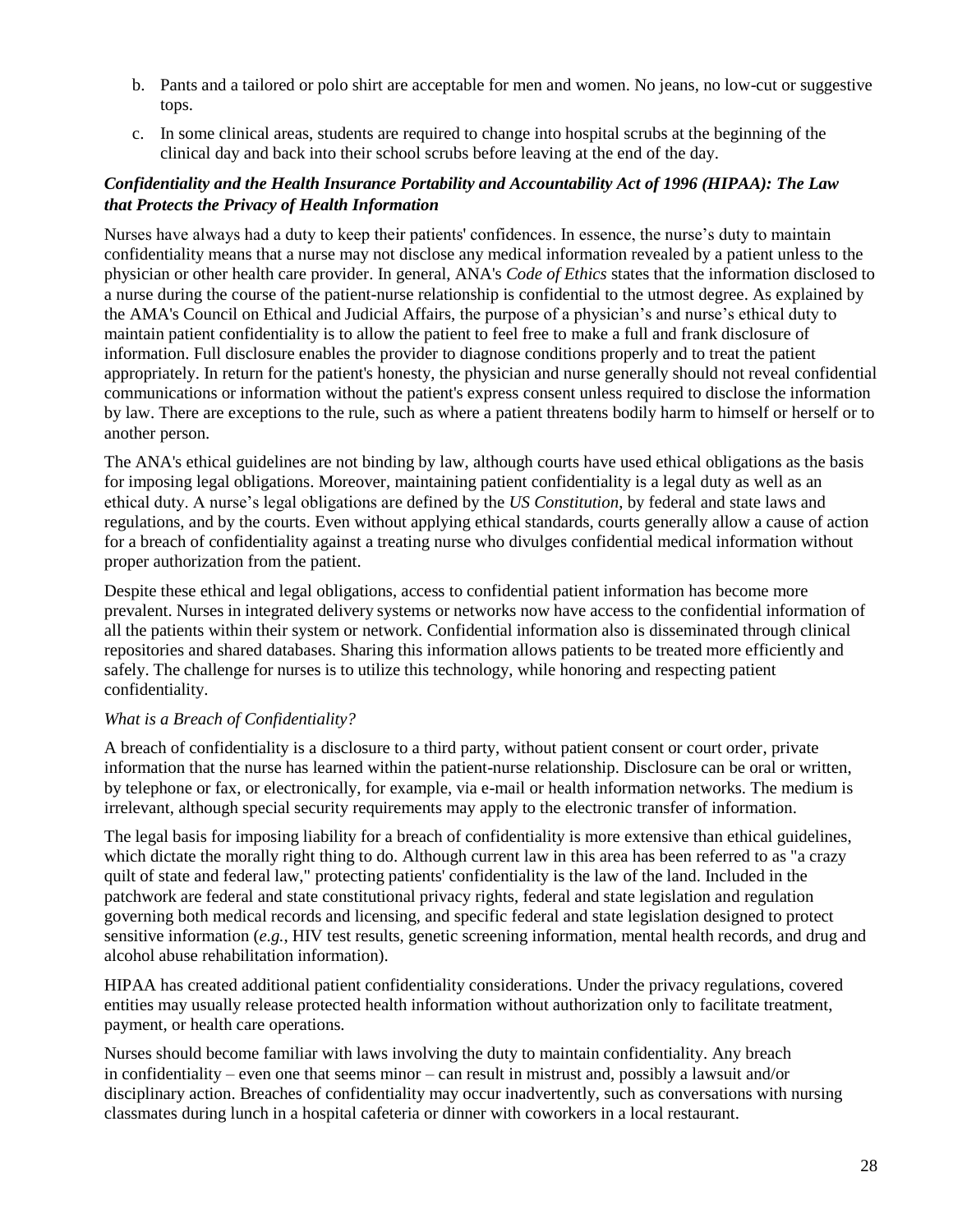b. Pants and a tailored or polo shirt are acceptable for men and women. No jeans, no low-cut or suggestive tops.

c. In some clinical areas, students are required to change into hospital scrubs at the beginning of the clinical day and back into their school scrubs before leaving at the end of the day.

***Confidentiality and the Health Insurance Portability and Accountability Act of 1996 (HIPAA): The Law that Protects the Privacy of Health Information***

Nurses have always had a duty to keep their patients' confidences. In essence, the nurse's duty to maintain confidentiality means that a nurse may not disclose any medical information revealed by a patient unless to the physician or other health care provider. In general, ANA's *Code of Ethics* states that the information disclosed to a nurse during the course of the patient-nurse relationship is confidential to the utmost degree. As explained by the AMA's Council on Ethical and Judicial Affairs, the purpose of a physician's and nurse's ethical duty to maintain patient confidentiality is to allow the patient to feel free to make a full and frank disclosure of information. Full disclosure enables the provider to diagnose conditions properly and to treat the patient appropriately. In return for the patient's honesty, the physician and nurse generally should not reveal confidential communications or information without the patient's express consent unless required to disclose the information by law. There are exceptions to the rule, such as where a patient threatens bodily harm to himself or herself or to another person.

The ANA's ethical guidelines are not binding by law, although courts have used ethical obligations as the basis for imposing legal obligations. Moreover, maintaining patient confidentiality is a legal duty as well as an ethical duty. A nurse's legal obligations are defined by the *US Constitution*, by federal and state laws and regulations, and by the courts. Even without applying ethical standards, courts generally allow a cause of action for a breach of confidentiality against a treating nurse who divulges confidential medical information without proper authorization from the patient.

Despite these ethical and legal obligations, access to confidential patient information has become more prevalent. Nurses in integrated delivery systems or networks now have access to the confidential information of all the patients within their system or network. Confidential information also is disseminated through clinical repositories and shared databases. Sharing this information allows patients to be treated more efficiently and safely. The challenge for nurses is to utilize this technology, while honoring and respecting patient confidentiality.

*What is a Breach of Confidentiality?*

A breach of confidentiality is a disclosure to a third party, without patient consent or court order, private information that the nurse has learned within the patient-nurse relationship. Disclosure can be oral or written, by telephone or fax, or electronically, for example, via e-mail or health information networks. The medium is irrelevant, although special security requirements may apply to the electronic transfer of information.

The legal basis for imposing liability for a breach of confidentiality is more extensive than ethical guidelines, which dictate the morally right thing to do. Although current law in this area has been referred to as "a crazy quilt of state and federal law," protecting patients' confidentiality is the law of the land. Included in the patchwork are federal and state constitutional privacy rights, federal and state legislation and regulation governing both medical records and licensing, and specific federal and state legislation designed to protect sensitive information (*e.g.*, HIV test results, genetic screening information, mental health records, and drug and alcohol abuse rehabilitation information).

HIPAA has created additional patient confidentiality considerations. Under the privacy regulations, covered entities may usually release protected health information without authorization only to facilitate treatment, payment, or health care operations.

Nurses should become familiar with laws involving the duty to maintain confidentiality. Any breach in confidentiality – even one that seems minor – can result in mistrust and, possibly a lawsuit and/or disciplinary action. Breaches of confidentiality may occur inadvertently, such as conversations with nursing classmates during lunch in a hospital cafeteria or dinner with coworkers in a local restaurant.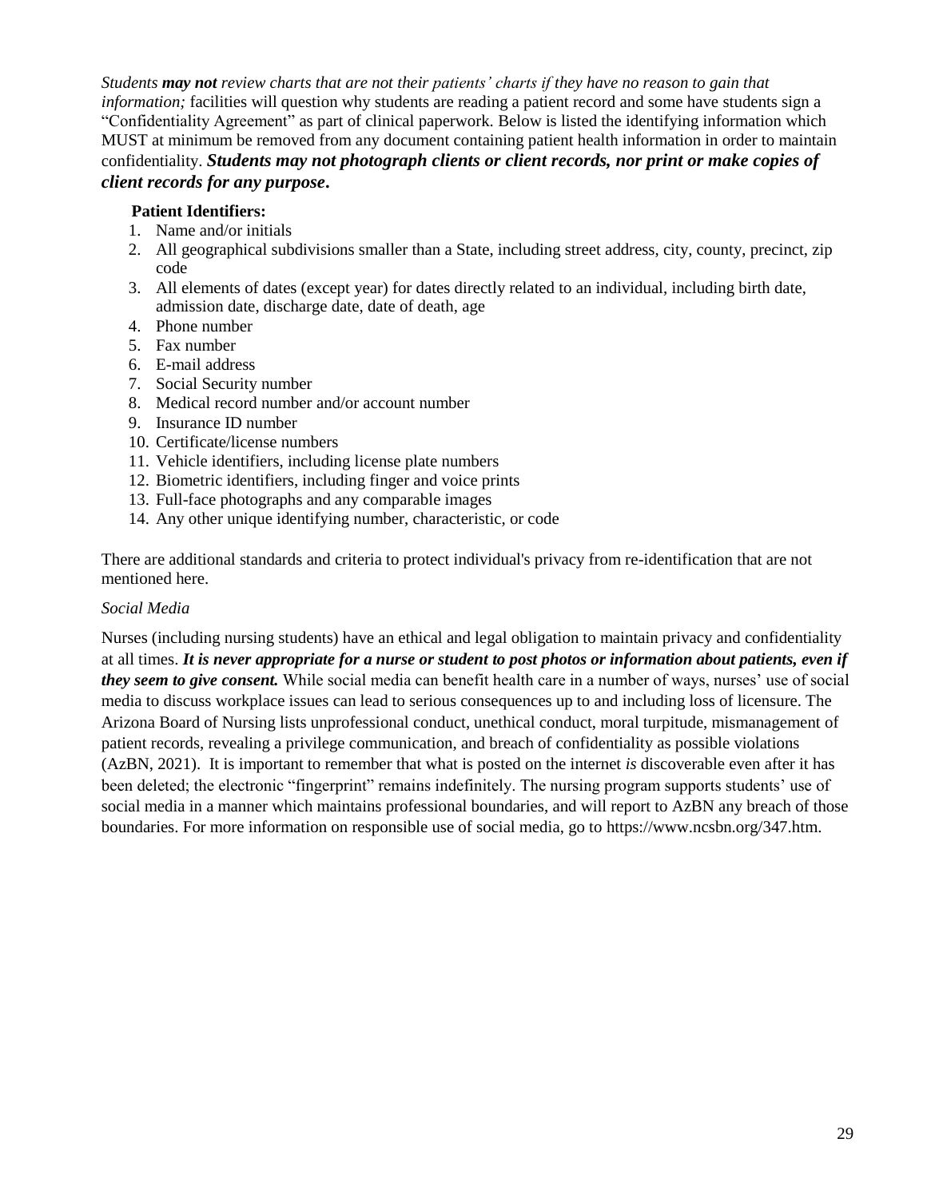*Students **may not** review charts that are not their patients' charts if they have no reason to gain that information;* facilities will question why students are reading a patient record and some have students sign a "Confidentiality Agreement" as part of clinical paperwork. Below is listed the identifying information which MUST at minimum be removed from any document containing patient health information in order to maintain confidentiality. ***Students may not photograph clients or client records, nor print or make copies of client records for any purpose.***

**Patient Identifiers:**

1. Name and/or initials
2. All geographical subdivisions smaller than a State, including street address, city, county, precinct, zip code
3. All elements of dates (except year) for dates directly related to an individual, including birth date, admission date, discharge date, date of death, age
4. Phone number
5. Fax number
6. E-mail address
7. Social Security number
8. Medical record number and/or account number
9. Insurance ID number
10. Certificate/license numbers
11. Vehicle identifiers, including license plate numbers
12. Biometric identifiers, including finger and voice prints
13. Full-face photographs and any comparable images
14. Any other unique identifying number, characteristic, or code

There are additional standards and criteria to protect individual's privacy from re-identification that are not mentioned here.

*Social Media*

Nurses (including nursing students) have an ethical and legal obligation to maintain privacy and confidentiality at all times. ***It is never appropriate for a nurse or student to post photos or information about patients, even if they seem to give consent.*** While social media can benefit health care in a number of ways, nurses' use of social media to discuss workplace issues can lead to serious consequences up to and including loss of licensure. The Arizona Board of Nursing lists unprofessional conduct, unethical conduct, moral turpitude, mismanagement of patient records, revealing a privilege communication, and breach of confidentiality as possible violations (AzBN, 2021). It is important to remember that what is posted on the internet *is* discoverable even after it has been deleted; the electronic "fingerprint" remains indefinitely. The nursing program supports students' use of social media in a manner which maintains professional boundaries, and will report to AzBN any breach of those boundaries. For more information on responsible use of social media, go to https://www.ncsbn.org/347.htm.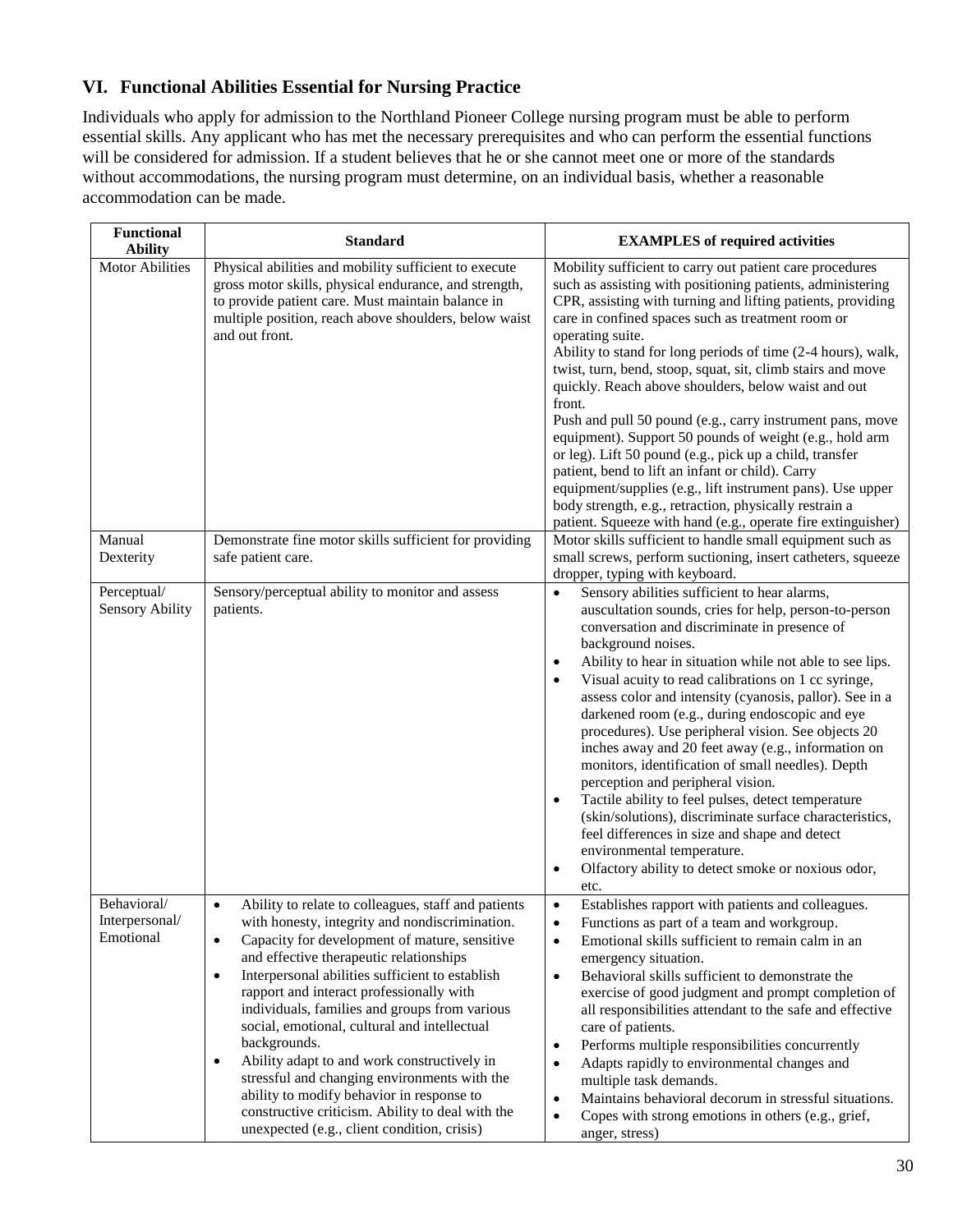## VI. Functional Abilities Essential for Nursing Practice

Individuals who apply for admission to the Northland Pioneer College nursing program must be able to perform essential skills. Any applicant who has met the necessary prerequisites and who can perform the essential functions will be considered for admission. If a student believes that he or she cannot meet one or more of the standards without accommodations, the nursing program must determine, on an individual basis, whether a reasonable accommodation can be made.

| Functional Ability | Standard | EXAMPLES of required activities |
|---|---|---|
| Motor Abilities | Physical abilities and mobility sufficient to execute gross motor skills, physical endurance, and strength, to provide patient care. Must maintain balance in multiple position, reach above shoulders, below waist and out front. | Mobility sufficient to carry out patient care procedures such as assisting with positioning patients, administering CPR, assisting with turning and lifting patients, providing care in confined spaces such as treatment room or operating suite.<br>Ability to stand for long periods of time (2-4 hours), walk, twist, turn, bend, stoop, squat, sit, climb stairs and move quickly. Reach above shoulders, below waist and out front.<br>Push and pull 50 pound (e.g., carry instrument pans, move equipment). Support 50 pounds of weight (e.g., hold arm or leg). Lift 50 pound (e.g., pick up a child, transfer patient, bend to lift an infant or child). Carry equipment/supplies (e.g., lift instrument pans). Use upper body strength, e.g., retraction, physically restrain a patient. Squeeze with hand (e.g., operate fire extinguisher) |
| Manual Dexterity | Demonstrate fine motor skills sufficient for providing safe patient care. | Motor skills sufficient to handle small equipment such as small screws, perform suctioning, insert catheters, squeeze dropper, typing with keyboard. |
| Perceptual/ Sensory Ability | Sensory/perceptual ability to monitor and assess patients. | • Sensory abilities sufficient to hear alarms, auscultation sounds, cries for help, person-to-person conversation and discriminate in presence of background noises.<br>• Ability to hear in situation while not able to see lips.<br>• Visual acuity to read calibrations on 1 cc syringe, assess color and intensity (cyanosis, pallor). See in a darkened room (e.g., during endoscopic and eye procedures). Use peripheral vision. See objects 20 inches away and 20 feet away (e.g., information on monitors, identification of small needles). Depth perception and peripheral vision.<br>• Tactile ability to feel pulses, detect temperature (skin/solutions), discriminate surface characteristics, feel differences in size and shape and detect environmental temperature.<br>• Olfactory ability to detect smoke or noxious odor, etc. |
| Behavioral/ Interpersonal/ Emotional | • Ability to relate to colleagues, staff and patients with honesty, integrity and nondiscrimination.<br>• Capacity for development of mature, sensitive and effective therapeutic relationships<br>• Interpersonal abilities sufficient to establish rapport and interact professionally with individuals, families and groups from various social, emotional, cultural and intellectual backgrounds.<br>• Ability adapt to and work constructively in stressful and changing environments with the ability to modify behavior in response to constructive criticism. Ability to deal with the unexpected (e.g., client condition, crisis) | • Establishes rapport with patients and colleagues.<br>• Functions as part of a team and workgroup.<br>• Emotional skills sufficient to remain calm in an emergency situation.<br>• Behavioral skills sufficient to demonstrate the exercise of good judgment and prompt completion of all responsibilities attendant to the safe and effective care of patients.<br>• Performs multiple responsibilities concurrently<br>• Adapts rapidly to environmental changes and multiple task demands.<br>• Maintains behavioral decorum in stressful situations.<br>• Copes with strong emotions in others (e.g., grief, anger, stress) |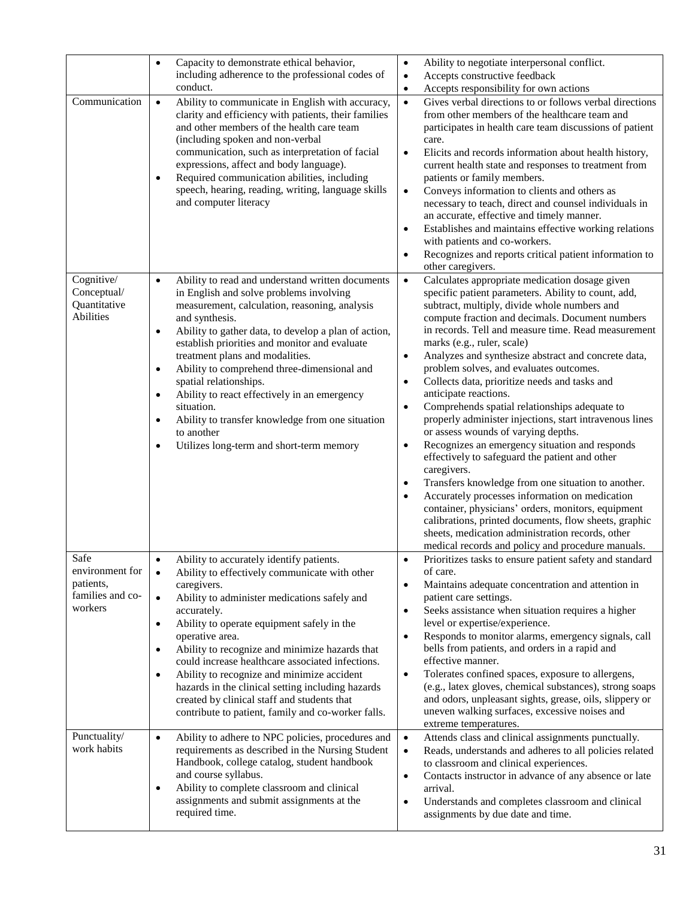| | | |
|---|---|---|
| | • Capacity to demonstrate ethical behavior, including adherence to the professional codes of conduct. | • Ability to negotiate interpersonal conflict.<br>• Accepts constructive feedback<br>• Accepts responsibility for own actions |
| Communication | • Ability to communicate in English with accuracy, clarity and efficiency with patients, their families and other members of the health care team (including spoken and non-verbal communication, such as interpretation of facial expressions, affect and body language).<br>• Required communication abilities, including speech, hearing, reading, writing, language skills and computer literacy | • Gives verbal directions to or follows verbal directions from other members of the healthcare team and participates in health care team discussions of patient care.<br>• Elicits and records information about health history, current health state and responses to treatment from patients or family members.<br>• Conveys information to clients and others as necessary to teach, direct and counsel individuals in an accurate, effective and timely manner.<br>• Establishes and maintains effective working relations with patients and co-workers.<br>• Recognizes and reports critical patient information to other caregivers. |
| Cognitive/ Conceptual/ Quantitative Abilities | • Ability to read and understand written documents in English and solve problems involving measurement, calculation, reasoning, analysis and synthesis.<br>• Ability to gather data, to develop a plan of action, establish priorities and monitor and evaluate treatment plans and modalities.<br>• Ability to comprehend three-dimensional and spatial relationships.<br>• Ability to react effectively in an emergency situation.<br>• Ability to transfer knowledge from one situation to another<br>• Utilizes long-term and short-term memory | • Calculates appropriate medication dosage given specific patient parameters. Ability to count, add, subtract, multiply, divide whole numbers and compute fraction and decimals. Document numbers in records. Tell and measure time. Read measurement marks (e.g., ruler, scale)<br>• Analyzes and synthesize abstract and concrete data, problem solves, and evaluates outcomes.<br>• Collects data, prioritize needs and tasks and anticipate reactions.<br>• Comprehends spatial relationships adequate to properly administer injections, start intravenous lines or assess wounds of varying depths.<br>• Recognizes an emergency situation and responds effectively to safeguard the patient and other caregivers.<br>• Transfers knowledge from one situation to another.<br>• Accurately processes information on medication container, physicians' orders, monitors, equipment calibrations, printed documents, flow sheets, graphic sheets, medication administration records, other medical records and policy and procedure manuals. |
| Safe environment for patients, families and co-workers | • Ability to accurately identify patients.<br>• Ability to effectively communicate with other caregivers.<br>• Ability to administer medications safely and accurately.<br>• Ability to operate equipment safely in the operative area.<br>• Ability to recognize and minimize hazards that could increase healthcare associated infections.<br>• Ability to recognize and minimize accident hazards in the clinical setting including hazards created by clinical staff and students that contribute to patient, family and co-worker falls. | • Prioritizes tasks to ensure patient safety and standard of care.<br>• Maintains adequate concentration and attention in patient care settings.<br>• Seeks assistance when situation requires a higher level or expertise/experience.<br>• Responds to monitor alarms, emergency signals, call bells from patients, and orders in a rapid and effective manner.<br>• Tolerates confined spaces, exposure to allergens, (e.g., latex gloves, chemical substances), strong soaps and odors, unpleasant sights, grease, oils, slippery or uneven walking surfaces, excessive noises and extreme temperatures. |
| Punctuality/ work habits | • Ability to adhere to NPC policies, procedures and requirements as described in the Nursing Student Handbook, college catalog, student handbook and course syllabus.<br>• Ability to complete classroom and clinical assignments and submit assignments at the required time. | • Attends class and clinical assignments punctually.<br>• Reads, understands and adheres to all policies related to classroom and clinical experiences.<br>• Contacts instructor in advance of any absence or late arrival.<br>• Understands and completes classroom and clinical assignments by due date and time. |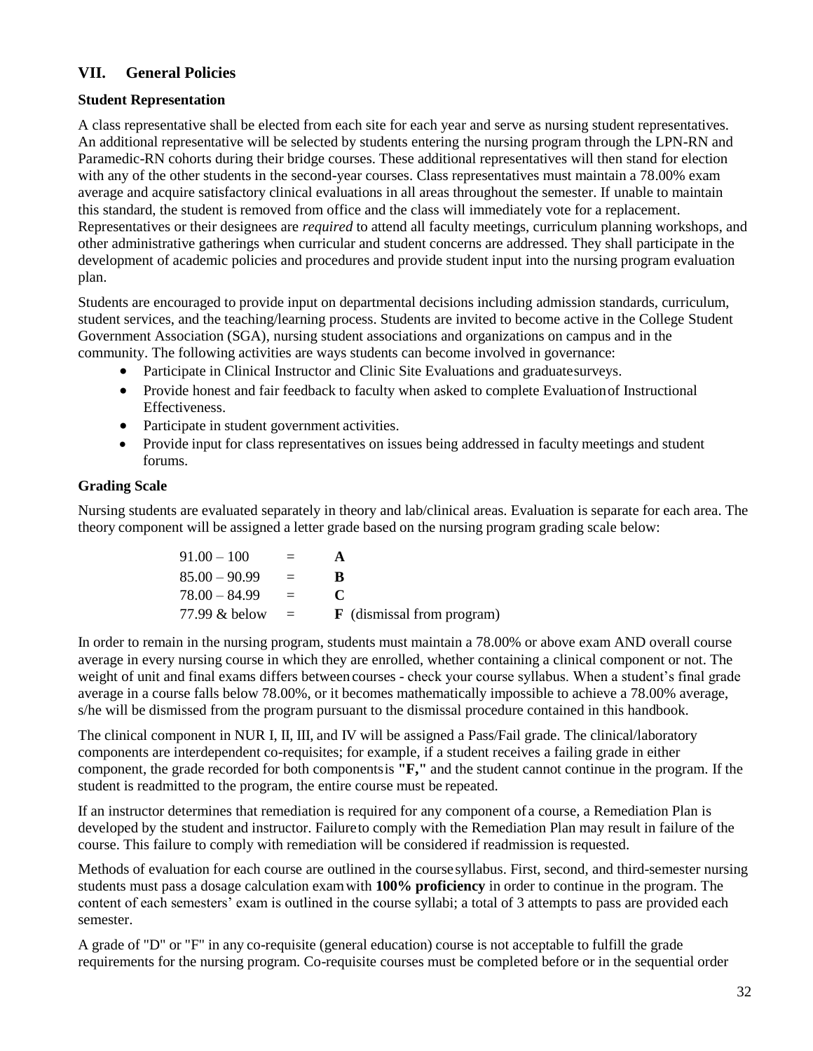## VII. General Policies

### Student Representation

A class representative shall be elected from each site for each year and serve as nursing student representatives. An additional representative will be selected by students entering the nursing program through the LPN-RN and Paramedic-RN cohorts during their bridge courses. These additional representatives will then stand for election with any of the other students in the second-year courses. Class representatives must maintain a 78.00% exam average and acquire satisfactory clinical evaluations in all areas throughout the semester. If unable to maintain this standard, the student is removed from office and the class will immediately vote for a replacement. Representatives or their designees are *required* to attend all faculty meetings, curriculum planning workshops, and other administrative gatherings when curricular and student concerns are addressed. They shall participate in the development of academic policies and procedures and provide student input into the nursing program evaluation plan.

Students are encouraged to provide input on departmental decisions including admission standards, curriculum, student services, and the teaching/learning process. Students are invited to become active in the College Student Government Association (SGA), nursing student associations and organizations on campus and in the community. The following activities are ways students can become involved in governance:

- Participate in Clinical Instructor and Clinic Site Evaluations and graduate surveys.
- Provide honest and fair feedback to faculty when asked to complete Evaluation of Instructional Effectiveness.
- Participate in student government activities.
- Provide input for class representatives on issues being addressed in faculty meetings and student forums.

### Grading Scale

Nursing students are evaluated separately in theory and lab/clinical areas. Evaluation is separate for each area. The theory component will be assigned a letter grade based on the nursing program grading scale below:

| | | |
|---|---|---|
| 91.00 – 100 | = | **A** |
| 85.00 – 90.99 | = | **B** |
| 78.00 – 84.99 | = | **C** |
| 77.99 & below | = | **F** (dismissal from program) |

In order to remain in the nursing program, students must maintain a 78.00% or above exam AND overall course average in every nursing course in which they are enrolled, whether containing a clinical component or not. The weight of unit and final exams differs between courses - check your course syllabus. When a student's final grade average in a course falls below 78.00%, or it becomes mathematically impossible to achieve a 78.00% average, s/he will be dismissed from the program pursuant to the dismissal procedure contained in this handbook.

The clinical component in NUR I, II, III, and IV will be assigned a Pass/Fail grade. The clinical/laboratory components are interdependent co-requisites; for example, if a student receives a failing grade in either component, the grade recorded for both components is **"F,"** and the student cannot continue in the program. If the student is readmitted to the program, the entire course must be repeated.

If an instructor determines that remediation is required for any component of a course, a Remediation Plan is developed by the student and instructor. Failure to comply with the Remediation Plan may result in failure of the course. This failure to comply with remediation will be considered if readmission is requested.

Methods of evaluation for each course are outlined in the course syllabus. First, second, and third-semester nursing students must pass a dosage calculation exam with **100% proficiency** in order to continue in the program. The content of each semesters' exam is outlined in the course syllabi; a total of 3 attempts to pass are provided each semester.

A grade of "D" or "F" in any co-requisite (general education) course is not acceptable to fulfill the grade requirements for the nursing program. Co-requisite courses must be completed before or in the sequential order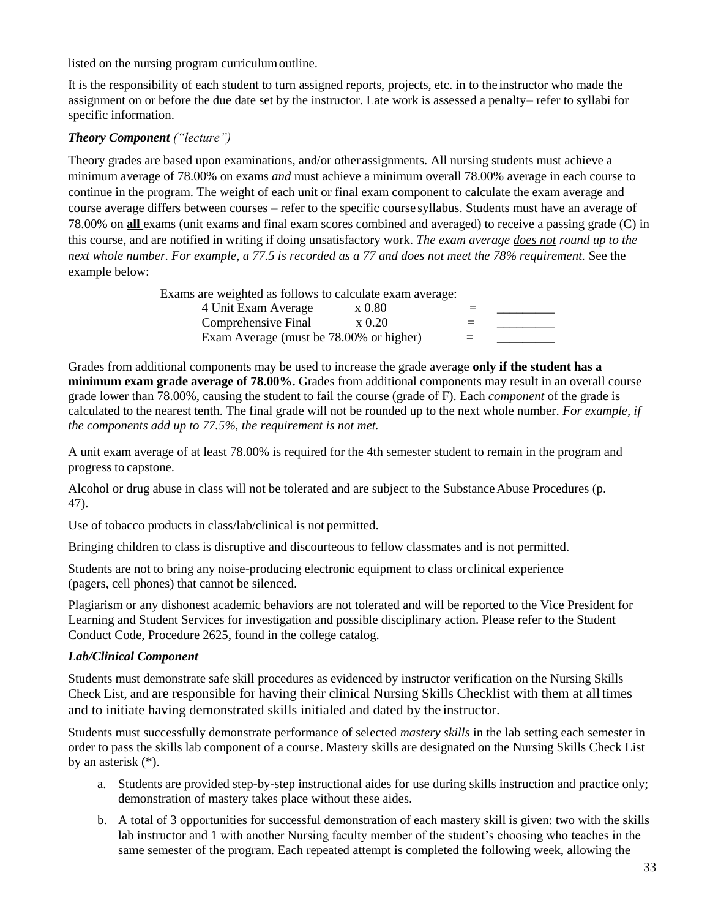listed on the nursing program curriculum outline.

It is the responsibility of each student to turn assigned reports, projects, etc. in to the instructor who made the assignment on or before the due date set by the instructor. Late work is assessed a penalty– refer to syllabi for specific information.

***Theory Component*** *("lecture")*

Theory grades are based upon examinations, and/or other assignments. All nursing students must achieve a minimum average of 78.00% on exams *and* must achieve a minimum overall 78.00% average in each course to continue in the program. The weight of each unit or final exam component to calculate the exam average and course average differs between courses – refer to the specific course syllabus. Students must have an average of 78.00% on **all** exams (unit exams and final exam scores combined and averaged) to receive a passing grade (C) in this course, and are notified in writing if doing unsatisfactory work. *The exam average does not round up to the next whole number. For example, a 77.5 is recorded as a 77 and does not meet the 78% requirement.* See the example below:

Exams are weighted as follows to calculate exam average:

| | | | |
|---|---|---|---|
| 4 Unit Exam Average | x 0.80 | = | _________ |
| Comprehensive Final | x 0.20 | = | _________ |
| Exam Average (must be 78.00% or higher) | | = | _________ |

Grades from additional components may be used to increase the grade average **only if the student has a minimum exam grade average of 78.00%.** Grades from additional components may result in an overall course grade lower than 78.00%, causing the student to fail the course (grade of F). Each *component* of the grade is calculated to the nearest tenth. The final grade will not be rounded up to the next whole number. *For example, if the components add up to 77.5%, the requirement is not met.*

A unit exam average of at least 78.00% is required for the 4th semester student to remain in the program and progress to capstone.

Alcohol or drug abuse in class will not be tolerated and are subject to the Substance Abuse Procedures (p. 47).

Use of tobacco products in class/lab/clinical is not permitted.

Bringing children to class is disruptive and discourteous to fellow classmates and is not permitted.

Students are not to bring any noise-producing electronic equipment to class or clinical experience (pagers, cell phones) that cannot be silenced.

Plagiarism or any dishonest academic behaviors are not tolerated and will be reported to the Vice President for Learning and Student Services for investigation and possible disciplinary action. Please refer to the Student Conduct Code, Procedure 2625, found in the college catalog.

***Lab/Clinical Component***

Students must demonstrate safe skill procedures as evidenced by instructor verification on the Nursing Skills Check List, and are responsible for having their clinical Nursing Skills Checklist with them at all times and to initiate having demonstrated skills initialed and dated by the instructor.

Students must successfully demonstrate performance of selected *mastery skills* in the lab setting each semester in order to pass the skills lab component of a course. Mastery skills are designated on the Nursing Skills Check List by an asterisk (*).

a. Students are provided step-by-step instructional aides for use during skills instruction and practice only; demonstration of mastery takes place without these aides.
b. A total of 3 opportunities for successful demonstration of each mastery skill is given: two with the skills lab instructor and 1 with another Nursing faculty member of the student's choosing who teaches in the same semester of the program. Each repeated attempt is completed the following week, allowing the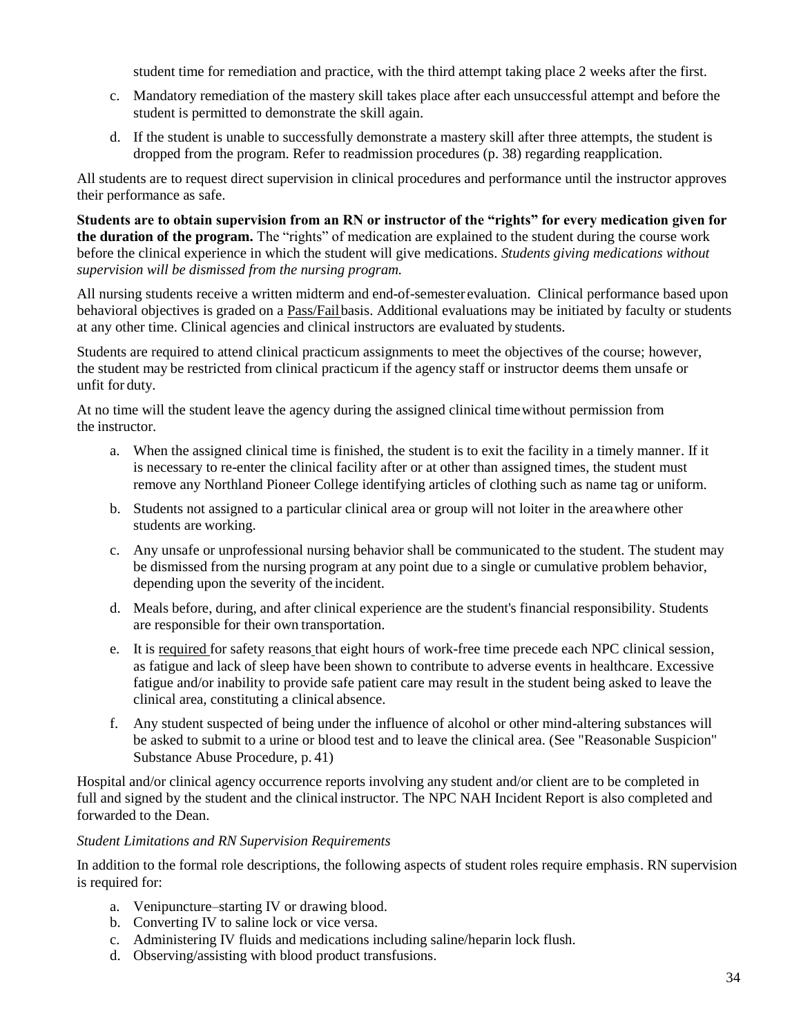student time for remediation and practice, with the third attempt taking place 2 weeks after the first.

c. Mandatory remediation of the mastery skill takes place after each unsuccessful attempt and before the student is permitted to demonstrate the skill again.

d. If the student is unable to successfully demonstrate a mastery skill after three attempts, the student is dropped from the program. Refer to readmission procedures (p. 38) regarding reapplication.

All students are to request direct supervision in clinical procedures and performance until the instructor approves their performance as safe.

**Students are to obtain supervision from an RN or instructor of the "rights" for every medication given for the duration of the program.** The "rights" of medication are explained to the student during the course work before the clinical experience in which the student will give medications. *Students giving medications without supervision will be dismissed from the nursing program.*

All nursing students receive a written midterm and end-of-semester evaluation. Clinical performance based upon behavioral objectives is graded on a <u>Pass/Fail</u> basis. Additional evaluations may be initiated by faculty or students at any other time. Clinical agencies and clinical instructors are evaluated by students.

Students are required to attend clinical practicum assignments to meet the objectives of the course; however, the student may be restricted from clinical practicum if the agency staff or instructor deems them unsafe or unfit for duty.

At no time will the student leave the agency during the assigned clinical time without permission from the instructor.

a. When the assigned clinical time is finished, the student is to exit the facility in a timely manner. If it is necessary to re-enter the clinical facility after or at other than assigned times, the student must remove any Northland Pioneer College identifying articles of clothing such as name tag or uniform.

b. Students not assigned to a particular clinical area or group will not loiter in the area where other students are working.

c. Any unsafe or unprofessional nursing behavior shall be communicated to the student. The student may be dismissed from the nursing program at any point due to a single or cumulative problem behavior, depending upon the severity of the incident.

d. Meals before, during, and after clinical experience are the student's financial responsibility. Students are responsible for their own transportation.

e. It is <u>required</u> for safety reasons that eight hours of work-free time precede each NPC clinical session, as fatigue and lack of sleep have been shown to contribute to adverse events in healthcare. Excessive fatigue and/or inability to provide safe patient care may result in the student being asked to leave the clinical area, constituting a clinical absence.

f. Any student suspected of being under the influence of alcohol or other mind-altering substances will be asked to submit to a urine or blood test and to leave the clinical area. (See "Reasonable Suspicion" Substance Abuse Procedure, p. 41)

Hospital and/or clinical agency occurrence reports involving any student and/or client are to be completed in full and signed by the student and the clinical instructor. The NPC NAH Incident Report is also completed and forwarded to the Dean.

*Student Limitations and RN Supervision Requirements*

In addition to the formal role descriptions, the following aspects of student roles require emphasis. RN supervision is required for:

a. Venipuncture–starting IV or drawing blood.
b. Converting IV to saline lock or vice versa.
c. Administering IV fluids and medications including saline/heparin lock flush.
d. Observing/assisting with blood product transfusions.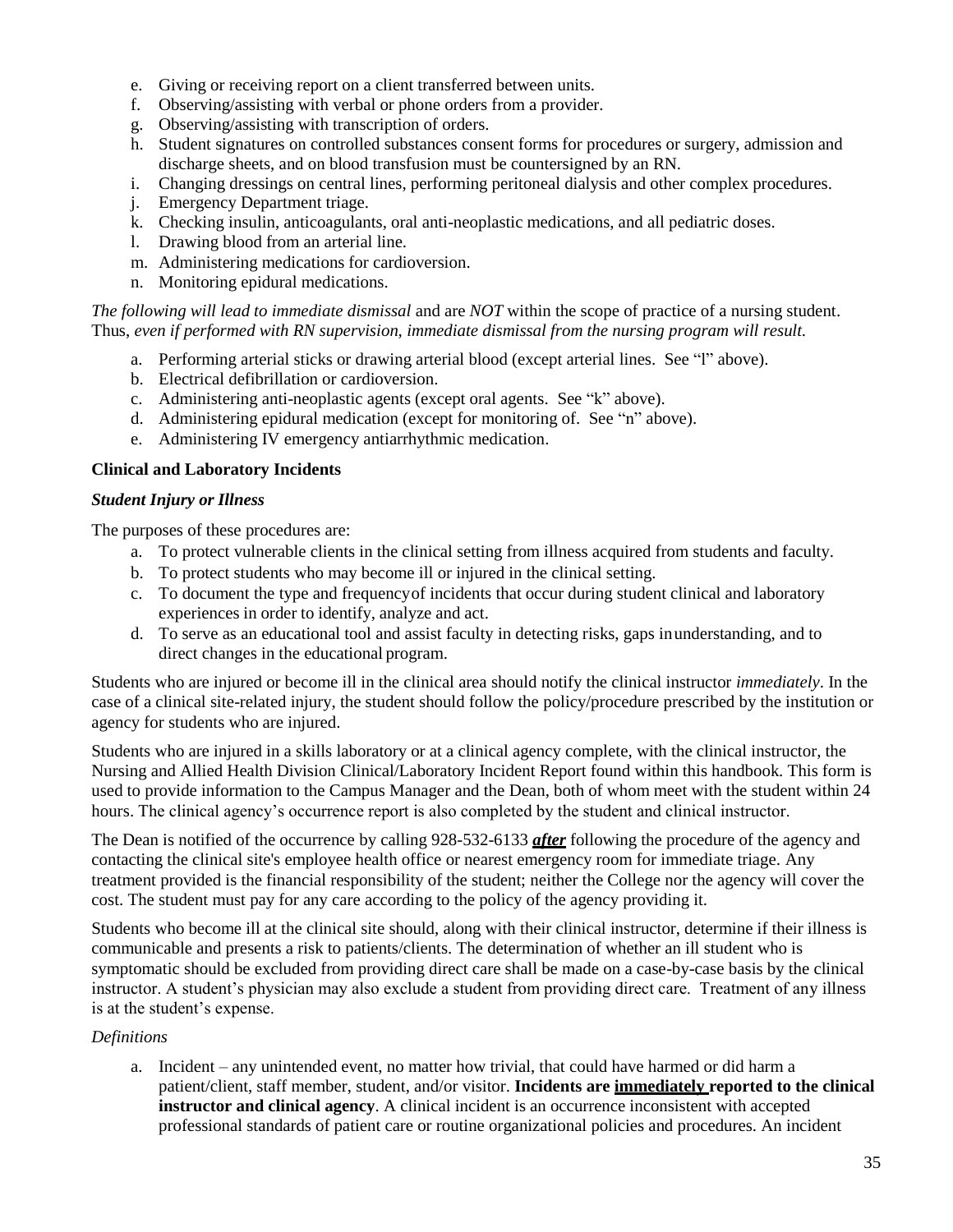e. Giving or receiving report on a client transferred between units.
f. Observing/assisting with verbal or phone orders from a provider.
g. Observing/assisting with transcription of orders.
h. Student signatures on controlled substances consent forms for procedures or surgery, admission and discharge sheets, and on blood transfusion must be countersigned by an RN.
i. Changing dressings on central lines, performing peritoneal dialysis and other complex procedures.
j. Emergency Department triage.
k. Checking insulin, anticoagulants, oral anti-neoplastic medications, and all pediatric doses.
l. Drawing blood from an arterial line.
m. Administering medications for cardioversion.
n. Monitoring epidural medications.

*The following will lead to immediate dismissal* and are *NOT* within the scope of practice of a nursing student. Thus, *even if performed with RN supervision, immediate dismissal from the nursing program will result.*

a. Performing arterial sticks or drawing arterial blood (except arterial lines. See "l" above).
b. Electrical defibrillation or cardioversion.
c. Administering anti-neoplastic agents (except oral agents. See "k" above).
d. Administering epidural medication (except for monitoring of. See "n" above).
e. Administering IV emergency antiarrhythmic medication.

**Clinical and Laboratory Incidents**

***Student Injury or Illness***

The purposes of these procedures are:

a. To protect vulnerable clients in the clinical setting from illness acquired from students and faculty.
b. To protect students who may become ill or injured in the clinical setting.
c. To document the type and frequency of incidents that occur during student clinical and laboratory experiences in order to identify, analyze and act.
d. To serve as an educational tool and assist faculty in detecting risks, gaps in understanding, and to direct changes in the educational program.

Students who are injured or become ill in the clinical area should notify the clinical instructor *immediately*. In the case of a clinical site-related injury, the student should follow the policy/procedure prescribed by the institution or agency for students who are injured.

Students who are injured in a skills laboratory or at a clinical agency complete, with the clinical instructor, the Nursing and Allied Health Division Clinical/Laboratory Incident Report found within this handbook. This form is used to provide information to the Campus Manager and the Dean, both of whom meet with the student within 24 hours. The clinical agency's occurrence report is also completed by the student and clinical instructor.

The Dean is notified of the occurrence by calling 928-532-6133 ***after*** following the procedure of the agency and contacting the clinical site's employee health office or nearest emergency room for immediate triage. Any treatment provided is the financial responsibility of the student; neither the College nor the agency will cover the cost. The student must pay for any care according to the policy of the agency providing it.

Students who become ill at the clinical site should, along with their clinical instructor, determine if their illness is communicable and presents a risk to patients/clients. The determination of whether an ill student who is symptomatic should be excluded from providing direct care shall be made on a case-by-case basis by the clinical instructor. A student's physician may also exclude a student from providing direct care. Treatment of any illness is at the student's expense.

*Definitions*

a. Incident – any unintended event, no matter how trivial, that could have harmed or did harm a patient/client, staff member, student, and/or visitor. **Incidents are immediately reported to the clinical instructor and clinical agency**. A clinical incident is an occurrence inconsistent with accepted professional standards of patient care or routine organizational policies and procedures. An incident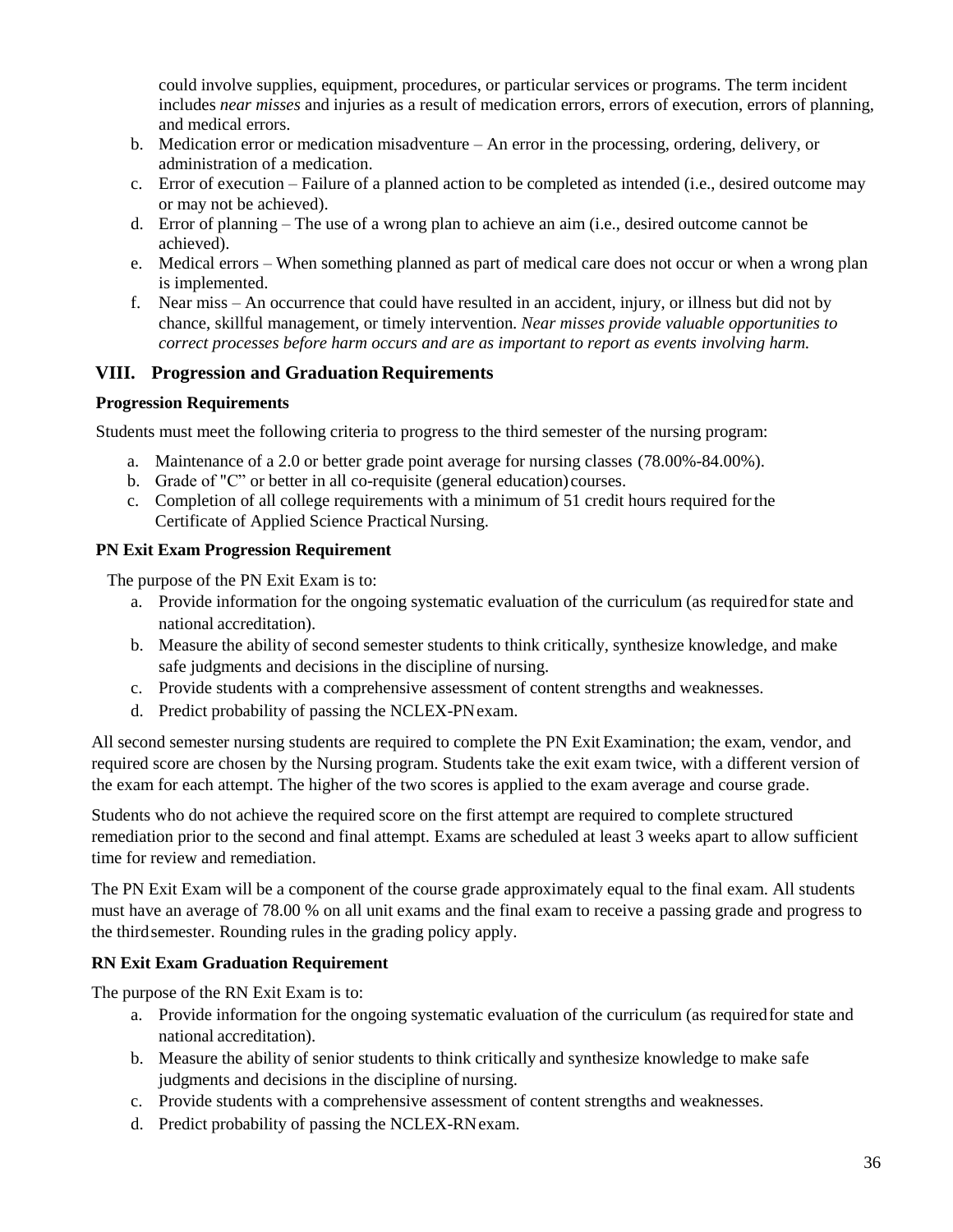could involve supplies, equipment, procedures, or particular services or programs. The term incident includes *near misses* and injuries as a result of medication errors, errors of execution, errors of planning, and medical errors.

b. Medication error or medication misadventure – An error in the processing, ordering, delivery, or administration of a medication.
c. Error of execution – Failure of a planned action to be completed as intended (i.e., desired outcome may or may not be achieved).
d. Error of planning – The use of a wrong plan to achieve an aim (i.e., desired outcome cannot be achieved).
e. Medical errors – When something planned as part of medical care does not occur or when a wrong plan is implemented.
f. Near miss – An occurrence that could have resulted in an accident, injury, or illness but did not by chance, skillful management, or timely intervention. *Near misses provide valuable opportunities to correct processes before harm occurs and are as important to report as events involving harm.*

## VIII. Progression and Graduation Requirements

### Progression Requirements

Students must meet the following criteria to progress to the third semester of the nursing program:

a. Maintenance of a 2.0 or better grade point average for nursing classes (78.00%-84.00%).
b. Grade of "C" or better in all co-requisite (general education) courses.
c. Completion of all college requirements with a minimum of 51 credit hours required for the Certificate of Applied Science Practical Nursing.

### PN Exit Exam Progression Requirement

The purpose of the PN Exit Exam is to:

a. Provide information for the ongoing systematic evaluation of the curriculum (as required for state and national accreditation).
b. Measure the ability of second semester students to think critically, synthesize knowledge, and make safe judgments and decisions in the discipline of nursing.
c. Provide students with a comprehensive assessment of content strengths and weaknesses.
d. Predict probability of passing the NCLEX-PN exam.

All second semester nursing students are required to complete the PN Exit Examination; the exam, vendor, and required score are chosen by the Nursing program. Students take the exit exam twice, with a different version of the exam for each attempt. The higher of the two scores is applied to the exam average and course grade.

Students who do not achieve the required score on the first attempt are required to complete structured remediation prior to the second and final attempt. Exams are scheduled at least 3 weeks apart to allow sufficient time for review and remediation.

The PN Exit Exam will be a component of the course grade approximately equal to the final exam. All students must have an average of 78.00 % on all unit exams and the final exam to receive a passing grade and progress to the third semester. Rounding rules in the grading policy apply.

### RN Exit Exam Graduation Requirement

The purpose of the RN Exit Exam is to:

a. Provide information for the ongoing systematic evaluation of the curriculum (as required for state and national accreditation).
b. Measure the ability of senior students to think critically and synthesize knowledge to make safe judgments and decisions in the discipline of nursing.
c. Provide students with a comprehensive assessment of content strengths and weaknesses.
d. Predict probability of passing the NCLEX-RN exam.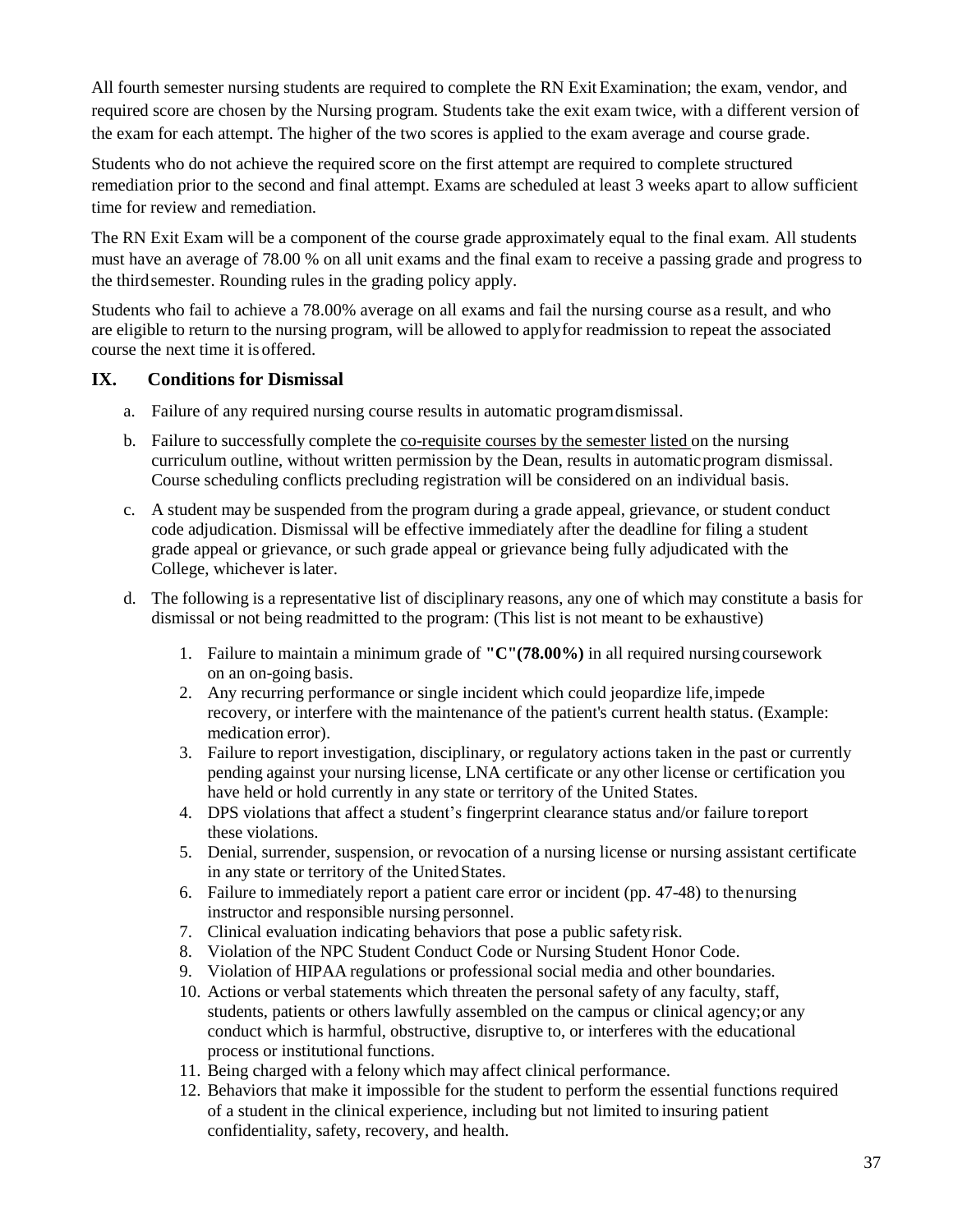All fourth semester nursing students are required to complete the RN Exit Examination; the exam, vendor, and required score are chosen by the Nursing program. Students take the exit exam twice, with a different version of the exam for each attempt. The higher of the two scores is applied to the exam average and course grade.

Students who do not achieve the required score on the first attempt are required to complete structured remediation prior to the second and final attempt. Exams are scheduled at least 3 weeks apart to allow sufficient time for review and remediation.

The RN Exit Exam will be a component of the course grade approximately equal to the final exam. All students must have an average of 78.00 % on all unit exams and the final exam to receive a passing grade and progress to the third semester. Rounding rules in the grading policy apply.

Students who fail to achieve a 78.00% average on all exams and fail the nursing course as a result, and who are eligible to return to the nursing program, will be allowed to apply for readmission to repeat the associated course the next time it is offered.

## IX. Conditions for Dismissal

a. Failure of any required nursing course results in automatic program dismissal.

b. Failure to successfully complete the <u>co-requisite courses by the semester listed</u> on the nursing curriculum outline, without written permission by the Dean, results in automatic program dismissal. Course scheduling conflicts precluding registration will be considered on an individual basis.

c. A student may be suspended from the program during a grade appeal, grievance, or student conduct code adjudication. Dismissal will be effective immediately after the deadline for filing a student grade appeal or grievance, or such grade appeal or grievance being fully adjudicated with the College, whichever is later.

d. The following is a representative list of disciplinary reasons, any one of which may constitute a basis for dismissal or not being readmitted to the program: (This list is not meant to be exhaustive)

1. Failure to maintain a minimum grade of **"C"(78.00%)** in all required nursing coursework on an on-going basis.
2. Any recurring performance or single incident which could jeopardize life, impede recovery, or interfere with the maintenance of the patient's current health status. (Example: medication error).
3. Failure to report investigation, disciplinary, or regulatory actions taken in the past or currently pending against your nursing license, LNA certificate or any other license or certification you have held or hold currently in any state or territory of the United States.
4. DPS violations that affect a student's fingerprint clearance status and/or failure to report these violations.
5. Denial, surrender, suspension, or revocation of a nursing license or nursing assistant certificate in any state or territory of the United States.
6. Failure to immediately report a patient care error or incident (pp. 47-48) to the nursing instructor and responsible nursing personnel.
7. Clinical evaluation indicating behaviors that pose a public safety risk.
8. Violation of the NPC Student Conduct Code or Nursing Student Honor Code.
9. Violation of HIPAA regulations or professional social media and other boundaries.
10. Actions or verbal statements which threaten the personal safety of any faculty, staff, students, patients or others lawfully assembled on the campus or clinical agency; or any conduct which is harmful, obstructive, disruptive to, or interferes with the educational process or institutional functions.
11. Being charged with a felony which may affect clinical performance.
12. Behaviors that make it impossible for the student to perform the essential functions required of a student in the clinical experience, including but not limited to insuring patient confidentiality, safety, recovery, and health.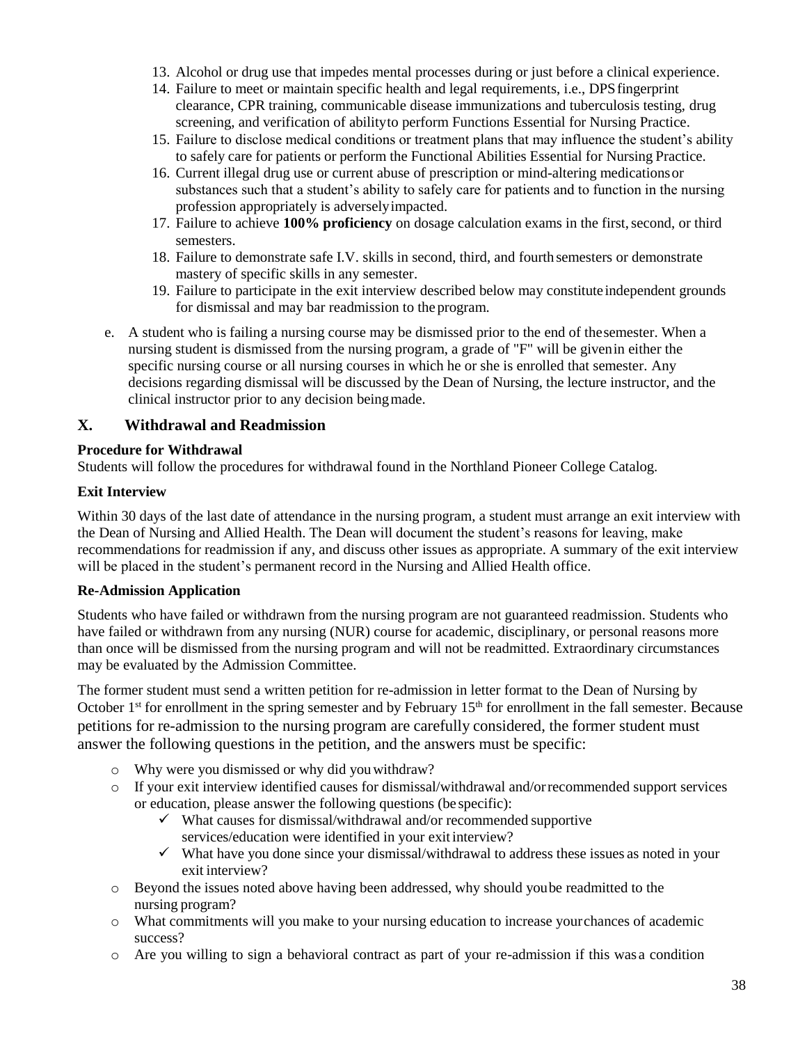13. Alcohol or drug use that impedes mental processes during or just before a clinical experience.
14. Failure to meet or maintain specific health and legal requirements, i.e., DPS fingerprint clearance, CPR training, communicable disease immunizations and tuberculosis testing, drug screening, and verification of ability to perform Functions Essential for Nursing Practice.
15. Failure to disclose medical conditions or treatment plans that may influence the student's ability to safely care for patients or perform the Functional Abilities Essential for Nursing Practice.
16. Current illegal drug use or current abuse of prescription or mind-altering medications or substances such that a student's ability to safely care for patients and to function in the nursing profession appropriately is adversely impacted.
17. Failure to achieve **100% proficiency** on dosage calculation exams in the first, second, or third semesters.
18. Failure to demonstrate safe I.V. skills in second, third, and fourth semesters or demonstrate mastery of specific skills in any semester.
19. Failure to participate in the exit interview described below may constitute independent grounds for dismissal and may bar readmission to the program.

e. A student who is failing a nursing course may be dismissed prior to the end of the semester. When a nursing student is dismissed from the nursing program, a grade of "F" will be given in either the specific nursing course or all nursing courses in which he or she is enrolled that semester. Any decisions regarding dismissal will be discussed by the Dean of Nursing, the lecture instructor, and the clinical instructor prior to any decision being made.

## X. Withdrawal and Readmission

**Procedure for Withdrawal**

Students will follow the procedures for withdrawal found in the Northland Pioneer College Catalog.

**Exit Interview**

Within 30 days of the last date of attendance in the nursing program, a student must arrange an exit interview with the Dean of Nursing and Allied Health. The Dean will document the student's reasons for leaving, make recommendations for readmission if any, and discuss other issues as appropriate. A summary of the exit interview will be placed in the student's permanent record in the Nursing and Allied Health office.

**Re-Admission Application**

Students who have failed or withdrawn from the nursing program are not guaranteed readmission. Students who have failed or withdrawn from any nursing (NUR) course for academic, disciplinary, or personal reasons more than once will be dismissed from the nursing program and will not be readmitted. Extraordinary circumstances may be evaluated by the Admission Committee.

The former student must send a written petition for re-admission in letter format to the Dean of Nursing by October 1st for enrollment in the spring semester and by February 15th for enrollment in the fall semester. Because petitions for re-admission to the nursing program are carefully considered, the former student must answer the following questions in the petition, and the answers must be specific:

- Why were you dismissed or why did you withdraw?
- If your exit interview identified causes for dismissal/withdrawal and/or recommended support services or education, please answer the following questions (be specific):
  - ✓ What causes for dismissal/withdrawal and/or recommended supportive services/education were identified in your exit interview?
  - ✓ What have you done since your dismissal/withdrawal to address these issues as noted in your exit interview?
- Beyond the issues noted above having been addressed, why should you be readmitted to the nursing program?
- What commitments will you make to your nursing education to increase your chances of academic success?
- Are you willing to sign a behavioral contract as part of your re-admission if this was a condition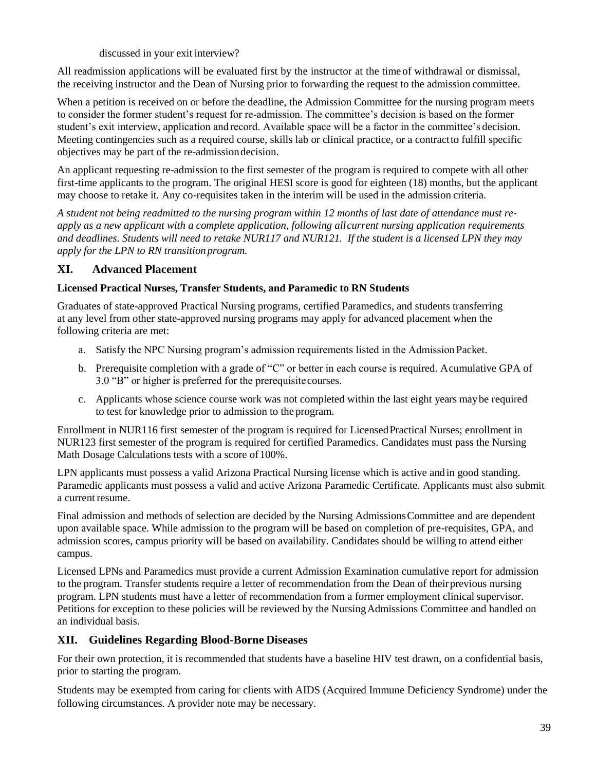discussed in your exit interview?

All readmission applications will be evaluated first by the instructor at the time of withdrawal or dismissal, the receiving instructor and the Dean of Nursing prior to forwarding the request to the admission committee.

When a petition is received on or before the deadline, the Admission Committee for the nursing program meets to consider the former student's request for re-admission. The committee's decision is based on the former student's exit interview, application and record. Available space will be a factor in the committee's decision. Meeting contingencies such as a required course, skills lab or clinical practice, or a contract to fulfill specific objectives may be part of the re-admission decision.

An applicant requesting re-admission to the first semester of the program is required to compete with all other first-time applicants to the program. The original HESI score is good for eighteen (18) months, but the applicant may choose to retake it. Any co-requisites taken in the interim will be used in the admission criteria.

*A student not being readmitted to the nursing program within 12 months of last date of attendance must re-apply as a new applicant with a complete application, following all current nursing application requirements and deadlines. Students will need to retake NUR117 and NUR121. If the student is a licensed LPN they may apply for the LPN to RN transition program.*

## XI. Advanced Placement

**Licensed Practical Nurses, Transfer Students, and Paramedic to RN Students**

Graduates of state-approved Practical Nursing programs, certified Paramedics, and students transferring at any level from other state-approved nursing programs may apply for advanced placement when the following criteria are met:

a. Satisfy the NPC Nursing program's admission requirements listed in the Admission Packet.
b. Prerequisite completion with a grade of "C" or better in each course is required. A cumulative GPA of 3.0 "B" or higher is preferred for the prerequisite courses.
c. Applicants whose science course work was not completed within the last eight years may be required to test for knowledge prior to admission to the program.

Enrollment in NUR116 first semester of the program is required for Licensed Practical Nurses; enrollment in NUR123 first semester of the program is required for certified Paramedics. Candidates must pass the Nursing Math Dosage Calculations tests with a score of 100%.

LPN applicants must possess a valid Arizona Practical Nursing license which is active and in good standing. Paramedic applicants must possess a valid and active Arizona Paramedic Certificate. Applicants must also submit a current resume.

Final admission and methods of selection are decided by the Nursing Admissions Committee and are dependent upon available space. While admission to the program will be based on completion of pre-requisites, GPA, and admission scores, campus priority will be based on availability. Candidates should be willing to attend either campus.

Licensed LPNs and Paramedics must provide a current Admission Examination cumulative report for admission to the program. Transfer students require a letter of recommendation from the Dean of their previous nursing program. LPN students must have a letter of recommendation from a former employment clinical supervisor. Petitions for exception to these policies will be reviewed by the Nursing Admissions Committee and handled on an individual basis.

## XII. Guidelines Regarding Blood-Borne Diseases

For their own protection, it is recommended that students have a baseline HIV test drawn, on a confidential basis, prior to starting the program.

Students may be exempted from caring for clients with AIDS (Acquired Immune Deficiency Syndrome) under the following circumstances. A provider note may be necessary.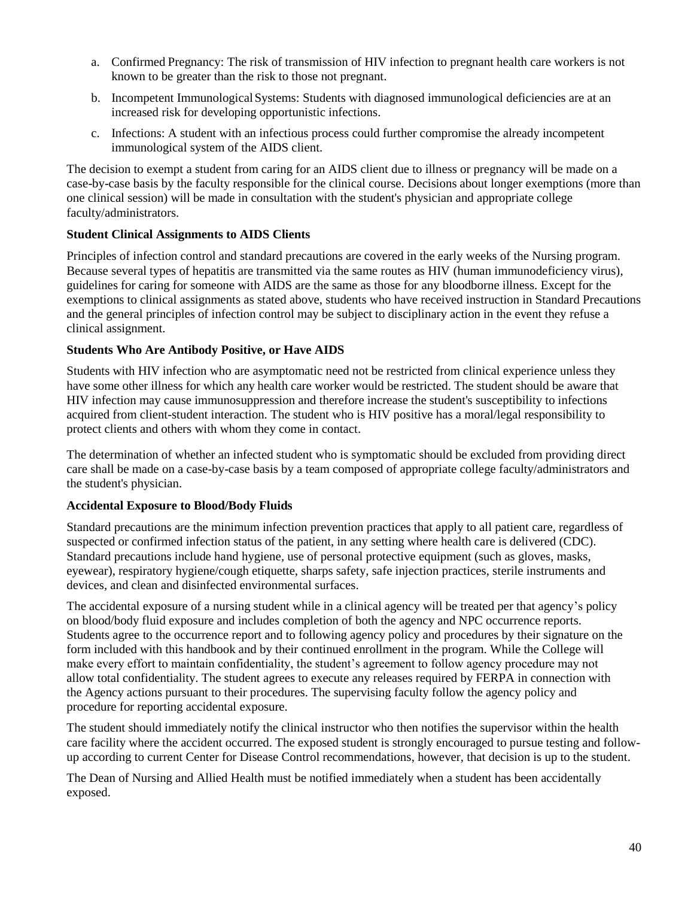a. Confirmed Pregnancy: The risk of transmission of HIV infection to pregnant health care workers is not known to be greater than the risk to those not pregnant.

b. Incompetent Immunological Systems: Students with diagnosed immunological deficiencies are at an increased risk for developing opportunistic infections.

c. Infections: A student with an infectious process could further compromise the already incompetent immunological system of the AIDS client.

The decision to exempt a student from caring for an AIDS client due to illness or pregnancy will be made on a case-by-case basis by the faculty responsible for the clinical course. Decisions about longer exemptions (more than one clinical session) will be made in consultation with the student's physician and appropriate college faculty/administrators.

**Student Clinical Assignments to AIDS Clients**

Principles of infection control and standard precautions are covered in the early weeks of the Nursing program. Because several types of hepatitis are transmitted via the same routes as HIV (human immunodeficiency virus), guidelines for caring for someone with AIDS are the same as those for any bloodborne illness. Except for the exemptions to clinical assignments as stated above, students who have received instruction in Standard Precautions and the general principles of infection control may be subject to disciplinary action in the event they refuse a clinical assignment.

**Students Who Are Antibody Positive, or Have AIDS**

Students with HIV infection who are asymptomatic need not be restricted from clinical experience unless they have some other illness for which any health care worker would be restricted. The student should be aware that HIV infection may cause immunosuppression and therefore increase the student's susceptibility to infections acquired from client-student interaction. The student who is HIV positive has a moral/legal responsibility to protect clients and others with whom they come in contact.

The determination of whether an infected student who is symptomatic should be excluded from providing direct care shall be made on a case-by-case basis by a team composed of appropriate college faculty/administrators and the student's physician.

**Accidental Exposure to Blood/Body Fluids**

Standard precautions are the minimum infection prevention practices that apply to all patient care, regardless of suspected or confirmed infection status of the patient, in any setting where health care is delivered (CDC). Standard precautions include hand hygiene, use of personal protective equipment (such as gloves, masks, eyewear), respiratory hygiene/cough etiquette, sharps safety, safe injection practices, sterile instruments and devices, and clean and disinfected environmental surfaces.

The accidental exposure of a nursing student while in a clinical agency will be treated per that agency's policy on blood/body fluid exposure and includes completion of both the agency and NPC occurrence reports. Students agree to the occurrence report and to following agency policy and procedures by their signature on the form included with this handbook and by their continued enrollment in the program. While the College will make every effort to maintain confidentiality, the student's agreement to follow agency procedure may not allow total confidentiality. The student agrees to execute any releases required by FERPA in connection with the Agency actions pursuant to their procedures. The supervising faculty follow the agency policy and procedure for reporting accidental exposure.

The student should immediately notify the clinical instructor who then notifies the supervisor within the health care facility where the accident occurred. The exposed student is strongly encouraged to pursue testing and follow-up according to current Center for Disease Control recommendations, however, that decision is up to the student.

The Dean of Nursing and Allied Health must be notified immediately when a student has been accidentally exposed.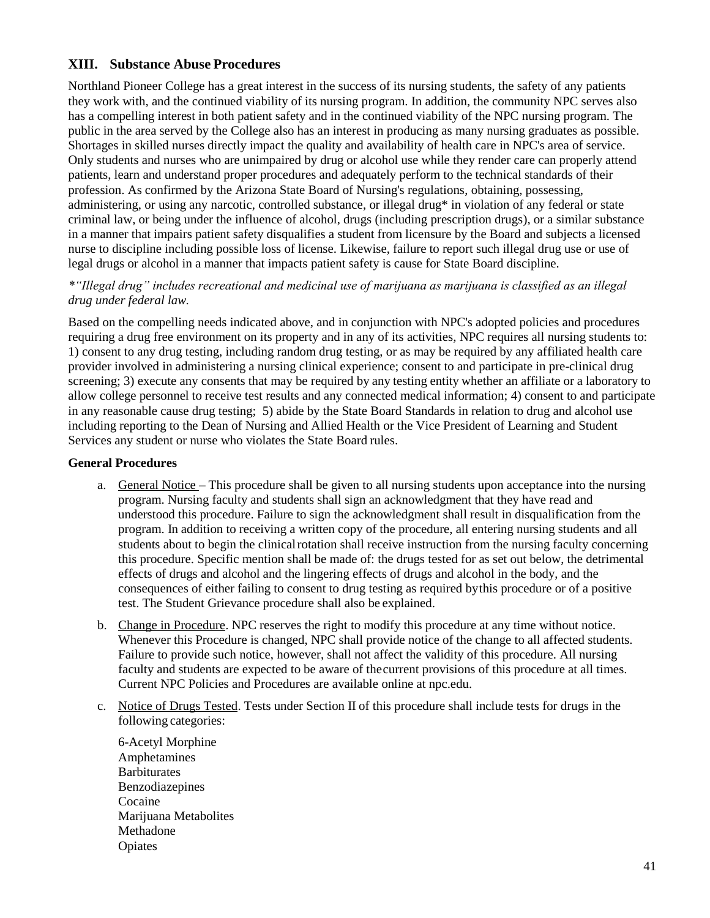## XIII. Substance Abuse Procedures

Northland Pioneer College has a great interest in the success of its nursing students, the safety of any patients they work with, and the continued viability of its nursing program. In addition, the community NPC serves also has a compelling interest in both patient safety and in the continued viability of the NPC nursing program. The public in the area served by the College also has an interest in producing as many nursing graduates as possible. Shortages in skilled nurses directly impact the quality and availability of health care in NPC's area of service. Only students and nurses who are unimpaired by drug or alcohol use while they render care can properly attend patients, learn and understand proper procedures and adequately perform to the technical standards of their profession. As confirmed by the Arizona State Board of Nursing's regulations, obtaining, possessing, administering, or using any narcotic, controlled substance, or illegal drug* in violation of any federal or state criminal law, or being under the influence of alcohol, drugs (including prescription drugs), or a similar substance in a manner that impairs patient safety disqualifies a student from licensure by the Board and subjects a licensed nurse to discipline including possible loss of license. Likewise, failure to report such illegal drug use or use of legal drugs or alcohol in a manner that impacts patient safety is cause for State Board discipline.

*\*"Illegal drug" includes recreational and medicinal use of marijuana as marijuana is classified as an illegal drug under federal law.*

Based on the compelling needs indicated above, and in conjunction with NPC's adopted policies and procedures requiring a drug free environment on its property and in any of its activities, NPC requires all nursing students to: 1) consent to any drug testing, including random drug testing, or as may be required by any affiliated health care provider involved in administering a nursing clinical experience; consent to and participate in pre-clinical drug screening; 3) execute any consents that may be required by any testing entity whether an affiliate or a laboratory to allow college personnel to receive test results and any connected medical information; 4) consent to and participate in any reasonable cause drug testing; 5) abide by the State Board Standards in relation to drug and alcohol use including reporting to the Dean of Nursing and Allied Health or the Vice President of Learning and Student Services any student or nurse who violates the State Board rules.

**General Procedures**

a. General Notice – This procedure shall be given to all nursing students upon acceptance into the nursing program. Nursing faculty and students shall sign an acknowledgment that they have read and understood this procedure. Failure to sign the acknowledgment shall result in disqualification from the program. In addition to receiving a written copy of the procedure, all entering nursing students and all students about to begin the clinical rotation shall receive instruction from the nursing faculty concerning this procedure. Specific mention shall be made of: the drugs tested for as set out below, the detrimental effects of drugs and alcohol and the lingering effects of drugs and alcohol in the body, and the consequences of either failing to consent to drug testing as required by this procedure or of a positive test. The Student Grievance procedure shall also be explained.

b. Change in Procedure. NPC reserves the right to modify this procedure at any time without notice. Whenever this Procedure is changed, NPC shall provide notice of the change to all affected students. Failure to provide such notice, however, shall not affect the validity of this procedure. All nursing faculty and students are expected to be aware of the current provisions of this procedure at all times. Current NPC Policies and Procedures are available online at npc.edu.

c. Notice of Drugs Tested. Tests under Section II of this procedure shall include tests for drugs in the following categories:

   6-Acetyl Morphine
   Amphetamines
   Barbiturates
   Benzodiazepines
   Cocaine
   Marijuana Metabolites
   Methadone
   Opiates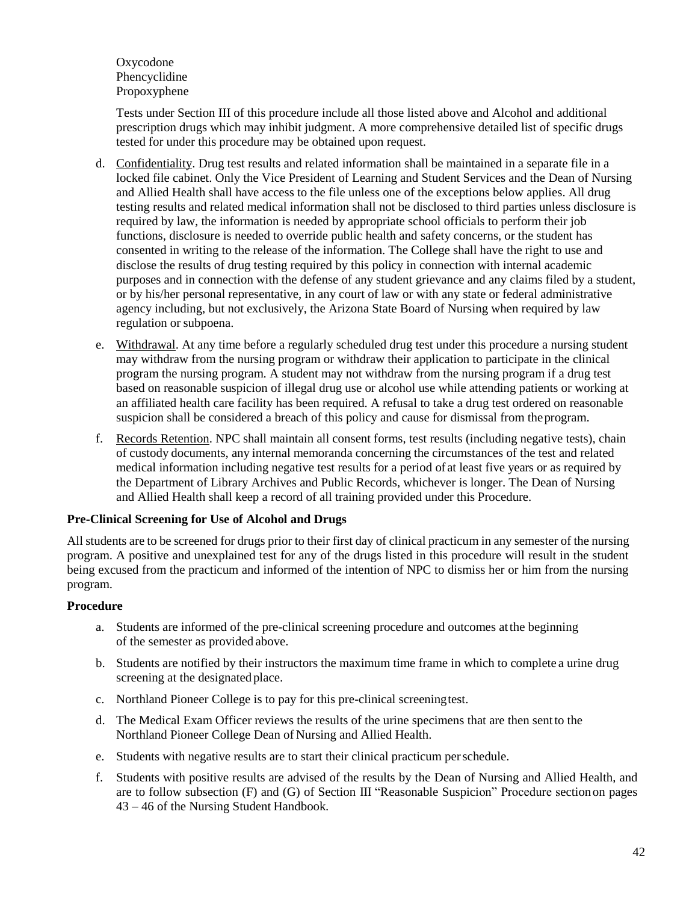Oxycodone
Phencyclidine
Propoxyphene

Tests under Section III of this procedure include all those listed above and Alcohol and additional prescription drugs which may inhibit judgment. A more comprehensive detailed list of specific drugs tested for under this procedure may be obtained upon request.

d. Confidentiality. Drug test results and related information shall be maintained in a separate file in a locked file cabinet. Only the Vice President of Learning and Student Services and the Dean of Nursing and Allied Health shall have access to the file unless one of the exceptions below applies. All drug testing results and related medical information shall not be disclosed to third parties unless disclosure is required by law, the information is needed by appropriate school officials to perform their job functions, disclosure is needed to override public health and safety concerns, or the student has consented in writing to the release of the information. The College shall have the right to use and disclose the results of drug testing required by this policy in connection with internal academic purposes and in connection with the defense of any student grievance and any claims filed by a student, or by his/her personal representative, in any court of law or with any state or federal administrative agency including, but not exclusively, the Arizona State Board of Nursing when required by law regulation or subpoena.

e. Withdrawal. At any time before a regularly scheduled drug test under this procedure a nursing student may withdraw from the nursing program or withdraw their application to participate in the clinical program the nursing program. A student may not withdraw from the nursing program if a drug test based on reasonable suspicion of illegal drug use or alcohol use while attending patients or working at an affiliated health care facility has been required. A refusal to take a drug test ordered on reasonable suspicion shall be considered a breach of this policy and cause for dismissal from the program.

f. Records Retention. NPC shall maintain all consent forms, test results (including negative tests), chain of custody documents, any internal memoranda concerning the circumstances of the test and related medical information including negative test results for a period of at least five years or as required by the Department of Library Archives and Public Records, whichever is longer. The Dean of Nursing and Allied Health shall keep a record of all training provided under this Procedure.

**Pre-Clinical Screening for Use of Alcohol and Drugs**

All students are to be screened for drugs prior to their first day of clinical practicum in any semester of the nursing program. A positive and unexplained test for any of the drugs listed in this procedure will result in the student being excused from the practicum and informed of the intention of NPC to dismiss her or him from the nursing program.

**Procedure**

a. Students are informed of the pre-clinical screening procedure and outcomes at the beginning of the semester as provided above.

b. Students are notified by their instructors the maximum time frame in which to complete a urine drug screening at the designated place.

c. Northland Pioneer College is to pay for this pre-clinical screening test.

d. The Medical Exam Officer reviews the results of the urine specimens that are then sent to the Northland Pioneer College Dean of Nursing and Allied Health.

e. Students with negative results are to start their clinical practicum per schedule.

f. Students with positive results are advised of the results by the Dean of Nursing and Allied Health, and are to follow subsection (F) and (G) of Section III "Reasonable Suspicion" Procedure section on pages 43 – 46 of the Nursing Student Handbook.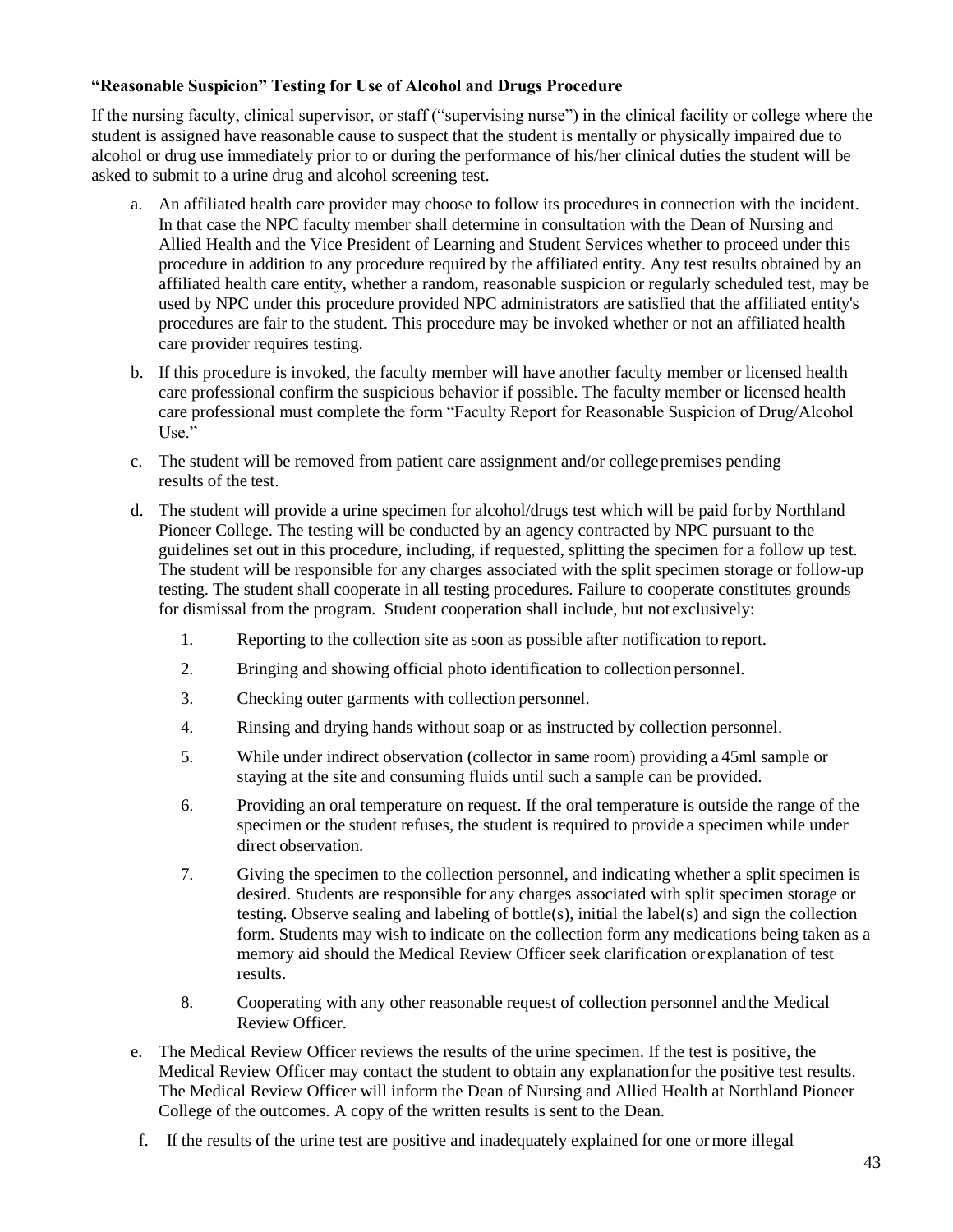**“Reasonable Suspicion” Testing for Use of Alcohol and Drugs Procedure**

If the nursing faculty, clinical supervisor, or staff (“supervising nurse”) in the clinical facility or college where the student is assigned have reasonable cause to suspect that the student is mentally or physically impaired due to alcohol or drug use immediately prior to or during the performance of his/her clinical duties the student will be asked to submit to a urine drug and alcohol screening test.

a. An affiliated health care provider may choose to follow its procedures in connection with the incident. In that case the NPC faculty member shall determine in consultation with the Dean of Nursing and Allied Health and the Vice President of Learning and Student Services whether to proceed under this procedure in addition to any procedure required by the affiliated entity. Any test results obtained by an affiliated health care entity, whether a random, reasonable suspicion or regularly scheduled test, may be used by NPC under this procedure provided NPC administrators are satisfied that the affiliated entity's procedures are fair to the student. This procedure may be invoked whether or not an affiliated health care provider requires testing.

b. If this procedure is invoked, the faculty member will have another faculty member or licensed health care professional confirm the suspicious behavior if possible. The faculty member or licensed health care professional must complete the form “Faculty Report for Reasonable Suspicion of Drug/Alcohol Use.”

c. The student will be removed from patient care assignment and/or college premises pending results of the test.

d. The student will provide a urine specimen for alcohol/drugs test which will be paid for by Northland Pioneer College. The testing will be conducted by an agency contracted by NPC pursuant to the guidelines set out in this procedure, including, if requested, splitting the specimen for a follow up test. The student will be responsible for any charges associated with the split specimen storage or follow-up testing. The student shall cooperate in all testing procedures. Failure to cooperate constitutes grounds for dismissal from the program. Student cooperation shall include, but not exclusively:

    1. Reporting to the collection site as soon as possible after notification to report.
    2. Bringing and showing official photo identification to collection personnel.
    3. Checking outer garments with collection personnel.
    4. Rinsing and drying hands without soap or as instructed by collection personnel.
    5. While under indirect observation (collector in same room) providing a 45ml sample or staying at the site and consuming fluids until such a sample can be provided.
    6. Providing an oral temperature on request. If the oral temperature is outside the range of the specimen or the student refuses, the student is required to provide a specimen while under direct observation.
    7. Giving the specimen to the collection personnel, and indicating whether a split specimen is desired. Students are responsible for any charges associated with split specimen storage or testing. Observe sealing and labeling of bottle(s), initial the label(s) and sign the collection form. Students may wish to indicate on the collection form any medications being taken as a memory aid should the Medical Review Officer seek clarification or explanation of test results.
    8. Cooperating with any other reasonable request of collection personnel and the Medical Review Officer.

e. The Medical Review Officer reviews the results of the urine specimen. If the test is positive, the Medical Review Officer may contact the student to obtain any explanation for the positive test results. The Medical Review Officer will inform the Dean of Nursing and Allied Health at Northland Pioneer College of the outcomes. A copy of the written results is sent to the Dean.

f. If the results of the urine test are positive and inadequately explained for one or more illegal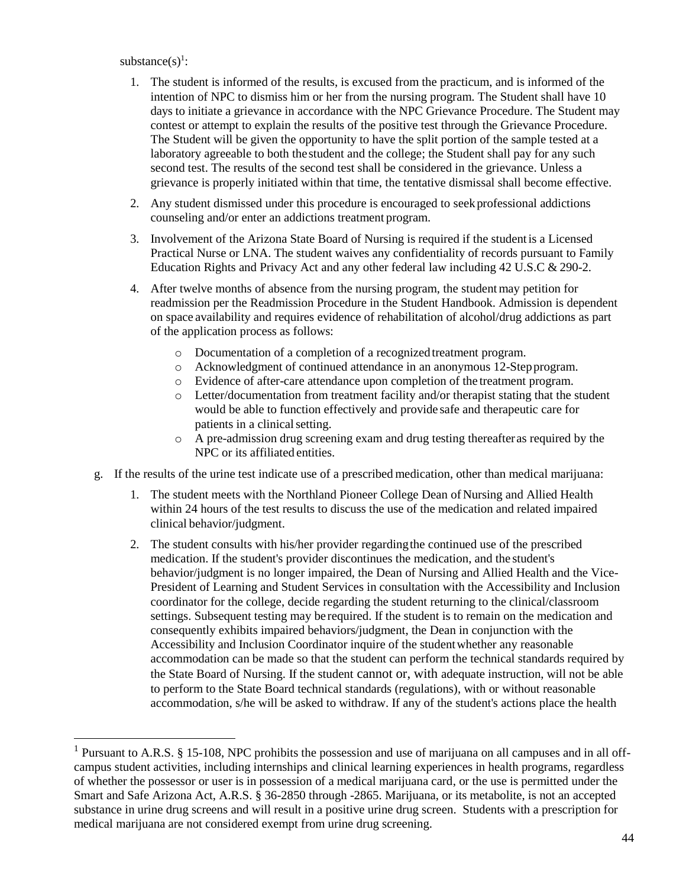substance(s)[1]:

1. The student is informed of the results, is excused from the practicum, and is informed of the intention of NPC to dismiss him or her from the nursing program. The Student shall have 10 days to initiate a grievance in accordance with the NPC Grievance Procedure. The Student may contest or attempt to explain the results of the positive test through the Grievance Procedure. The Student will be given the opportunity to have the split portion of the sample tested at a laboratory agreeable to both the student and the college; the Student shall pay for any such second test. The results of the second test shall be considered in the grievance. Unless a grievance is properly initiated within that time, the tentative dismissal shall become effective.
2. Any student dismissed under this procedure is encouraged to seek professional addictions counseling and/or enter an addictions treatment program.
3. Involvement of the Arizona State Board of Nursing is required if the student is a Licensed Practical Nurse or LNA. The student waives any confidentiality of records pursuant to Family Education Rights and Privacy Act and any other federal law including 42 U.S.C & 290-2.
4. After twelve months of absence from the nursing program, the student may petition for readmission per the Readmission Procedure in the Student Handbook. Admission is dependent on space availability and requires evidence of rehabilitation of alcohol/drug addictions as part of the application process as follows:
   - Documentation of a completion of a recognized treatment program.
   - Acknowledgment of continued attendance in an anonymous 12-Step program.
   - Evidence of after-care attendance upon completion of the treatment program.
   - Letter/documentation from treatment facility and/or therapist stating that the student would be able to function effectively and provide safe and therapeutic care for patients in a clinical setting.
   - A pre-admission drug screening exam and drug testing thereafter as required by the NPC or its affiliated entities.

g. If the results of the urine test indicate use of a prescribed medication, other than medical marijuana:

1. The student meets with the Northland Pioneer College Dean of Nursing and Allied Health within 24 hours of the test results to discuss the use of the medication and related impaired clinical behavior/judgment.
2. The student consults with his/her provider regarding the continued use of the prescribed medication. If the student's provider discontinues the medication, and the student's behavior/judgment is no longer impaired, the Dean of Nursing and Allied Health and the Vice-President of Learning and Student Services in consultation with the Accessibility and Inclusion coordinator for the college, decide regarding the student returning to the clinical/classroom settings. Subsequent testing may be required. If the student is to remain on the medication and consequently exhibits impaired behaviors/judgment, the Dean in conjunction with the Accessibility and Inclusion Coordinator inquire of the student whether any reasonable accommodation can be made so that the student can perform the technical standards required by the State Board of Nursing. If the student cannot or, with adequate instruction, will not be able to perform to the State Board technical standards (regulations), with or without reasonable accommodation, s/he will be asked to withdraw. If any of the student's actions place the health

[1] Pursuant to A.R.S. § 15-108, NPC prohibits the possession and use of marijuana on all campuses and in all off-campus student activities, including internships and clinical learning experiences in health programs, regardless of whether the possessor or user is in possession of a medical marijuana card, or the use is permitted under the Smart and Safe Arizona Act, A.R.S. § 36-2850 through -2865. Marijuana, or its metabolite, is not an accepted substance in urine drug screens and will result in a positive urine drug screen. Students with a prescription for medical marijuana are not considered exempt from urine drug screening.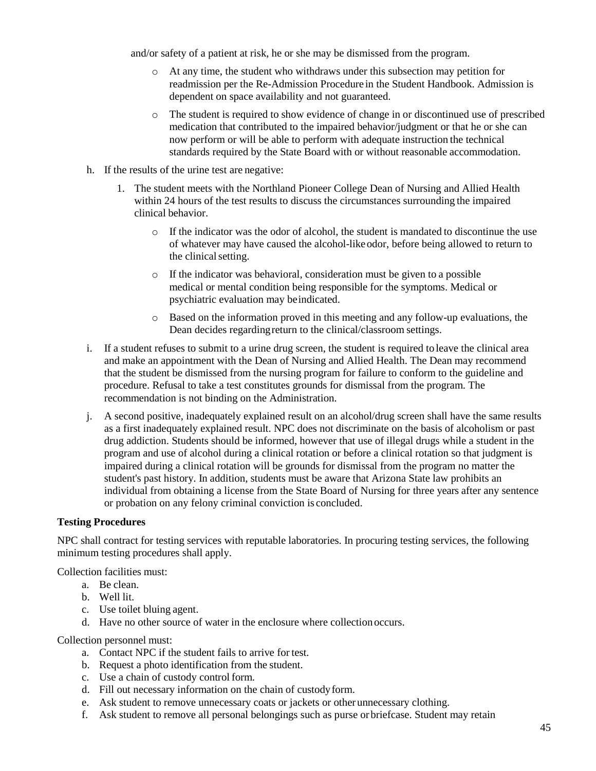and/or safety of a patient at risk, he or she may be dismissed from the program.

- At any time, the student who withdraws under this subsection may petition for readmission per the Re-Admission Procedure in the Student Handbook. Admission is dependent on space availability and not guaranteed.
- The student is required to show evidence of change in or discontinued use of prescribed medication that contributed to the impaired behavior/judgment or that he or she can now perform or will be able to perform with adequate instruction the technical standards required by the State Board with or without reasonable accommodation.

h. If the results of the urine test are negative:

1. The student meets with the Northland Pioneer College Dean of Nursing and Allied Health within 24 hours of the test results to discuss the circumstances surrounding the impaired clinical behavior.
    - If the indicator was the odor of alcohol, the student is mandated to discontinue the use of whatever may have caused the alcohol-like odor, before being allowed to return to the clinical setting.
    - If the indicator was behavioral, consideration must be given to a possible medical or mental condition being responsible for the symptoms. Medical or psychiatric evaluation may be indicated.
    - Based on the information proved in this meeting and any follow-up evaluations, the Dean decides regarding return to the clinical/classroom settings.

i. If a student refuses to submit to a urine drug screen, the student is required to leave the clinical area and make an appointment with the Dean of Nursing and Allied Health. The Dean may recommend that the student be dismissed from the nursing program for failure to conform to the guideline and procedure. Refusal to take a test constitutes grounds for dismissal from the program. The recommendation is not binding on the Administration.

j. A second positive, inadequately explained result on an alcohol/drug screen shall have the same results as a first inadequately explained result. NPC does not discriminate on the basis of alcoholism or past drug addiction. Students should be informed, however that use of illegal drugs while a student in the program and use of alcohol during a clinical rotation or before a clinical rotation so that judgment is impaired during a clinical rotation will be grounds for dismissal from the program no matter the student's past history. In addition, students must be aware that Arizona State law prohibits an individual from obtaining a license from the State Board of Nursing for three years after any sentence or probation on any felony criminal conviction is concluded.

**Testing Procedures**

NPC shall contract for testing services with reputable laboratories. In procuring testing services, the following minimum testing procedures shall apply.

Collection facilities must:

a. Be clean.
b. Well lit.
c. Use toilet bluing agent.
d. Have no other source of water in the enclosure where collection occurs.

Collection personnel must:

a. Contact NPC if the student fails to arrive for test.
b. Request a photo identification from the student.
c. Use a chain of custody control form.
d. Fill out necessary information on the chain of custody form.
e. Ask student to remove unnecessary coats or jackets or other unnecessary clothing.
f. Ask student to remove all personal belongings such as purse or briefcase. Student may retain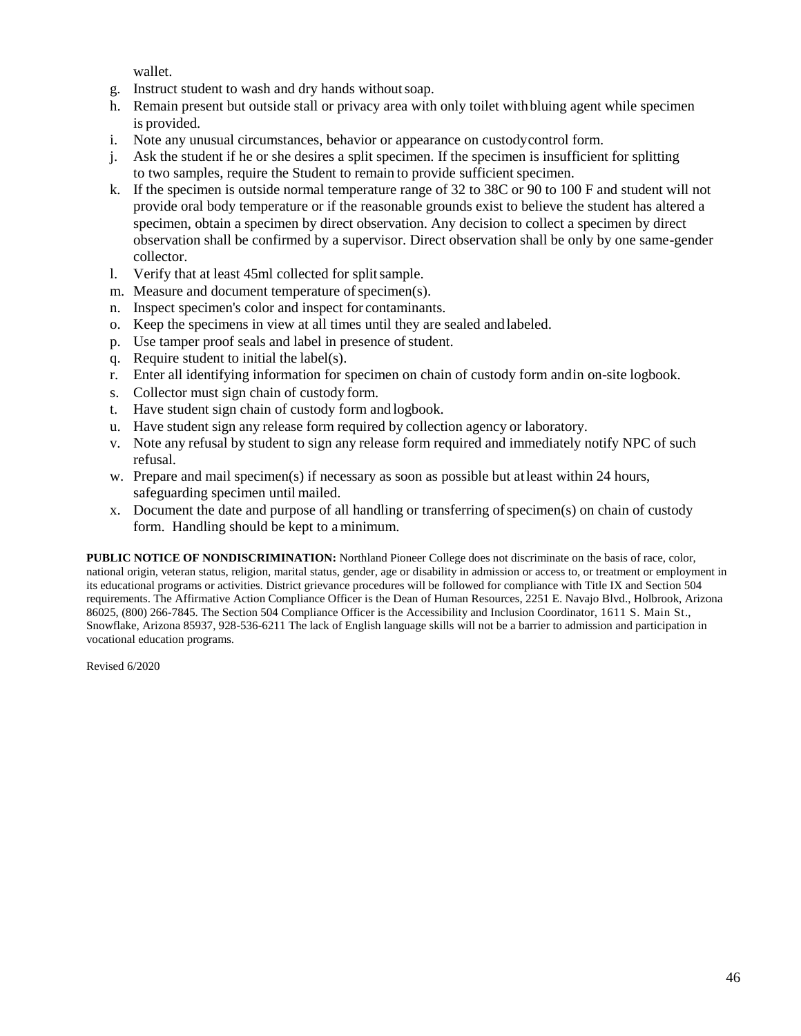wallet.

g. Instruct student to wash and dry hands without soap.
h. Remain present but outside stall or privacy area with only toilet with bluing agent while specimen is provided.
i. Note any unusual circumstances, behavior or appearance on custody control form.
j. Ask the student if he or she desires a split specimen. If the specimen is insufficient for splitting to two samples, require the Student to remain to provide sufficient specimen.
k. If the specimen is outside normal temperature range of 32 to 38C or 90 to 100 F and student will not provide oral body temperature or if the reasonable grounds exist to believe the student has altered a specimen, obtain a specimen by direct observation. Any decision to collect a specimen by direct observation shall be confirmed by a supervisor. Direct observation shall be only by one same-gender collector.
l. Verify that at least 45ml collected for split sample.
m. Measure and document temperature of specimen(s).
n. Inspect specimen's color and inspect for contaminants.
o. Keep the specimens in view at all times until they are sealed and labeled.
p. Use tamper proof seals and label in presence of student.
q. Require student to initial the label(s).
r. Enter all identifying information for specimen on chain of custody form and in on-site logbook.
s. Collector must sign chain of custody form.
t. Have student sign chain of custody form and logbook.
u. Have student sign any release form required by collection agency or laboratory.
v. Note any refusal by student to sign any release form required and immediately notify NPC of such refusal.
w. Prepare and mail specimen(s) if necessary as soon as possible but at least within 24 hours, safeguarding specimen until mailed.
x. Document the date and purpose of all handling or transferring of specimen(s) on chain of custody form. Handling should be kept to a minimum.

**PUBLIC NOTICE OF NONDISCRIMINATION:** Northland Pioneer College does not discriminate on the basis of race, color, national origin, veteran status, religion, marital status, gender, age or disability in admission or access to, or treatment or employment in its educational programs or activities. District grievance procedures will be followed for compliance with Title IX and Section 504 requirements. The Affirmative Action Compliance Officer is the Dean of Human Resources, 2251 E. Navajo Blvd., Holbrook, Arizona 86025, (800) 266-7845. The Section 504 Compliance Officer is the Accessibility and Inclusion Coordinator, 1611 S. Main St., Snowflake, Arizona 85937, 928-536-6211 The lack of English language skills will not be a barrier to admission and participation in vocational education programs.

Revised 6/2020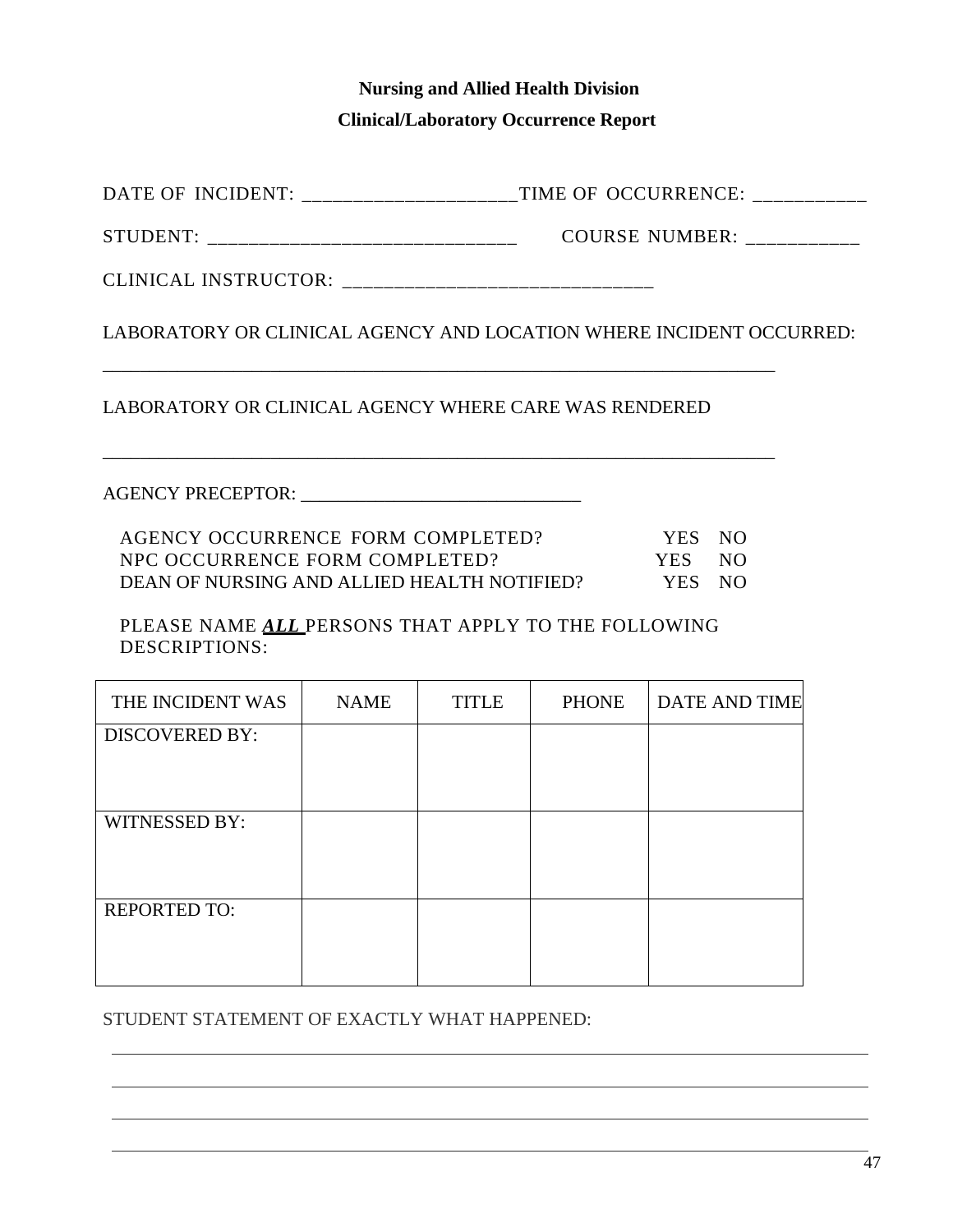**Nursing and Allied Health Division**

**Clinical/Laboratory Occurrence Report**

DATE OF INCIDENT: _____________________TIME OF OCCURRENCE: ___________

STUDENT: ______________________________ COURSE NUMBER: ___________

CLINICAL INSTRUCTOR: ______________________________

LABORATORY OR CLINICAL AGENCY AND LOCATION WHERE INCIDENT OCCURRED:

_________________________________________________________________

LABORATORY OR CLINICAL AGENCY WHERE CARE WAS RENDERED

_________________________________________________________________

AGENCY PRECEPTOR: ______________________________

AGENCY OCCURRENCE FORM COMPLETED? YES NO

NPC OCCURRENCE FORM COMPLETED? YES NO

DEAN OF NURSING AND ALLIED HEALTH NOTIFIED? YES NO

PLEASE NAME ***ALL*** PERSONS THAT APPLY TO THE FOLLOWING DESCRIPTIONS:

| THE INCIDENT WAS | NAME | TITLE | PHONE | DATE AND TIME |
|---|---|---|---|---|
| DISCOVERED BY: | | | | |
| WITNESSED BY: | | | | |
| REPORTED TO: | | | | |

STUDENT STATEMENT OF EXACTLY WHAT HAPPENED:

_________________________________________________________________

_________________________________________________________________

_________________________________________________________________

_________________________________________________________________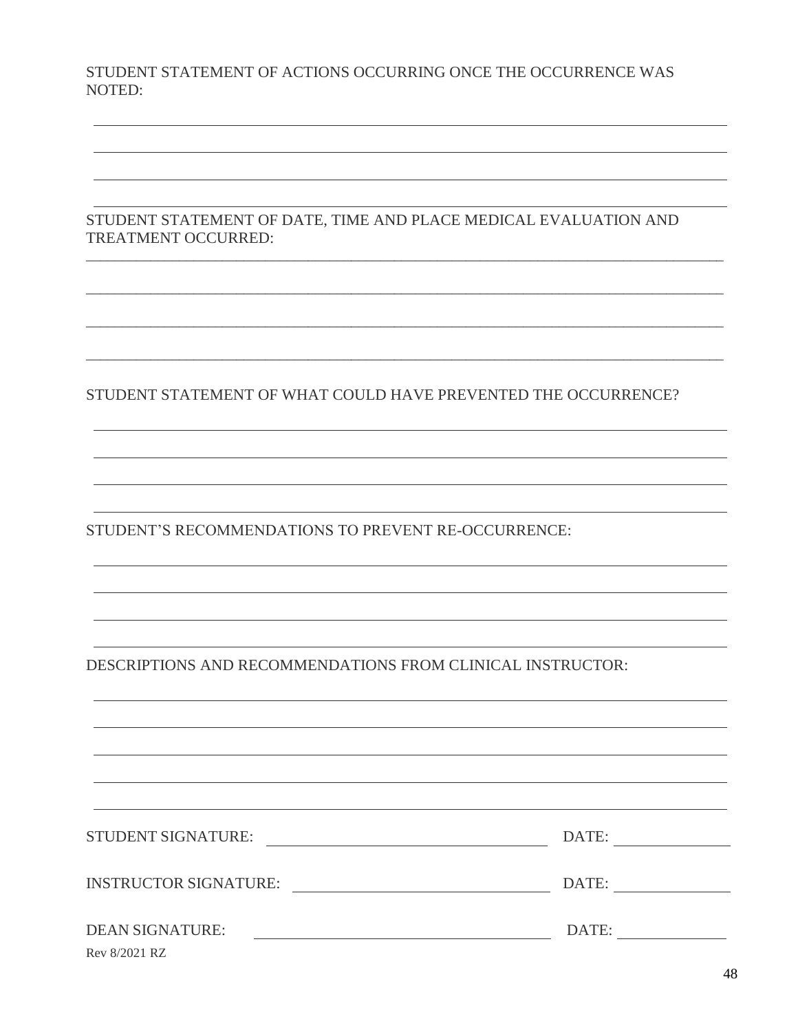STUDENT STATEMENT OF ACTIONS OCCURRING ONCE THE OCCURRENCE WAS NOTED:

______________________________________________________________________________

______________________________________________________________________________

______________________________________________________________________________

______________________________________________________________________________

STUDENT STATEMENT OF DATE, TIME AND PLACE MEDICAL EVALUATION AND TREATMENT OCCURRED:

______________________________________________________________________________

______________________________________________________________________________

______________________________________________________________________________

______________________________________________________________________________

STUDENT STATEMENT OF WHAT COULD HAVE PREVENTED THE OCCURRENCE?

______________________________________________________________________________

______________________________________________________________________________

______________________________________________________________________________

______________________________________________________________________________

STUDENT'S RECOMMENDATIONS TO PREVENT RE-OCCURRENCE:

______________________________________________________________________________

______________________________________________________________________________

______________________________________________________________________________

______________________________________________________________________________

DESCRIPTIONS AND RECOMMENDATIONS FROM CLINICAL INSTRUCTOR:

______________________________________________________________________________

______________________________________________________________________________

______________________________________________________________________________

______________________________________________________________________________

______________________________________________________________________________

STUDENT SIGNATURE: ________________________________ DATE: ______________

INSTRUCTOR SIGNATURE: _____________________________ DATE: ______________

DEAN SIGNATURE: ___________________________________ DATE: ______________

Rev 8/2021 RZ